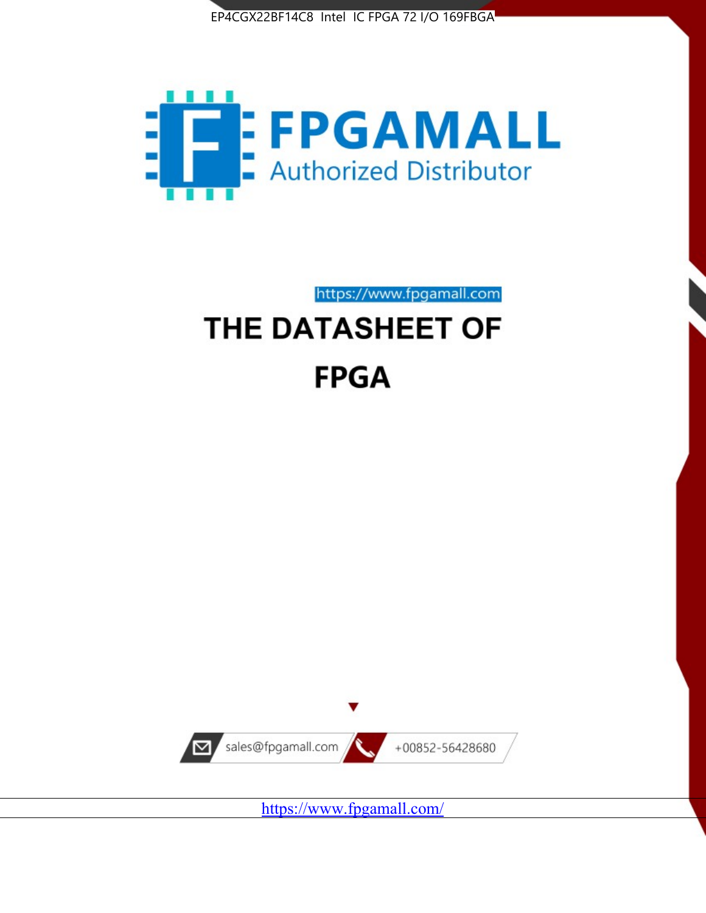EP4CGX22BF14C8 Intel IC FPGA 72 I/O 169FBGA

FPGAMALL

Authorized Distributor

https://www.fpgamall.com

# THE DATASHEET OF FPGA

sales@fpgamall.com

+00852-56428680

https://www.fpgamall.com/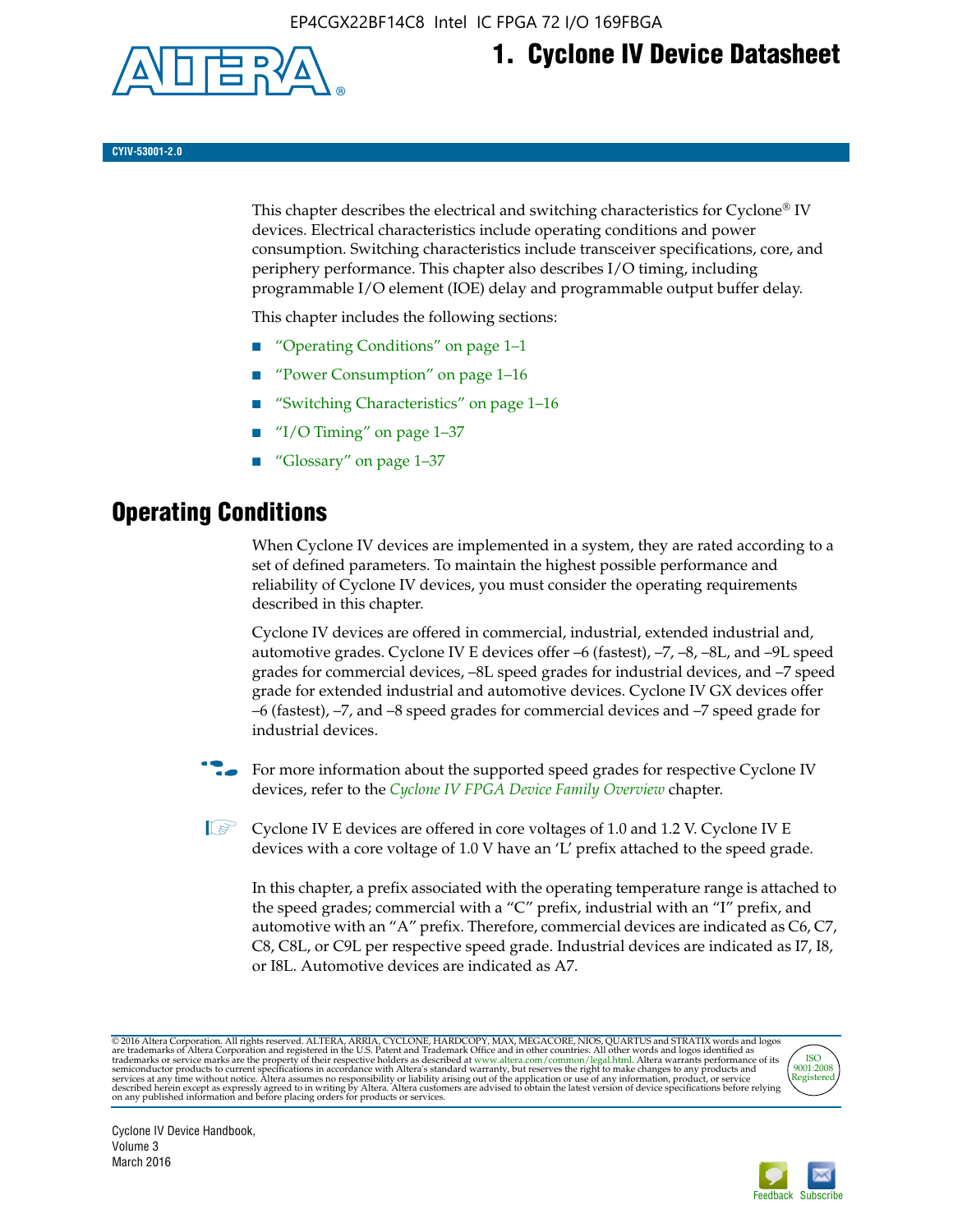# 1. Cyclone IV Device Datasheet

CYIV-53001-2.0

This chapter describes the electrical and switching characteristics for Cyclone® IV devices. Electrical characteristics include operating conditions and power consumption. Switching characteristics include transceiver specifications, core, and periphery performance. This chapter also describes I/O timing, including programmable I/O element (IOE) delay and programmable output buffer delay.

This chapter includes the following sections:

- "Operating Conditions" on page 1–1
- "Power Consumption" on page 1–16
- "Switching Characteristics" on page 1–16
- "I/O Timing" on page 1–37
- "Glossary" on page 1–37

## Operating Conditions

When Cyclone IV devices are implemented in a system, they are rated according to a set of defined parameters. To maintain the highest possible performance and reliability of Cyclone IV devices, you must consider the operating requirements described in this chapter.

Cyclone IV devices are offered in commercial, industrial, extended industrial and, automotive grades. Cyclone IV E devices offer –6 (fastest), –7, –8, –8L, and –9L speed grades for commercial devices, –8L speed grades for industrial devices, and –7 speed grade for extended industrial and automotive devices. Cyclone IV GX devices offer –6 (fastest), –7, and –8 speed grades for commercial devices and –7 speed grade for industrial devices.

For more information about the supported speed grades for respective Cyclone IV devices, refer to the *Cyclone IV FPGA Device Family Overview* chapter.

Cyclone IV E devices are offered in core voltages of 1.0 and 1.2 V. Cyclone IV E devices with a core voltage of 1.0 V have an 'L' prefix attached to the speed grade.

In this chapter, a prefix associated with the operating temperature range is attached to the speed grades; commercial with a "C" prefix, industrial with an "I" prefix, and automotive with an "A" prefix. Therefore, commercial devices are indicated as C6, C7, C8, C8L, or C9L per respective speed grade. Industrial devices are indicated as I7, I8, or I8L. Automotive devices are indicated as A7.

© 2016 Altera Corporation. All rights reserved. ALTERA, ARRIA, CYCLONE, HARDCOPY, MAX, MEGACORE, NIOS, QUARTUS and STRATIX words and logos are trademarks of Altera Corporation and registered in the U.S. Patent and Trademark Office and in other countries. All other words and logos identified as trademarks or service marks are the property of their respective holders as described at www.altera.com/common/legal.html. Altera warrants performance of its semiconductor products to current specifications in accordance with Altera's standard warranty, but reserves the right to make changes to any products and services at any time without notice. Altera assumes no responsibility or liability arising out of the application or use of any information, product, or service described herein except as expressly agreed to in writing by Altera. Altera customers are advised to obtain the latest version of device specifications before relying on any published information and before placing orders for products or services.

Cyclone IV Device Handbook,
Volume 3
March 2016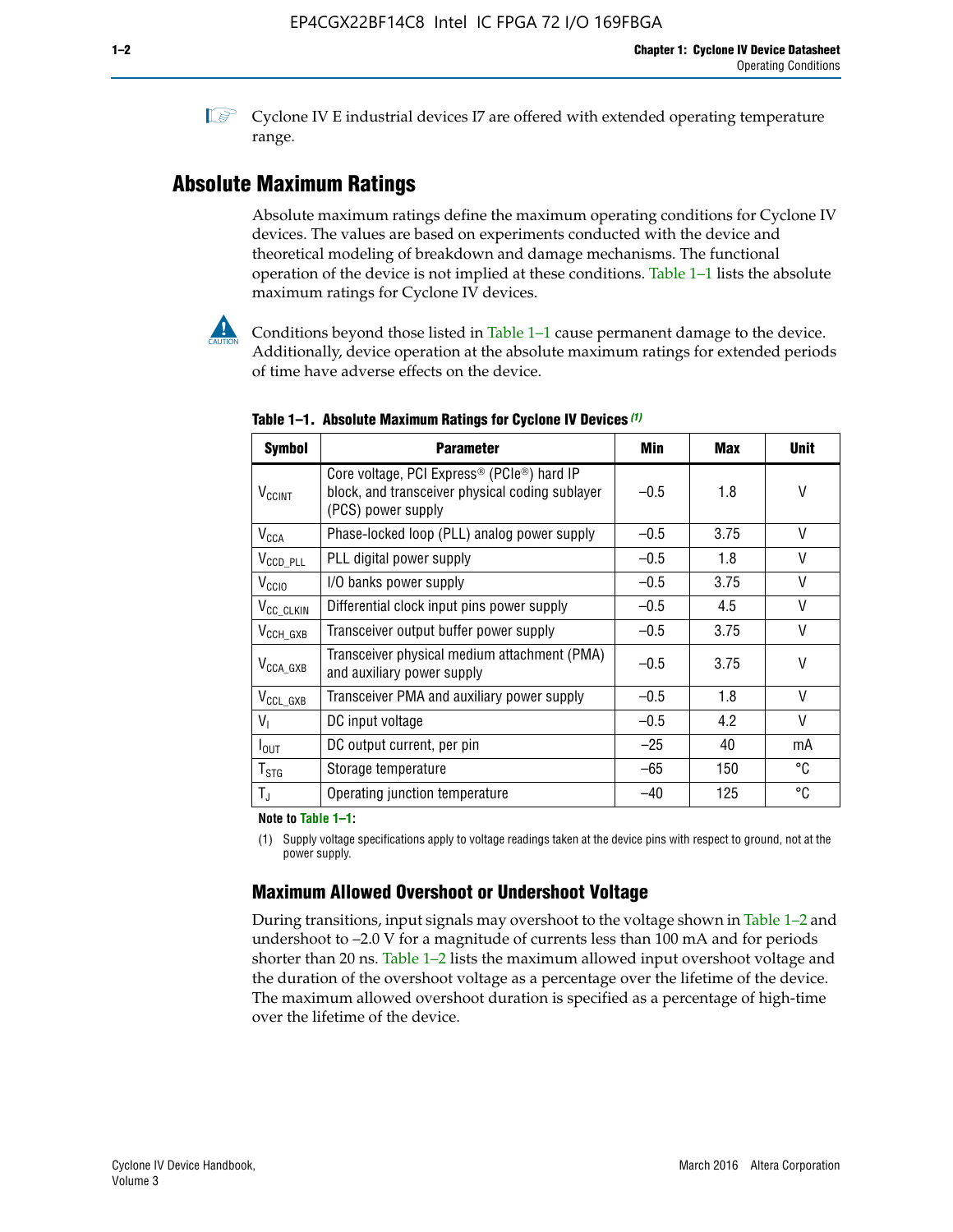Cyclone IV E industrial devices I7 are offered with extended operating temperature range.

## Absolute Maximum Ratings

Absolute maximum ratings define the maximum operating conditions for Cyclone IV devices. The values are based on experiments conducted with the device and theoretical modeling of breakdown and damage mechanisms. The functional operation of the device is not implied at these conditions. Table 1–1 lists the absolute maximum ratings for Cyclone IV devices.

Conditions beyond those listed in Table 1–1 cause permanent damage to the device. Additionally, device operation at the absolute maximum ratings for extended periods of time have adverse effects on the device.

**Table 1–1. Absolute Maximum Ratings for Cyclone IV Devices (1)**

| Symbol | Parameter | Min | Max | Unit |
|---|---|---|---|---|
| $V_{CCINT}$ | Core voltage, PCI Express® (PCIe®) hard IP block, and transceiver physical coding sublayer (PCS) power supply | –0.5 | 1.8 | V |
| $V_{CCA}$ | Phase-locked loop (PLL) analog power supply | –0.5 | 3.75 | V |
| $V_{CCD\_PLL}$ | PLL digital power supply | –0.5 | 1.8 | V |
| $V_{CCIO}$ | I/O banks power supply | –0.5 | 3.75 | V |
| $V_{CC\_CLKIN}$ | Differential clock input pins power supply | –0.5 | 4.5 | V |
| $V_{CCH\_GXB}$ | Transceiver output buffer power supply | –0.5 | 3.75 | V |
| $V_{CCA\_GXB}$ | Transceiver physical medium attachment (PMA) and auxiliary power supply | –0.5 | 3.75 | V |
| $V_{CCL\_GXB}$ | Transceiver PMA and auxiliary power supply | –0.5 | 1.8 | V |
| $V_I$ | DC input voltage | –0.5 | 4.2 | V |
| $I_{OUT}$ | DC output current, per pin | –25 | 40 | mA |
| $T_{STG}$ | Storage temperature | –65 | 150 | °C |
| $T_J$ | Operating junction temperature | –40 | 125 | °C |

**Note to Table 1–1:**

(1) Supply voltage specifications apply to voltage readings taken at the device pins with respect to ground, not at the power supply.

### Maximum Allowed Overshoot or Undershoot Voltage

During transitions, input signals may overshoot to the voltage shown in Table 1–2 and undershoot to –2.0 V for a magnitude of currents less than 100 mA and for periods shorter than 20 ns. Table 1–2 lists the maximum allowed input overshoot voltage and the duration of the overshoot voltage as a percentage over the lifetime of the device. The maximum allowed overshoot duration is specified as a percentage of high-time over the lifetime of the device.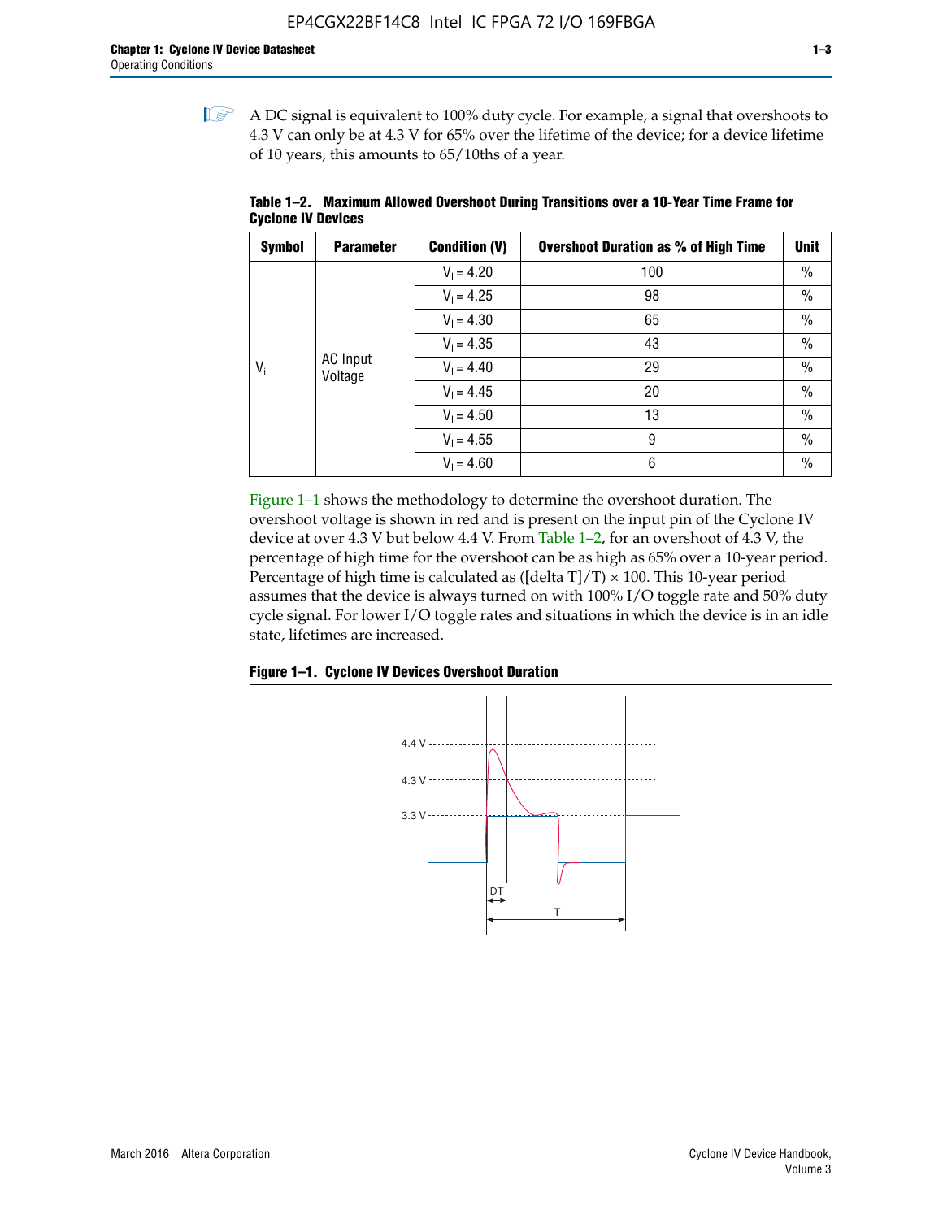A DC signal is equivalent to 100% duty cycle. For example, a signal that overshoots to 4.3 V can only be at 4.3 V for 65% over the lifetime of the device; for a device lifetime of 10 years, this amounts to 65/10ths of a year.

**Table 1–2. Maximum Allowed Overshoot During Transitions over a 10-Year Time Frame for Cyclone IV Devices**

| Symbol | Parameter | Condition (V) | Overshoot Duration as % of High Time | Unit |
|---|---|---|---|---|
| $V_i$ | AC Input Voltage | $V_I$ = 4.20 | 100 | % |
| | | $V_I$ = 4.25 | 98 | % |
| | | $V_I$ = 4.30 | 65 | % |
| | | $V_I$ = 4.35 | 43 | % |
| | | $V_I$ = 4.40 | 29 | % |
| | | $V_I$ = 4.45 | 20 | % |
| | | $V_I$ = 4.50 | 13 | % |
| | | $V_I$ = 4.55 | 9 | % |
| | | $V_I$ = 4.60 | 6 | % |

Figure 1–1 shows the methodology to determine the overshoot duration. The overshoot voltage is shown in red and is present on the input pin of the Cyclone IV device at over 4.3 V but below 4.4 V. From Table 1–2, for an overshoot of 4.3 V, the percentage of high time for the overshoot can be as high as 65% over a 10-year period. Percentage of high time is calculated as ([delta T]/T) × 100. This 10-year period assumes that the device is always turned on with 100% I/O toggle rate and 50% duty cycle signal. For lower I/O toggle rates and situations in which the device is in an idle state, lifetimes are increased.

**Figure 1–1. Cyclone IV Devices Overshoot Duration**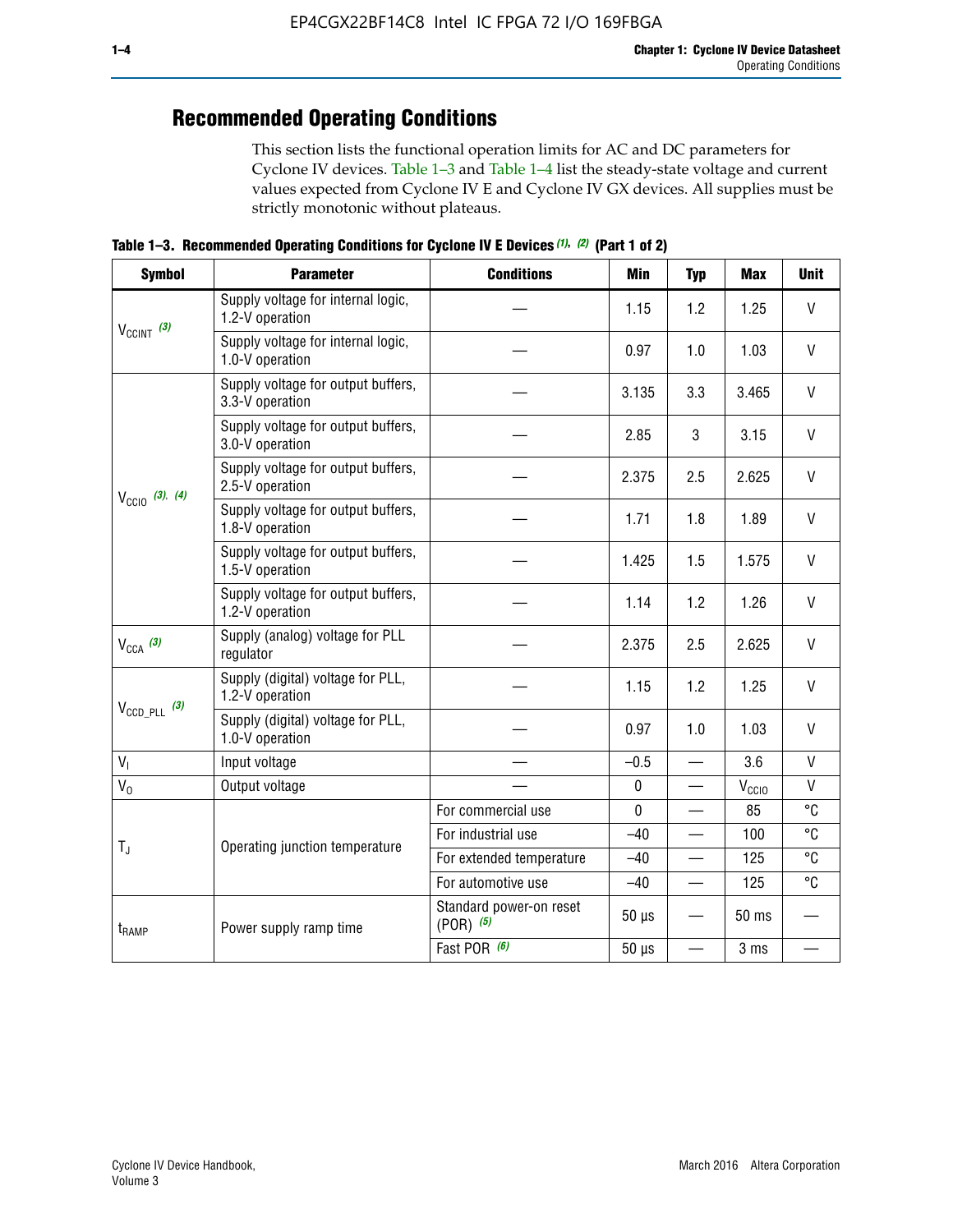## Recommended Operating Conditions

This section lists the functional operation limits for AC and DC parameters for Cyclone IV devices. Table 1–3 and Table 1–4 list the steady-state voltage and current values expected from Cyclone IV E and Cyclone IV GX devices. All supplies must be strictly monotonic without plateaus.

**Table 1–3. Recommended Operating Conditions for Cyclone IV E Devices (1), (2) (Part 1 of 2)**

| Symbol | Parameter | Conditions | Min | Typ | Max | Unit |
|---|---|---|---|---|---|---|
| $V_{CCINT}$ (3) | Supply voltage for internal logic, 1.2-V operation | — | 1.15 | 1.2 | 1.25 | V |
| | Supply voltage for internal logic, 1.0-V operation | — | 0.97 | 1.0 | 1.03 | V |
| $V_{CCIO}$ (3), (4) | Supply voltage for output buffers, 3.3-V operation | — | 3.135 | 3.3 | 3.465 | V |
| | Supply voltage for output buffers, 3.0-V operation | — | 2.85 | 3 | 3.15 | V |
| | Supply voltage for output buffers, 2.5-V operation | — | 2.375 | 2.5 | 2.625 | V |
| | Supply voltage for output buffers, 1.8-V operation | — | 1.71 | 1.8 | 1.89 | V |
| | Supply voltage for output buffers, 1.5-V operation | — | 1.425 | 1.5 | 1.575 | V |
| | Supply voltage for output buffers, 1.2-V operation | — | 1.14 | 1.2 | 1.26 | V |
| $V_{CCA}$ (3) | Supply (analog) voltage for PLL regulator | — | 2.375 | 2.5 | 2.625 | V |
| $V_{CCD\_PLL}$ (3) | Supply (digital) voltage for PLL, 1.2-V operation | — | 1.15 | 1.2 | 1.25 | V |
| | Supply (digital) voltage for PLL, 1.0-V operation | — | 0.97 | 1.0 | 1.03 | V |
| $V_I$ | Input voltage | — | –0.5 | — | 3.6 | V |
| $V_O$ | Output voltage | — | 0 | — | $V_{CCIO}$ | V |
| $T_J$ | Operating junction temperature | For commercial use | 0 | — | 85 | °C |
| | | For industrial use | –40 | — | 100 | °C |
| | | For extended temperature | –40 | — | 125 | °C |
| | | For automotive use | –40 | — | 125 | °C |
| $t_{RAMP}$ | Power supply ramp time | Standard power-on reset (POR) (5) | 50 µs | — | 50 ms | — |
| | | Fast POR (6) | 50 µs | — | 3 ms | — |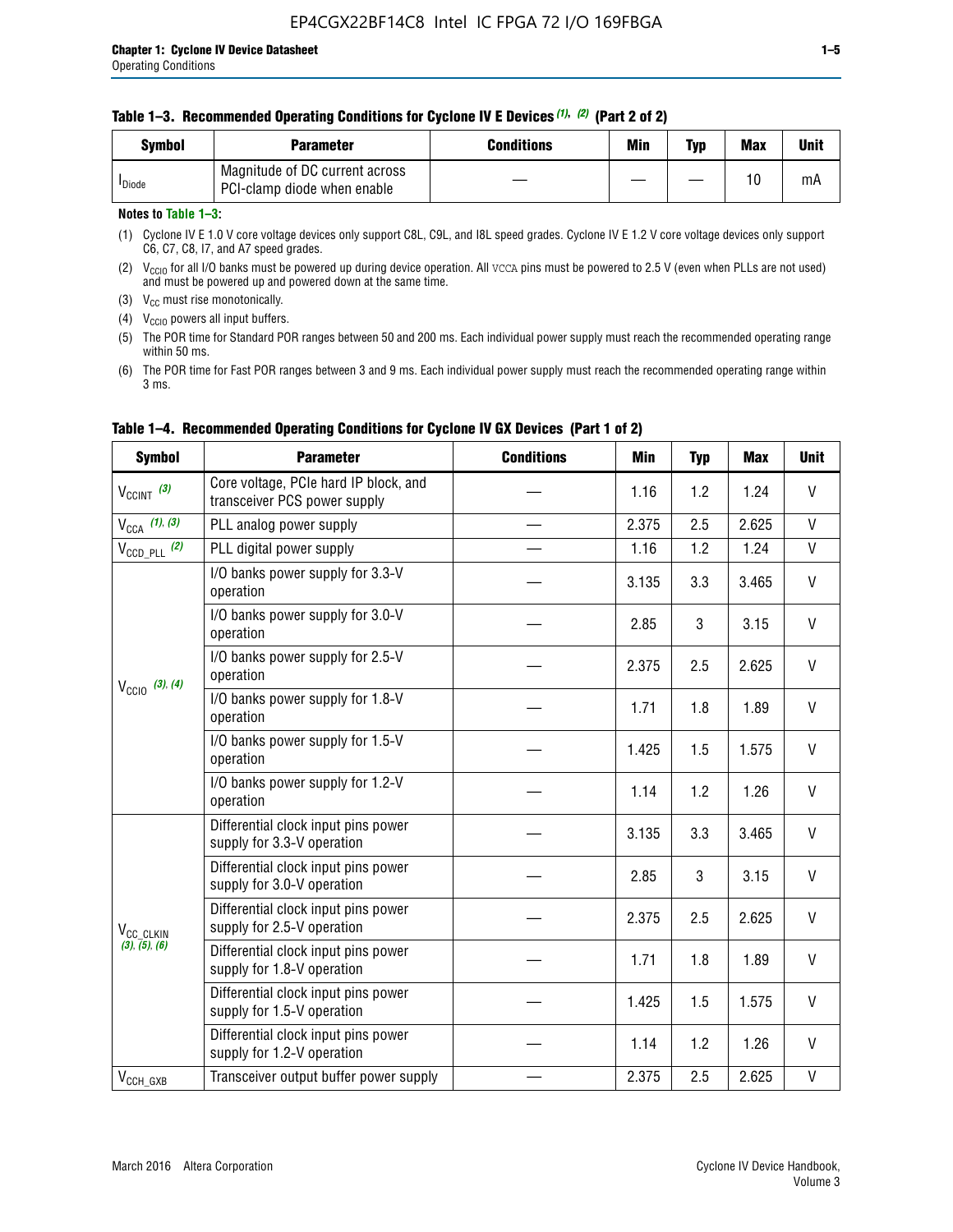**Table 1–3. Recommended Operating Conditions for Cyclone IV E Devices (1), (2) (Part 2 of 2)**

| Symbol | Parameter | Conditions | Min | Typ | Max | Unit |
|---|---|---|---|---|---|---|
| $I_{Diode}$ | Magnitude of DC current across PCI-clamp diode when enable | — | — | — | 10 | mA |

**Notes to Table 1–3:**

(1) Cyclone IV E 1.0 V core voltage devices only support C8L, C9L, and I8L speed grades. Cyclone IV E 1.2 V core voltage devices only support C6, C7, C8, I7, and A7 speed grades.

(2) $V_{CCIO}$ for all I/O banks must be powered up during device operation. All VCCA pins must be powered to 2.5 V (even when PLLs are not used) and must be powered up and powered down at the same time.

(3) $V_{CC}$ must rise monotonically.

(4) $V_{CCIO}$ powers all input buffers.

(5) The POR time for Standard POR ranges between 50 and 200 ms. Each individual power supply must reach the recommended operating range within 50 ms.

(6) The POR time for Fast POR ranges between 3 and 9 ms. Each individual power supply must reach the recommended operating range within 3 ms.

**Table 1–4. Recommended Operating Conditions for Cyclone IV GX Devices (Part 1 of 2)**

| Symbol | Parameter | Conditions | Min | Typ | Max | Unit |
|---|---|---|---|---|---|---|
| $V_{CCINT}$ (3) | Core voltage, PCIe hard IP block, and transceiver PCS power supply | — | 1.16 | 1.2 | 1.24 | V |
| $V_{CCA}$ (1), (3) | PLL analog power supply | — | 2.375 | 2.5 | 2.625 | V |
| $V_{CCD\_PLL}$ (2) | PLL digital power supply | — | 1.16 | 1.2 | 1.24 | V |
| $V_{CCIO}$ (3), (4) | I/O banks power supply for 3.3-V operation | — | 3.135 | 3.3 | 3.465 | V |
| | I/O banks power supply for 3.0-V operation | — | 2.85 | 3 | 3.15 | V |
| | I/O banks power supply for 2.5-V operation | — | 2.375 | 2.5 | 2.625 | V |
| | I/O banks power supply for 1.8-V operation | — | 1.71 | 1.8 | 1.89 | V |
| | I/O banks power supply for 1.5-V operation | — | 1.425 | 1.5 | 1.575 | V |
| | I/O banks power supply for 1.2-V operation | — | 1.14 | 1.2 | 1.26 | V |
| $V_{CC\_CLKIN}$ (3), (5), (6) | Differential clock input pins power supply for 3.3-V operation | — | 3.135 | 3.3 | 3.465 | V |
| | Differential clock input pins power supply for 3.0-V operation | — | 2.85 | 3 | 3.15 | V |
| | Differential clock input pins power supply for 2.5-V operation | — | 2.375 | 2.5 | 2.625 | V |
| | Differential clock input pins power supply for 1.8-V operation | — | 1.71 | 1.8 | 1.89 | V |
| | Differential clock input pins power supply for 1.5-V operation | — | 1.425 | 1.5 | 1.575 | V |
| | Differential clock input pins power supply for 1.2-V operation | — | 1.14 | 1.2 | 1.26 | V |
| $V_{CCH\_GXB}$ | Transceiver output buffer power supply | — | 2.375 | 2.5 | 2.625 | V |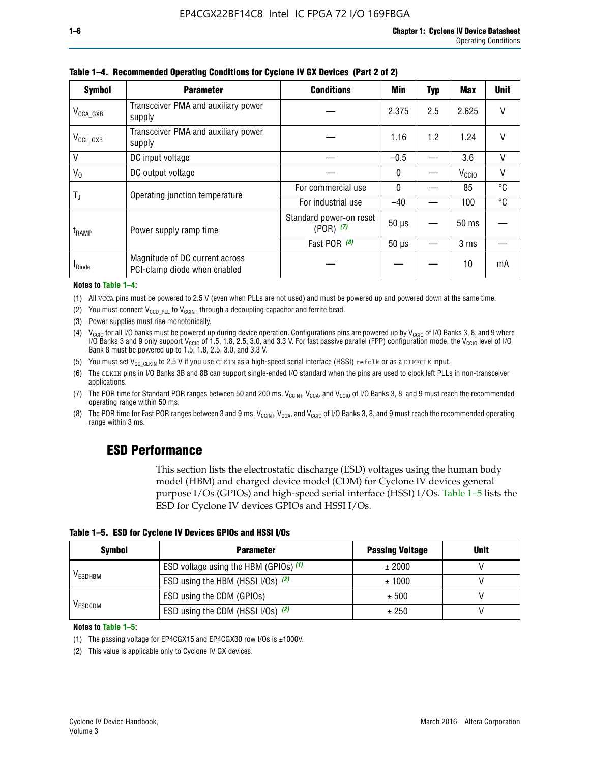**Table 1–4. Recommended Operating Conditions for Cyclone IV GX Devices (Part 2 of 2)**

| Symbol | Parameter | Conditions | Min | Typ | Max | Unit |
|---|---|---|---|---|---|---|
| $V_{CCA\_GXB}$ | Transceiver PMA and auxiliary power supply | — | 2.375 | 2.5 | 2.625 | V |
| $V_{CCL\_GXB}$ | Transceiver PMA and auxiliary power supply | — | 1.16 | 1.2 | 1.24 | V |
| $V_I$ | DC input voltage | — | –0.5 | — | 3.6 | V |
| $V_O$ | DC output voltage | — | 0 | — | $V_{CCIO}$ | V |
| $T_J$ | Operating junction temperature | For commercial use | 0 | — | 85 | °C |
| | | For industrial use | –40 | — | 100 | °C |
| $t_{RAMP}$ | Power supply ramp time | Standard power-on reset (POR) *(7)* | 50 µs | — | 50 ms | — |
| | | Fast POR *(8)* | 50 µs | — | 3 ms | — |
| $I_{Diode}$ | Magnitude of DC current across PCI-clamp diode when enabled | — | — | — | 10 | mA |

**Notes to Table 1–4:**

(1) All VCCA pins must be powered to 2.5 V (even when PLLs are not used) and must be powered up and powered down at the same time.

(2) You must connect $V_{CCD\_PLL}$ to $V_{CCINT}$ through a decoupling capacitor and ferrite bead.

(3) Power supplies must rise monotonically.

(4) $V_{CCIO}$ for all I/O banks must be powered up during device operation. Configurations pins are powered up by $V_{CCIO}$ of I/O Banks 3, 8, and 9 where I/O Banks 3 and 9 only support $V_{CCIO}$ of 1.5, 1.8, 2.5, 3.0, and 3.3 V. For fast passive parallel (FPP) configuration mode, the $V_{CCIO}$ level of I/O Bank 8 must be powered up to 1.5, 1.8, 2.5, 3.0, and 3.3 V.

(5) You must set $V_{CC\_CLKIN}$ to 2.5 V if you use CLKIN as a high-speed serial interface (HSSI) refclk or as a DIFFCLK input.

(6) The CLKIN pins in I/O Banks 3B and 8B can support single-ended I/O standard when the pins are used to clock left PLLs in non-transceiver applications.

(7) The POR time for Standard POR ranges between 50 and 200 ms. $V_{CCINT}$, $V_{CCA}$, and $V_{CCIO}$ of I/O Banks 3, 8, and 9 must reach the recommended operating range within 50 ms.

(8) The POR time for Fast POR ranges between 3 and 9 ms. $V_{CCINT}$, $V_{CCA}$, and $V_{CCIO}$ of I/O Banks 3, 8, and 9 must reach the recommended operating range within 3 ms.

## ESD Performance

This section lists the electrostatic discharge (ESD) voltages using the human body model (HBM) and charged device model (CDM) for Cyclone IV devices general purpose I/Os (GPIOs) and high-speed serial interface (HSSI) I/Os. Table 1–5 lists the ESD for Cyclone IV devices GPIOs and HSSI I/Os.

**Table 1–5. ESD for Cyclone IV Devices GPIOs and HSSI I/Os**

| Symbol | Parameter | Passing Voltage | Unit |
|---|---|---|---|
| $V_{ESDHBM}$ | ESD voltage using the HBM (GPIOs) *(1)* | ± 2000 | V |
| | ESD using the HBM (HSSI I/Os) *(2)* | ± 1000 | V |
| $V_{ESDCDM}$ | ESD using the CDM (GPIOs) | ± 500 | V |
| | ESD using the CDM (HSSI I/Os) *(2)* | ± 250 | V |

**Notes to Table 1–5:**

(1) The passing voltage for EP4CGX15 and EP4CGX30 row I/Os is ±1000V.

(2) This value is applicable only to Cyclone IV GX devices.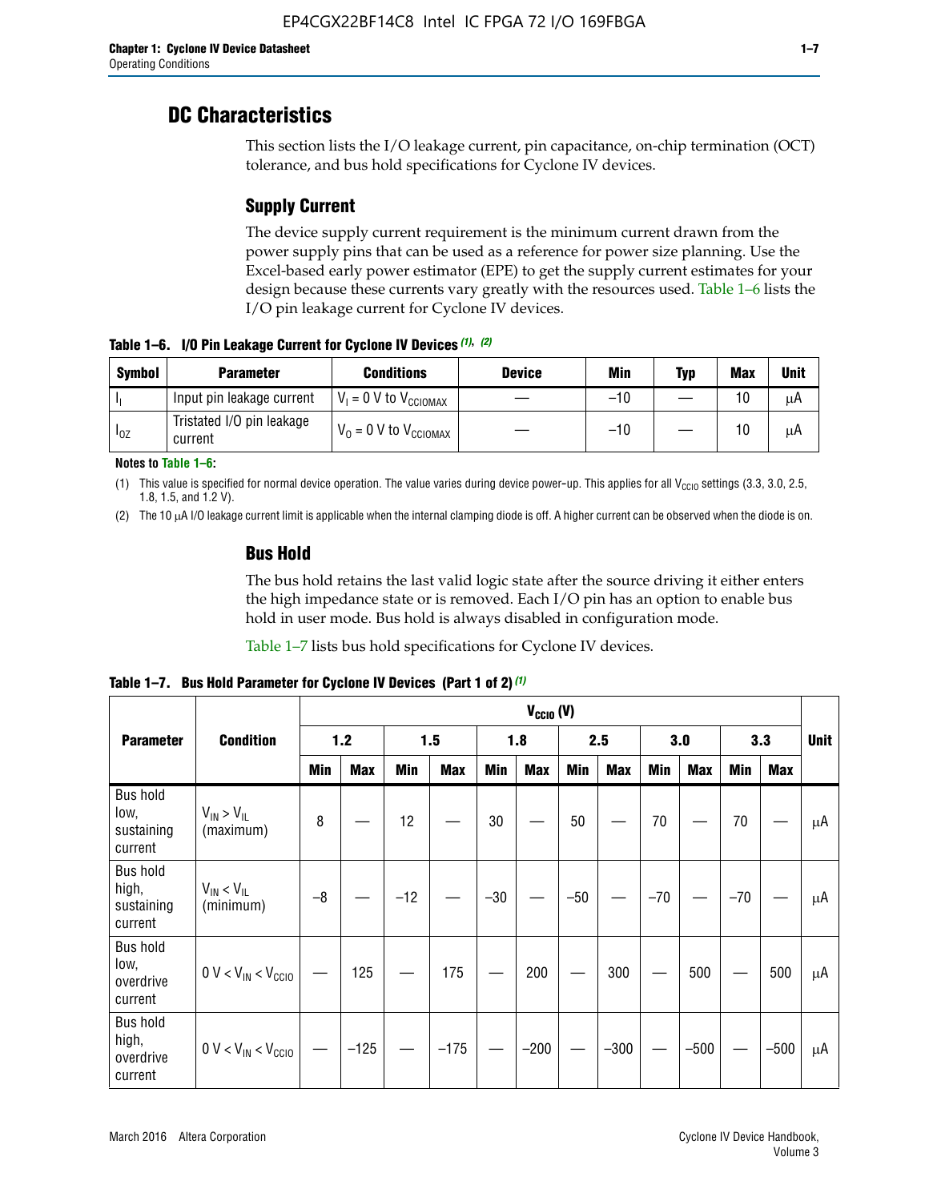# DC Characteristics

This section lists the I/O leakage current, pin capacitance, on-chip termination (OCT) tolerance, and bus hold specifications for Cyclone IV devices.

## Supply Current

The device supply current requirement is the minimum current drawn from the power supply pins that can be used as a reference for power size planning. Use the Excel-based early power estimator (EPE) to get the supply current estimates for your design because these currents vary greatly with the resources used. Table 1–6 lists the I/O pin leakage current for Cyclone IV devices.

**Table 1–6. I/O Pin Leakage Current for Cyclone IV Devices (1), (2)**

| Symbol | Parameter | Conditions | Device | Min | Typ | Max | Unit |
|---|---|---|---|---|---|---|---|
| $I_I$ | Input pin leakage current | $V_I = 0$ V to $V_{CCIOMAX}$ | — | –10 | — | 10 | µA |
| $I_{OZ}$ | Tristated I/O pin leakage current | $V_O = 0$ V to $V_{CCIOMAX}$ | — | –10 | — | 10 | µA |

**Notes to Table 1–6:**

(1) This value is specified for normal device operation. The value varies during device power-up. This applies for all $V_{CCIO}$ settings (3.3, 3.0, 2.5, 1.8, 1.5, and 1.2 V).

(2) The 10 µA I/O leakage current limit is applicable when the internal clamping diode is off. A higher current can be observed when the diode is on.

## Bus Hold

The bus hold retains the last valid logic state after the source driving it either enters the high impedance state or is removed. Each I/O pin has an option to enable bus hold in user mode. Bus hold is always disabled in configuration mode.

Table 1–7 lists bus hold specifications for Cyclone IV devices.

**Table 1–7. Bus Hold Parameter for Cyclone IV Devices (Part 1 of 2) (1)**

| Parameter | Condition | $V_{CCIO}$ (V) | | | | | | | | | | | | Unit |
|---|---|---|---|---|---|---|---|---|---|---|---|---|---|---|
| | | 1.2 | | 1.5 | | 1.8 | | 2.5 | | 3.0 | | 3.3 | | |
| | | Min | Max | Min | Max | Min | Max | Min | Max | Min | Max | Min | Max | |
| Bus hold low, sustaining current | $V_{IN} > V_{IL}$ (maximum) | 8 | — | 12 | — | 30 | — | 50 | — | 70 | — | 70 | — | µA |
| Bus hold high, sustaining current | $V_{IN} < V_{IL}$ (minimum) | –8 | — | –12 | — | –30 | — | –50 | — | –70 | — | –70 | — | µA |
| Bus hold low, overdrive current | $0\text{ V} < V_{IN} < V_{CCIO}$ | — | 125 | — | 175 | — | 200 | — | 300 | — | 500 | — | 500 | µA |
| Bus hold high, overdrive current | $0\text{ V} < V_{IN} < V_{CCIO}$ | — | –125 | — | –175 | — | –200 | — | –300 | — | –500 | — | –500 | µA |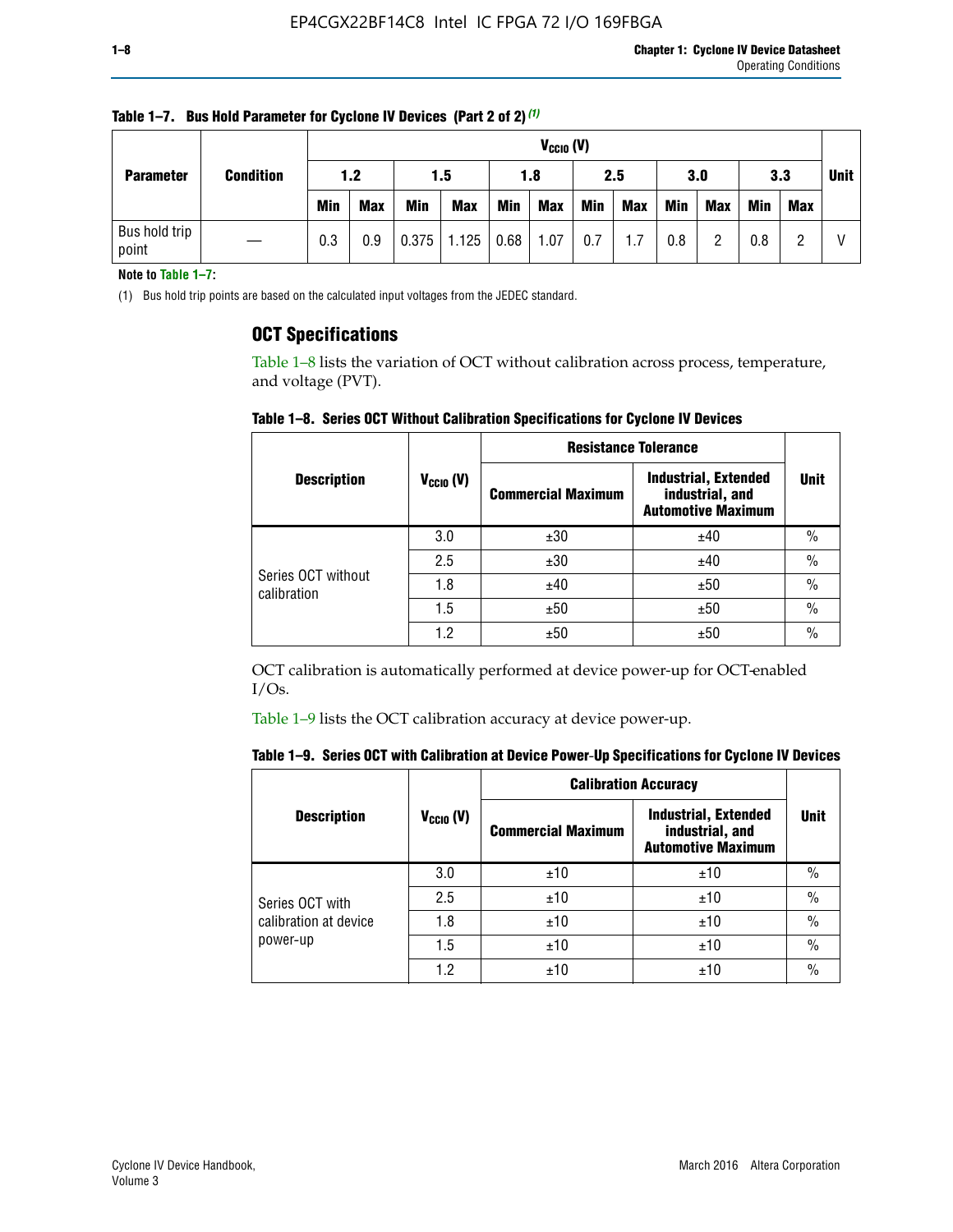**Table 1–7. Bus Hold Parameter for Cyclone IV Devices (Part 2 of 2)** (1)

| Parameter | Condition | $V_{CCIO}$ (V) | | | | | | | | | | | | Unit |
|---|---|---|---|---|---|---|---|---|---|---|---|---|---|---|
| | | 1.2 | | 1.5 | | 1.8 | | 2.5 | | 3.0 | | 3.3 | | |
| | | Min | Max | Min | Max | Min | Max | Min | Max | Min | Max | Min | Max | |
| Bus hold trip point | — | 0.3 | 0.9 | 0.375 | 1.125 | 0.68 | 1.07 | 0.7 | 1.7 | 0.8 | 2 | 0.8 | 2 | V |

**Note to Table 1–7:**

(1) Bus hold trip points are based on the calculated input voltages from the JEDEC standard.

## OCT Specifications

Table 1–8 lists the variation of OCT without calibration across process, temperature, and voltage (PVT).

**Table 1–8. Series OCT Without Calibration Specifications for Cyclone IV Devices**

| Description | $V_{CCIO}$ (V) | Resistance Tolerance | | Unit |
|---|---|---|---|---|
| | | Commercial Maximum | Industrial, Extended industrial, and Automotive Maximum | |
| Series OCT without calibration | 3.0 | ±30 | ±40 | % |
| | 2.5 | ±30 | ±40 | % |
| | 1.8 | ±40 | ±50 | % |
| | 1.5 | ±50 | ±50 | % |
| | 1.2 | ±50 | ±50 | % |

OCT calibration is automatically performed at device power-up for OCT-enabled I/Os.

Table 1–9 lists the OCT calibration accuracy at device power-up.

**Table 1–9. Series OCT with Calibration at Device Power-Up Specifications for Cyclone IV Devices**

| Description | $V_{CCIO}$ (V) | Calibration Accuracy | | Unit |
|---|---|---|---|---|
| | | Commercial Maximum | Industrial, Extended industrial, and Automotive Maximum | |
| Series OCT with calibration at device power-up | 3.0 | ±10 | ±10 | % |
| | 2.5 | ±10 | ±10 | % |
| | 1.8 | ±10 | ±10 | % |
| | 1.5 | ±10 | ±10 | % |
| | 1.2 | ±10 | ±10 | % |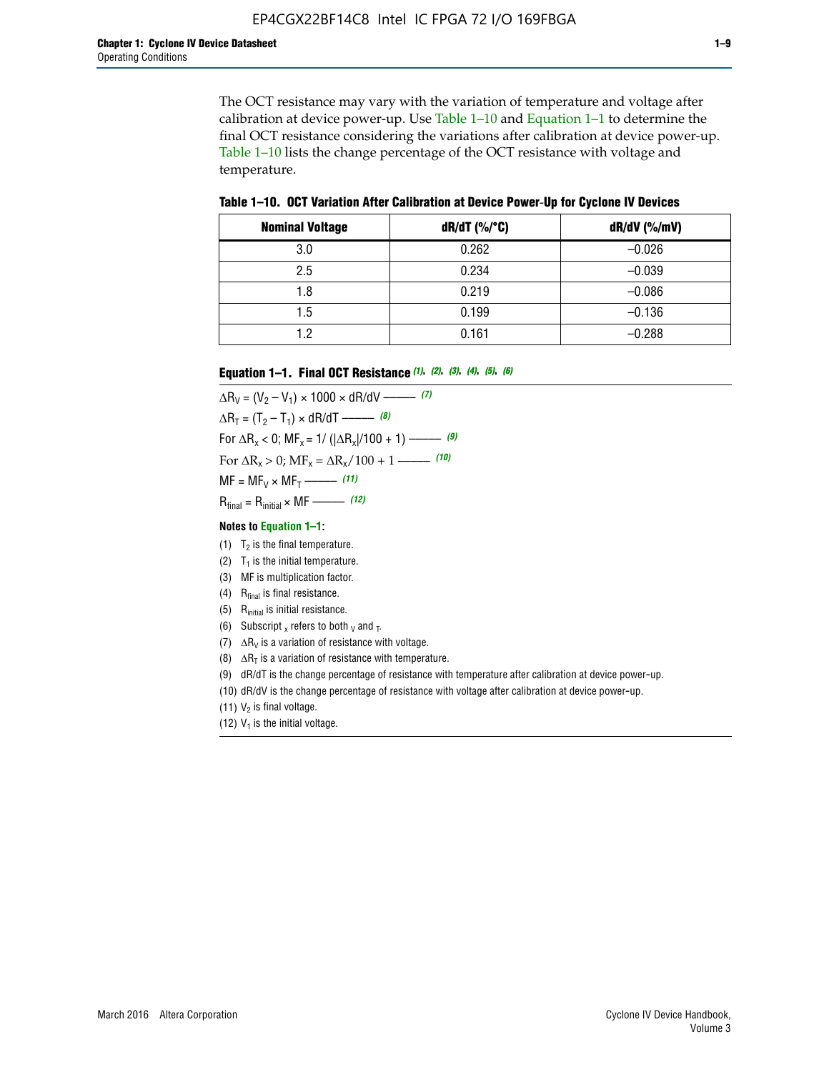The OCT resistance may vary with the variation of temperature and voltage after calibration at device power-up. Use Table 1–10 and Equation 1–1 to determine the final OCT resistance considering the variations after calibration at device power-up. Table 1–10 lists the change percentage of the OCT resistance with voltage and temperature.

**Table 1–10. OCT Variation After Calibration at Device Power-Up for Cyclone IV Devices**

| Nominal Voltage | dR/dT (%/°C) | dR/dV (%/mV) |
|---|---|---|
| 3.0 | 0.262 | –0.026 |
| 2.5 | 0.234 | –0.039 |
| 1.8 | 0.219 | –0.086 |
| 1.5 | 0.199 | –0.136 |
| 1.2 | 0.161 | –0.288 |

**Equation 1–1. Final OCT Resistance** *(1), (2), (3), (4), (5), (6)*

$$\Delta R_V = (V_2 - V_1) \times 1000 \times dR/dV \text{ ——— } (7)$$

$$\Delta R_T = (T_2 - T_1) \times dR/dT \text{ ——— } (8)$$

$$\text{For } \Delta R_x < 0;\ MF_x = 1/\ (|\Delta R_x|/100 + 1) \text{ ——— } (9)$$

$$\text{For } \Delta R_x > 0;\ MF_x = \Delta R_x/100 + 1 \text{ ——— } (10)$$

$$MF = MF_V \times MF_T \text{ ——— } (11)$$

$$R_{final} = R_{initial} \times MF \text{ ——— } (12)$$

**Notes to Equation 1–1:**

(1) $T_2$ is the final temperature.

(2) $T_1$ is the initial temperature.

(3) MF is multiplication factor.

(4) $R_{final}$ is final resistance.

(5) $R_{initial}$ is initial resistance.

(6) Subscript $_x$ refers to both $_V$ and $_T$.

(7) $\Delta R_V$ is a variation of resistance with voltage.

(8) $\Delta R_T$ is a variation of resistance with temperature.

(9) dR/dT is the change percentage of resistance with temperature after calibration at device power-up.

(10) dR/dV is the change percentage of resistance with voltage after calibration at device power-up.

(11) $V_2$ is final voltage.

(12) $V_1$ is the initial voltage.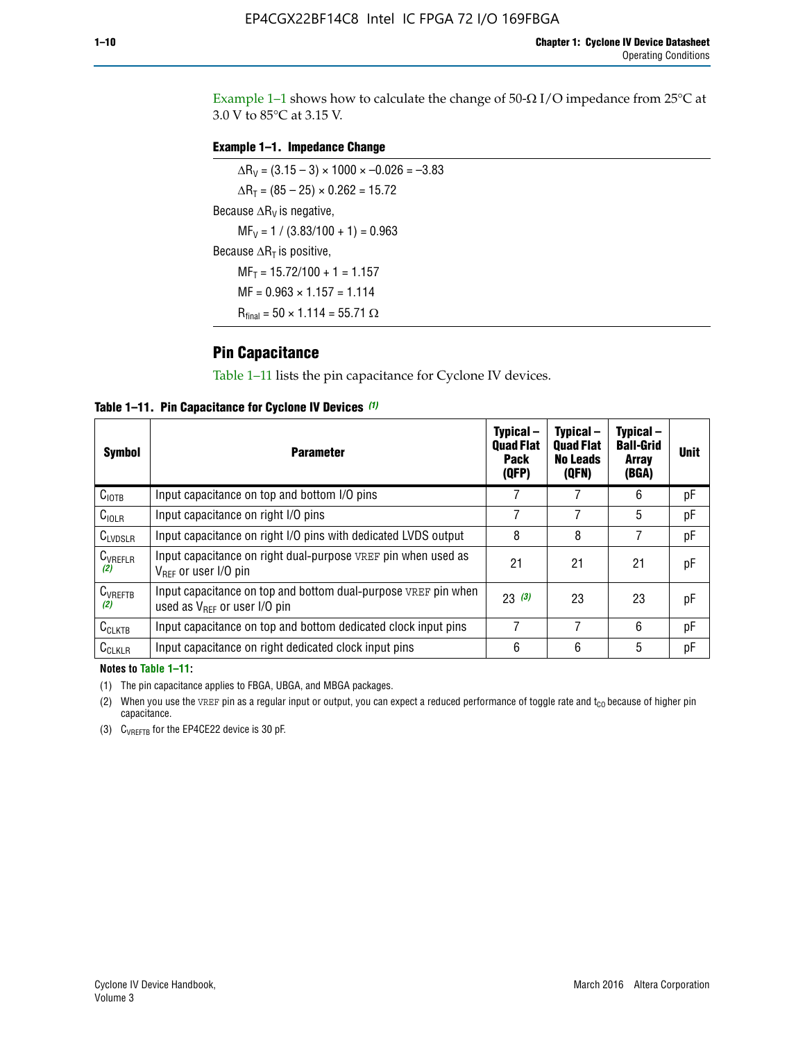Example 1–1 shows how to calculate the change of 50-Ω I/O impedance from 25°C at 3.0 V to 85°C at 3.15 V.

**Example 1–1. Impedance Change**

$\Delta R_V = (3.15 - 3) \times 1000 \times -0.026 = -3.83$

$\Delta R_T = (85 - 25) \times 0.262 = 15.72$

Because $\Delta R_V$ is negative,

$MF_V = 1 / (3.83/100 + 1) = 0.963$

Because $\Delta R_T$ is positive,

$MF_T = 15.72/100 + 1 = 1.157$

$MF = 0.963 \times 1.157 = 1.114$

$R_{final} = 50 \times 1.114 = 55.71\ \Omega$

## Pin Capacitance

Table 1–11 lists the pin capacitance for Cyclone IV devices.

**Table 1–11. Pin Capacitance for Cyclone IV Devices (1)**

| Symbol | Parameter | Typical – Quad Flat Pack (QFP) | Typical – Quad Flat No Leads (QFN) | Typical – Ball-Grid Array (BGA) | Unit |
|---|---|---|---|---|---|
| $C_{IOTB}$ | Input capacitance on top and bottom I/O pins | 7 | 7 | 6 | pF |
| $C_{IOLR}$ | Input capacitance on right I/O pins | 7 | 7 | 5 | pF |
| $C_{LVDSLR}$ | Input capacitance on right I/O pins with dedicated LVDS output | 8 | 8 | 7 | pF |
| $C_{VREFLR}$ (2) | Input capacitance on right dual-purpose VREF pin when used as $V_{REF}$ or user I/O pin | 21 | 21 | 21 | pF |
| $C_{VREFTB}$ (2) | Input capacitance on top and bottom dual-purpose VREF pin when used as $V_{REF}$ or user I/O pin | 23 (3) | 23 | 23 | pF |
| $C_{CLKTB}$ | Input capacitance on top and bottom dedicated clock input pins | 7 | 7 | 6 | pF |
| $C_{CLKLR}$ | Input capacitance on right dedicated clock input pins | 6 | 6 | 5 | pF |

**Notes to Table 1–11:**

(1) The pin capacitance applies to FBGA, UBGA, and MBGA packages.

(2) When you use the VREF pin as a regular input or output, you can expect a reduced performance of toggle rate and $t_{CO}$ because of higher pin capacitance.

(3) $C_{VREFTB}$ for the EP4CE22 device is 30 pF.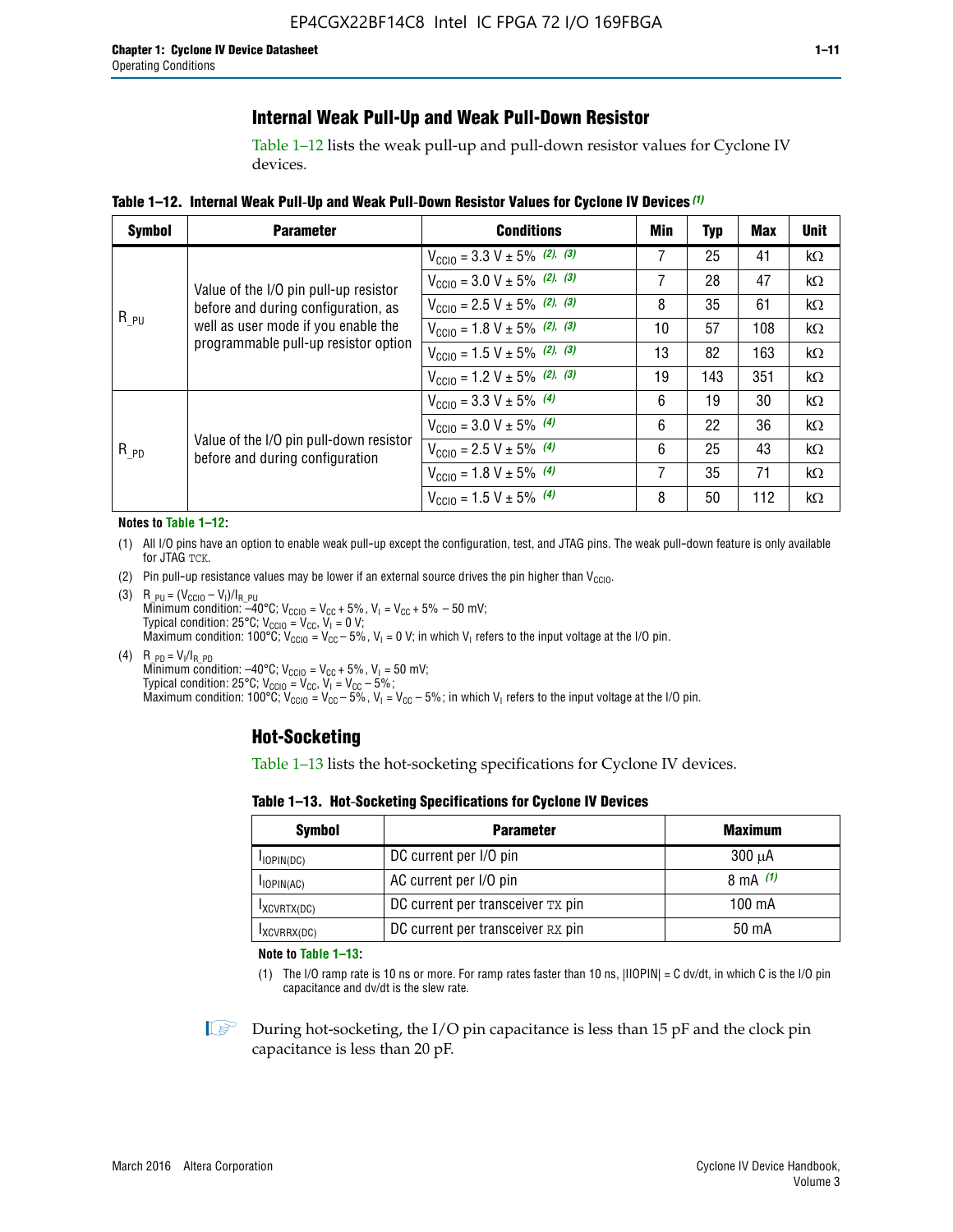## Internal Weak Pull-Up and Weak Pull-Down Resistor

Table 1–12 lists the weak pull-up and pull-down resistor values for Cyclone IV devices.

**Table 1–12. Internal Weak Pull-Up and Weak Pull-Down Resistor Values for Cyclone IV Devices (1)**

| Symbol | Parameter | Conditions | Min | Typ | Max | Unit |
|---|---|---|---|---|---|---|
| $R_{\_PU}$ | Value of the I/O pin pull-up resistor before and during configuration, as well as user mode if you enable the programmable pull-up resistor option | $V_{CCIO}$ = 3.3 V ± 5% (2), (3) | 7 | 25 | 41 | kΩ |
| | | $V_{CCIO}$ = 3.0 V ± 5% (2), (3) | 7 | 28 | 47 | kΩ |
| | | $V_{CCIO}$ = 2.5 V ± 5% (2), (3) | 8 | 35 | 61 | kΩ |
| | | $V_{CCIO}$ = 1.8 V ± 5% (2), (3) | 10 | 57 | 108 | kΩ |
| | | $V_{CCIO}$ = 1.5 V ± 5% (2), (3) | 13 | 82 | 163 | kΩ |
| | | $V_{CCIO}$ = 1.2 V ± 5% (2), (3) | 19 | 143 | 351 | kΩ |
| $R_{\_PD}$ | Value of the I/O pin pull-down resistor before and during configuration | $V_{CCIO}$ = 3.3 V ± 5% (4) | 6 | 19 | 30 | kΩ |
| | | $V_{CCIO}$ = 3.0 V ± 5% (4) | 6 | 22 | 36 | kΩ |
| | | $V_{CCIO}$ = 2.5 V ± 5% (4) | 6 | 25 | 43 | kΩ |
| | | $V_{CCIO}$ = 1.8 V ± 5% (4) | 7 | 35 | 71 | kΩ |
| | | $V_{CCIO}$ = 1.5 V ± 5% (4) | 8 | 50 | 112 | kΩ |

**Notes to Table 1–12:**

(1) All I/O pins have an option to enable weak pull-up except the configuration, test, and JTAG pins. The weak pull-down feature is only available for JTAG TCK.

(2) Pin pull-up resistance values may be lower if an external source drives the pin higher than $V_{CCIO}$.

(3) $R_{\_PU} = (V_{CCIO} - V_I)/I_{R\_PU}$
Minimum condition: –40°C; $V_{CCIO} = V_{CC} + 5\%$, $V_I = V_{CC} + 5\% - 50$ mV;
Typical condition: 25°C; $V_{CCIO} = V_{CC}$, $V_I = 0$ V;
Maximum condition: 100°C; $V_{CCIO} = V_{CC} - 5\%$, $V_I = 0$ V; in which $V_I$ refers to the input voltage at the I/O pin.

(4) $R_{\_PD} = V_I/I_{R\_PD}$
Minimum condition: –40°C; $V_{CCIO} = V_{CC} + 5\%$, $V_I = 50$ mV;
Typical condition: 25°C; $V_{CCIO} = V_{CC}$, $V_I = V_{CC} - 5\%$;
Maximum condition: 100°C; $V_{CCIO} = V_{CC} - 5\%$, $V_I = V_{CC} - 5\%$; in which $V_I$ refers to the input voltage at the I/O pin.

## Hot-Socketing

Table 1–13 lists the hot-socketing specifications for Cyclone IV devices.

**Table 1–13. Hot-Socketing Specifications for Cyclone IV Devices**

| Symbol | Parameter | Maximum |
|---|---|---|
| $I_{IOPIN(DC)}$ | DC current per I/O pin | 300 μA |
| $I_{IOPIN(AC)}$ | AC current per I/O pin | 8 mA (1) |
| $I_{XCVRTX(DC)}$ | DC current per transceiver TX pin | 100 mA |
| $I_{XCVRRX(DC)}$ | DC current per transceiver RX pin | 50 mA |

**Note to Table 1–13:**

(1) The I/O ramp rate is 10 ns or more. For ramp rates faster than 10 ns, |IIOPIN| = C dv/dt, in which C is the I/O pin capacitance and dv/dt is the slew rate.

During hot-socketing, the I/O pin capacitance is less than 15 pF and the clock pin capacitance is less than 20 pF.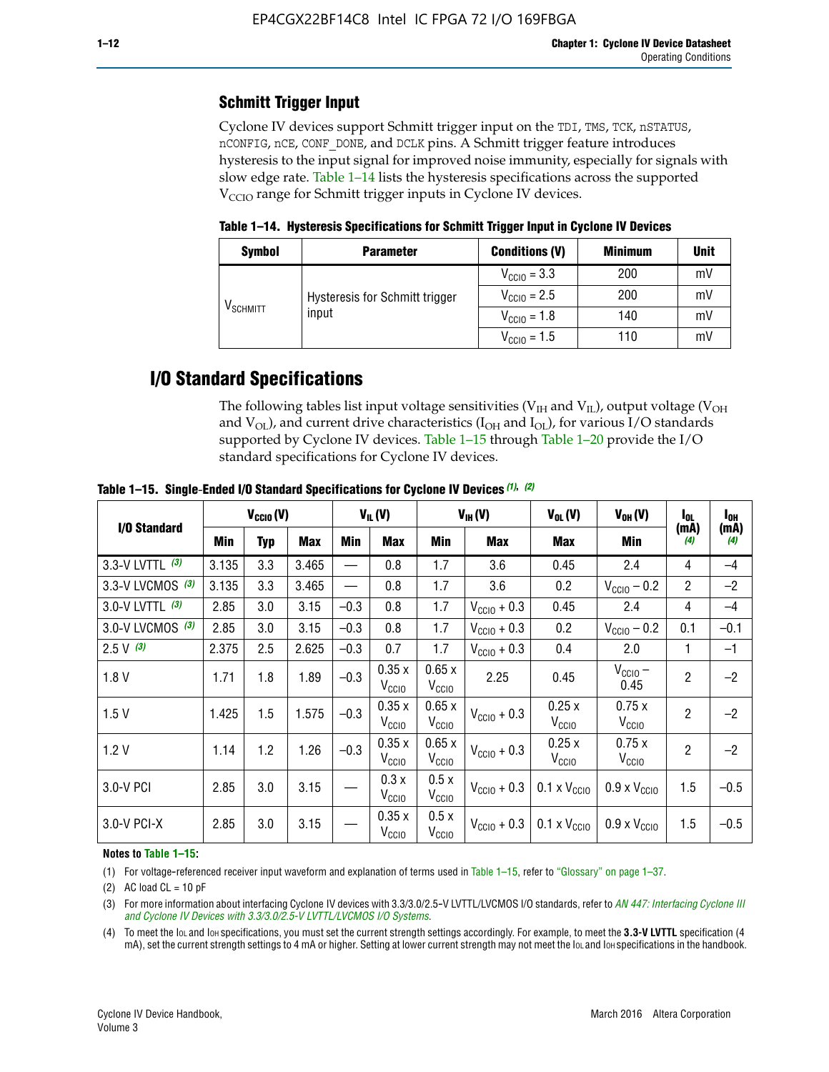## Schmitt Trigger Input

Cyclone IV devices support Schmitt trigger input on the TDI, TMS, TCK, nSTATUS, nCONFIG, nCE, CONF_DONE, and DCLK pins. A Schmitt trigger feature introduces hysteresis to the input signal for improved noise immunity, especially for signals with slow edge rate. Table 1–14 lists the hysteresis specifications across the supported $V_{CCIO}$ range for Schmitt trigger inputs in Cyclone IV devices.

**Table 1–14. Hysteresis Specifications for Schmitt Trigger Input in Cyclone IV Devices**

| Symbol | Parameter | Conditions (V) | Minimum | Unit |
|---|---|---|---|---|
| $V_{SCHMITT}$ | Hysteresis for Schmitt trigger input | $V_{CCIO}$ = 3.3 | 200 | mV |
| | | $V_{CCIO}$ = 2.5 | 200 | mV |
| | | $V_{CCIO}$ = 1.8 | 140 | mV |
| | | $V_{CCIO}$ = 1.5 | 110 | mV |

# I/O Standard Specifications

The following tables list input voltage sensitivities ($V_{IH}$ and $V_{IL}$), output voltage ($V_{OH}$ and $V_{OL}$), and current drive characteristics ($I_{OH}$ and $I_{OL}$), for various I/O standards supported by Cyclone IV devices. Table 1–15 through Table 1–20 provide the I/O standard specifications for Cyclone IV devices.

**Table 1–15. Single-Ended I/O Standard Specifications for Cyclone IV Devices (1), (2)**

| I/O Standard | $V_{CCIO}$ (V) | | | $V_{IL}$ (V) | | $V_{IH}$ (V) | | $V_{OL}$ (V) | $V_{OH}$ (V) | $I_{OL}$ (mA) (4) | $I_{OH}$ (mA) (4) |
|---|---|---|---|---|---|---|---|---|---|---|---|
| | Min | Typ | Max | Min | Max | Min | Max | Max | Min | | |
| 3.3-V LVTTL (3) | 3.135 | 3.3 | 3.465 | — | 0.8 | 1.7 | 3.6 | 0.45 | 2.4 | 4 | –4 |
| 3.3-V LVCMOS (3) | 3.135 | 3.3 | 3.465 | — | 0.8 | 1.7 | 3.6 | 0.2 | $V_{CCIO}$ – 0.2 | 2 | –2 |
| 3.0-V LVTTL (3) | 2.85 | 3.0 | 3.15 | –0.3 | 0.8 | 1.7 | $V_{CCIO}$ + 0.3 | 0.45 | 2.4 | 4 | –4 |
| 3.0-V LVCMOS (3) | 2.85 | 3.0 | 3.15 | –0.3 | 0.8 | 1.7 | $V_{CCIO}$ + 0.3 | 0.2 | $V_{CCIO}$ – 0.2 | 0.1 | –0.1 |
| 2.5 V (3) | 2.375 | 2.5 | 2.625 | –0.3 | 0.7 | 1.7 | $V_{CCIO}$ + 0.3 | 0.4 | 2.0 | 1 | –1 |
| 1.8 V | 1.71 | 1.8 | 1.89 | –0.3 | 0.35 x $V_{CCIO}$ | 0.65 x $V_{CCIO}$ | 2.25 | 0.45 | $V_{CCIO}$ – 0.45 | 2 | –2 |
| 1.5 V | 1.425 | 1.5 | 1.575 | –0.3 | 0.35 x $V_{CCIO}$ | 0.65 x $V_{CCIO}$ | $V_{CCIO}$ + 0.3 | 0.25 x $V_{CCIO}$ | 0.75 x $V_{CCIO}$ | 2 | –2 |
| 1.2 V | 1.14 | 1.2 | 1.26 | –0.3 | 0.35 x $V_{CCIO}$ | 0.65 x $V_{CCIO}$ | $V_{CCIO}$ + 0.3 | 0.25 x $V_{CCIO}$ | 0.75 x $V_{CCIO}$ | 2 | –2 |
| 3.0-V PCI | 2.85 | 3.0 | 3.15 | — | 0.3 x $V_{CCIO}$ | 0.5 x $V_{CCIO}$ | $V_{CCIO}$ + 0.3 | 0.1 x $V_{CCIO}$ | 0.9 x $V_{CCIO}$ | 1.5 | –0.5 |
| 3.0-V PCI-X | 2.85 | 3.0 | 3.15 | — | 0.35 x $V_{CCIO}$ | 0.5 x $V_{CCIO}$ | $V_{CCIO}$ + 0.3 | 0.1 x $V_{CCIO}$ | 0.9 x $V_{CCIO}$ | 1.5 | –0.5 |

**Notes to Table 1–15:**

(1) For voltage-referenced receiver input waveform and explanation of terms used in Table 1–15, refer to "Glossary" on page 1–37.

(2) AC load CL = 10 pF

(3) For more information about interfacing Cyclone IV devices with 3.3/3.0/2.5-V LVTTL/LVCMOS I/O standards, refer to *AN 447: Interfacing Cyclone III and Cyclone IV Devices with 3.3/3.0/2.5-V LVTTL/LVCMOS I/O Systems*.

(4) To meet the $I_{OL}$ and $I_{OH}$ specifications, you must set the current strength settings accordingly. For example, to meet the **3.3-V LVTTL** specification (4 mA), set the current strength settings to 4 mA or higher. Setting at lower current strength may not meet the $I_{OL}$ and $I_{OH}$ specifications in the handbook.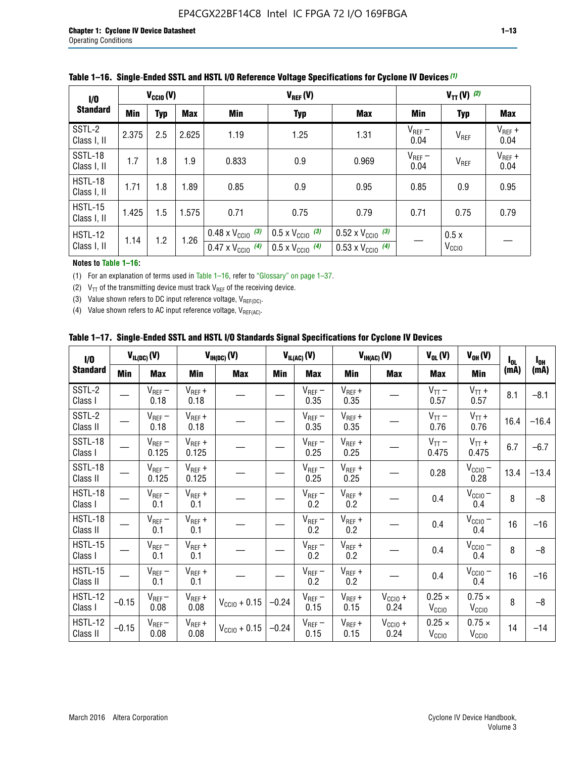**Table 1–16. Single-Ended SSTL and HSTL I/O Reference Voltage Specifications for Cyclone IV Devices (1)**

| I/O Standard | $V_{CCIO}$ (V) | | | $V_{REF}$ (V) | | | $V_{TT}$ (V) (2) | | |
|---|---|---|---|---|---|---|---|---|---|
| | Min | Typ | Max | Min | Typ | Max | Min | Typ | Max |
| SSTL-2 Class I, II | 2.375 | 2.5 | 2.625 | 1.19 | 1.25 | 1.31 | $V_{REF}$ – 0.04 | $V_{REF}$ | $V_{REF}$ + 0.04 |
| SSTL-18 Class I, II | 1.7 | 1.8 | 1.9 | 0.833 | 0.9 | 0.969 | $V_{REF}$ – 0.04 | $V_{REF}$ | $V_{REF}$ + 0.04 |
| HSTL-18 Class I, II | 1.71 | 1.8 | 1.89 | 0.85 | 0.9 | 0.95 | 0.85 | 0.9 | 0.95 |
| HSTL-15 Class I, II | 1.425 | 1.5 | 1.575 | 0.71 | 0.75 | 0.79 | 0.71 | 0.75 | 0.79 |
| HSTL-12 Class I, II | 1.14 | 1.2 | 1.26 | 0.48 x $V_{CCIO}$ (3) / 0.47 x $V_{CCIO}$ (4) | 0.5 x $V_{CCIO}$ (3) / 0.5 x $V_{CCIO}$ (4) | 0.52 x $V_{CCIO}$ (3) / 0.53 x $V_{CCIO}$ (4) | — | 0.5 x $V_{CCIO}$ | — |

**Notes to Table 1–16:**

(1) For an explanation of terms used in Table 1–16, refer to "Glossary" on page 1–37.

(2) $V_{TT}$ of the transmitting device must track $V_{REF}$ of the receiving device.

(3) Value shown refers to DC input reference voltage, $V_{REF(DC)}$.

(4) Value shown refers to AC input reference voltage, $V_{REF(AC)}$.

**Table 1–17. Single-Ended SSTL and HSTL I/O Standards Signal Specifications for Cyclone IV Devices**

| I/O Standard | $V_{IL(DC)}$ (V) | | $V_{IH(DC)}$ (V) | | $V_{IL(AC)}$ (V) | | $V_{IH(AC)}$ (V) | | $V_{OL}$ (V) | $V_{OH}$ (V) | $I_{OL}$ (mA) | $I_{OH}$ (mA) |
|---|---|---|---|---|---|---|---|---|---|---|---|---|
| | Min | Max | Min | Max | Min | Max | Min | Max | Max | Min | | |
| SSTL-2 Class I | — | $V_{REF}$ – 0.18 | $V_{REF}$ + 0.18 | — | — | $V_{REF}$ – 0.35 | $V_{REF}$ + 0.35 | — | $V_{TT}$ – 0.57 | $V_{TT}$ + 0.57 | 8.1 | –8.1 |
| SSTL-2 Class II | — | $V_{REF}$ – 0.18 | $V_{REF}$ + 0.18 | — | — | $V_{REF}$ – 0.35 | $V_{REF}$ + 0.35 | — | $V_{TT}$ – 0.76 | $V_{TT}$ + 0.76 | 16.4 | –16.4 |
| SSTL-18 Class I | — | $V_{REF}$ – 0.125 | $V_{REF}$ + 0.125 | — | — | $V_{REF}$ – 0.25 | $V_{REF}$ + 0.25 | — | $V_{TT}$ – 0.475 | $V_{TT}$ + 0.475 | 6.7 | –6.7 |
| SSTL-18 Class II | — | $V_{REF}$ – 0.125 | $V_{REF}$ + 0.125 | — | — | $V_{REF}$ – 0.25 | $V_{REF}$ + 0.25 | — | 0.28 | $V_{CCIO}$ – 0.28 | 13.4 | –13.4 |
| HSTL-18 Class I | — | $V_{REF}$ – 0.1 | $V_{REF}$ + 0.1 | — | — | $V_{REF}$ – 0.2 | $V_{REF}$ + 0.2 | — | 0.4 | $V_{CCIO}$ – 0.4 | 8 | –8 |
| HSTL-18 Class II | — | $V_{REF}$ – 0.1 | $V_{REF}$ + 0.1 | — | — | $V_{REF}$ – 0.2 | $V_{REF}$ + 0.2 | — | 0.4 | $V_{CCIO}$ – 0.4 | 16 | –16 |
| HSTL-15 Class I | — | $V_{REF}$ – 0.1 | $V_{REF}$ + 0.1 | — | — | $V_{REF}$ – 0.2 | $V_{REF}$ + 0.2 | — | 0.4 | $V_{CCIO}$ – 0.4 | 8 | –8 |
| HSTL-15 Class II | — | $V_{REF}$ – 0.1 | $V_{REF}$ + 0.1 | — | — | $V_{REF}$ – 0.2 | $V_{REF}$ + 0.2 | — | 0.4 | $V_{CCIO}$ – 0.4 | 16 | –16 |
| HSTL-12 Class I | –0.15 | $V_{REF}$ – 0.08 | $V_{REF}$ + 0.08 | $V_{CCIO}$ + 0.15 | –0.24 | $V_{REF}$ – 0.15 | $V_{REF}$ + 0.15 | $V_{CCIO}$ + 0.24 | 0.25 × $V_{CCIO}$ | 0.75 × $V_{CCIO}$ | 8 | –8 |
| HSTL-12 Class II | –0.15 | $V_{REF}$ – 0.08 | $V_{REF}$ + 0.08 | $V_{CCIO}$ + 0.15 | –0.24 | $V_{REF}$ – 0.15 | $V_{REF}$ + 0.15 | $V_{CCIO}$ + 0.24 | 0.25 × $V_{CCIO}$ | 0.75 × $V_{CCIO}$ | 14 | –14 |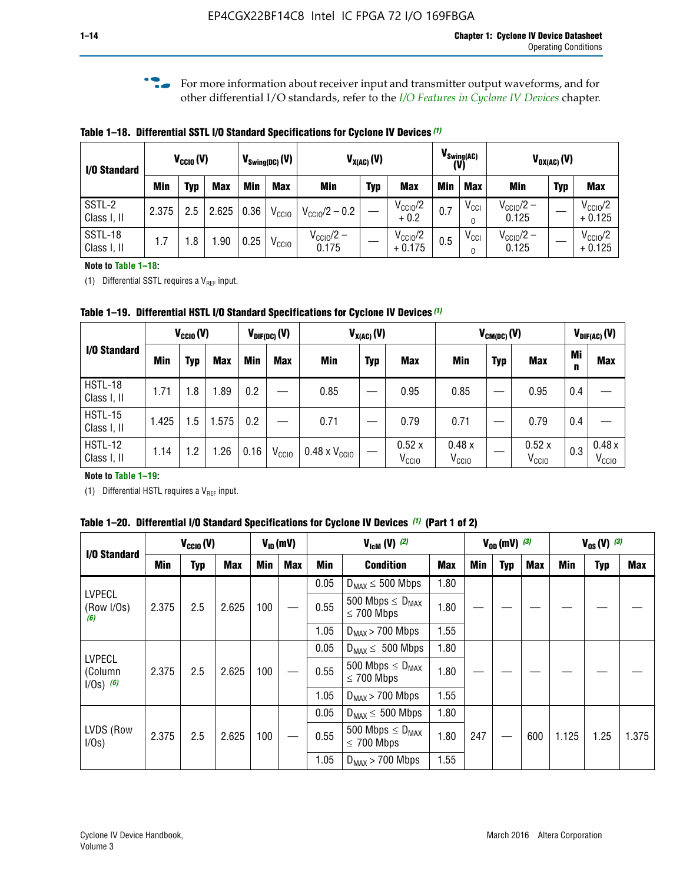For more information about receiver input and transmitter output waveforms, and for other differential I/O standards, refer to the *I/O Features in Cyclone IV Devices* chapter.

**Table 1–18. Differential SSTL I/O Standard Specifications for Cyclone IV Devices (1)**

| I/O Standard | $V_{CCIO}$ (V) | | | $V_{Swing(DC)}$ (V) | | $V_{X(AC)}$ (V) | | | $V_{Swing(AC)}$ (V) | | $V_{OX(AC)}$ (V) | | |
|---|---|---|---|---|---|---|---|---|---|---|---|---|---|
| | Min | Typ | Max | Min | Max | Min | Typ | Max | Min | Max | Min | Typ | Max |
| SSTL-2 Class I, II | 2.375 | 2.5 | 2.625 | 0.36 | $V_{CCIO}$ | $V_{CCIO}/2 - 0.2$ | — | $V_{CCIO}/2 + 0.2$ | 0.7 | $V_{CCIO}$ | $V_{CCIO}/2 - 0.125$ | — | $V_{CCIO}/2 + 0.125$ |
| SSTL-18 Class I, II | 1.7 | 1.8 | 1.90 | 0.25 | $V_{CCIO}$ | $V_{CCIO}/2 - 0.175$ | — | $V_{CCIO}/2 + 0.175$ | 0.5 | $V_{CCIO}$ | $V_{CCIO}/2 - 0.125$ | — | $V_{CCIO}/2 + 0.125$ |

**Note to Table 1–18:**

(1) Differential SSTL requires a $V_{REF}$ input.

**Table 1–19. Differential HSTL I/O Standard Specifications for Cyclone IV Devices (1)**

| I/O Standard | $V_{CCIO}$ (V) | | | $V_{DIF(DC)}$ (V) | | $V_{X(AC)}$ (V) | | | $V_{CM(DC)}$ (V) | | | $V_{DIF(AC)}$ (V) | |
|---|---|---|---|---|---|---|---|---|---|---|---|---|---|
| | Min | Typ | Max | Min | Max | Min | Typ | Max | Min | Typ | Max | Min | Max |
| HSTL-18 Class I, II | 1.71 | 1.8 | 1.89 | 0.2 | — | 0.85 | — | 0.95 | 0.85 | — | 0.95 | 0.4 | — |
| HSTL-15 Class I, II | 1.425 | 1.5 | 1.575 | 0.2 | — | 0.71 | — | 0.79 | 0.71 | — | 0.79 | 0.4 | — |
| HSTL-12 Class I, II | 1.14 | 1.2 | 1.26 | 0.16 | $V_{CCIO}$ | 0.48 x $V_{CCIO}$ | — | 0.52 x $V_{CCIO}$ | 0.48 x $V_{CCIO}$ | — | 0.52 x $V_{CCIO}$ | 0.3 | 0.48 x $V_{CCIO}$ |

**Note to Table 1–19:**

(1) Differential HSTL requires a $V_{REF}$ input.

**Table 1–20. Differential I/O Standard Specifications for Cyclone IV Devices (1) (Part 1 of 2)**

| I/O Standard | $V_{CCIO}$ (V) | | | $V_{ID}$ (mV) | | $V_{IcM}$ (V) (2) | | | $V_{OD}$ (mV) (3) | | | $V_{OS}$ (V) (3) | | |
|---|---|---|---|---|---|---|---|---|---|---|---|---|---|---|
| | Min | Typ | Max | Min | Max | Min | Condition | Max | Min | Typ | Max | Min | Typ | Max |
| LVPECL (Row I/Os) (6) | 2.375 | 2.5 | 2.625 | 100 | — | 0.05 | $D_{MAX} \leq 500$ Mbps | 1.80 | — | — | — | — | — | — |
| | | | | | | 0.55 | 500 Mbps $\leq D_{MAX} \leq$ 700 Mbps | 1.80 | | | | | | |
| | | | | | | 1.05 | $D_{MAX} >$ 700 Mbps | 1.55 | | | | | | |
| LVPECL (Column I/Os) (6) | 2.375 | 2.5 | 2.625 | 100 | — | 0.05 | $D_{MAX} \leq 500$ Mbps | 1.80 | — | — | — | — | — | — |
| | | | | | | 0.55 | 500 Mbps $\leq D_{MAX} \leq$ 700 Mbps | 1.80 | | | | | | |
| | | | | | | 1.05 | $D_{MAX} >$ 700 Mbps | 1.55 | | | | | | |
| LVDS (Row I/Os) | 2.375 | 2.5 | 2.625 | 100 | — | 0.05 | $D_{MAX} \leq 500$ Mbps | 1.80 | 247 | — | 600 | 1.125 | 1.25 | 1.375 |
| | | | | | | 0.55 | 500 Mbps $\leq D_{MAX} \leq$ 700 Mbps | 1.80 | | | | | | |
| | | | | | | 1.05 | $D_{MAX} >$ 700 Mbps | 1.55 | | | | | | |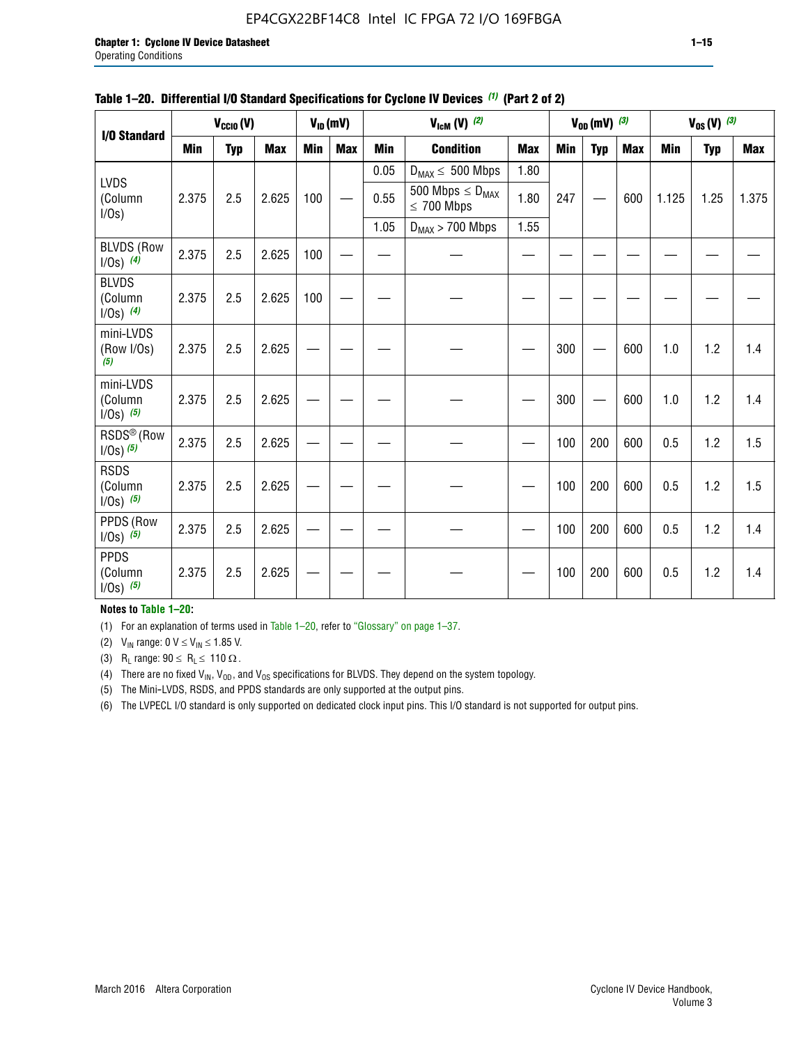**Table 1–20. Differential I/O Standard Specifications for Cyclone IV Devices (1) (Part 2 of 2)**

| I/O Standard | $V_{CCIO}$ (V) | | | $V_{ID}$ (mV) | | $V_{IcM}$ (V) (2) | | | $V_{OD}$ (mV) (3) | | | $V_{OS}$ (V) (3) | | |
|---|---|---|---|---|---|---|---|---|---|---|---|---|---|---|
| | Min | Typ | Max | Min | Max | Min | Condition | Max | Min | Typ | Max | Min | Typ | Max |
| LVDS (Column I/Os) | 2.375 | 2.5 | 2.625 | 100 | — | 0.05 | $D_{MAX} \leq$ 500 Mbps | 1.80 | 247 | — | 600 | 1.125 | 1.25 | 1.375 |
| | | | | | | 0.55 | 500 Mbps $\leq D_{MAX} \leq$ 700 Mbps | 1.80 | | | | | | |
| | | | | | | 1.05 | $D_{MAX}$ > 700 Mbps | 1.55 | | | | | | |
| BLVDS (Row I/Os) (4) | 2.375 | 2.5 | 2.625 | 100 | — | — | — | — | — | — | — | — | — | — |
| BLVDS (Column I/Os) (4) | 2.375 | 2.5 | 2.625 | 100 | — | — | — | — | — | — | — | — | — | — |
| mini-LVDS (Row I/Os) (5) | 2.375 | 2.5 | 2.625 | — | — | — | — | — | 300 | — | 600 | 1.0 | 1.2 | 1.4 |
| mini-LVDS (Column I/Os) (5) | 2.375 | 2.5 | 2.625 | — | — | — | — | — | 300 | — | 600 | 1.0 | 1.2 | 1.4 |
| RSDS® (Row I/Os) (5) | 2.375 | 2.5 | 2.625 | — | — | — | — | — | 100 | 200 | 600 | 0.5 | 1.2 | 1.5 |
| RSDS (Column I/Os) (5) | 2.375 | 2.5 | 2.625 | — | — | — | — | — | 100 | 200 | 600 | 0.5 | 1.2 | 1.5 |
| PPDS (Row I/Os) (5) | 2.375 | 2.5 | 2.625 | — | — | — | — | — | 100 | 200 | 600 | 0.5 | 1.2 | 1.4 |
| PPDS (Column I/Os) (5) | 2.375 | 2.5 | 2.625 | — | — | — | — | — | 100 | 200 | 600 | 0.5 | 1.2 | 1.4 |

**Notes to Table 1–20:**

(1) For an explanation of terms used in Table 1–20, refer to "Glossary" on page 1–37.

(2) $V_{IN}$ range: 0 V $\leq V_{IN} \leq$ 1.85 V.

(3) $R_L$ range: 90 $\leq R_L \leq$ 110 Ω.

(4) There are no fixed $V_{IN}$, $V_{OD}$, and $V_{OS}$ specifications for BLVDS. They depend on the system topology.

(5) The Mini-LVDS, RSDS, and PPDS standards are only supported at the output pins.

(6) The LVPECL I/O standard is only supported on dedicated clock input pins. This I/O standard is not supported for output pins.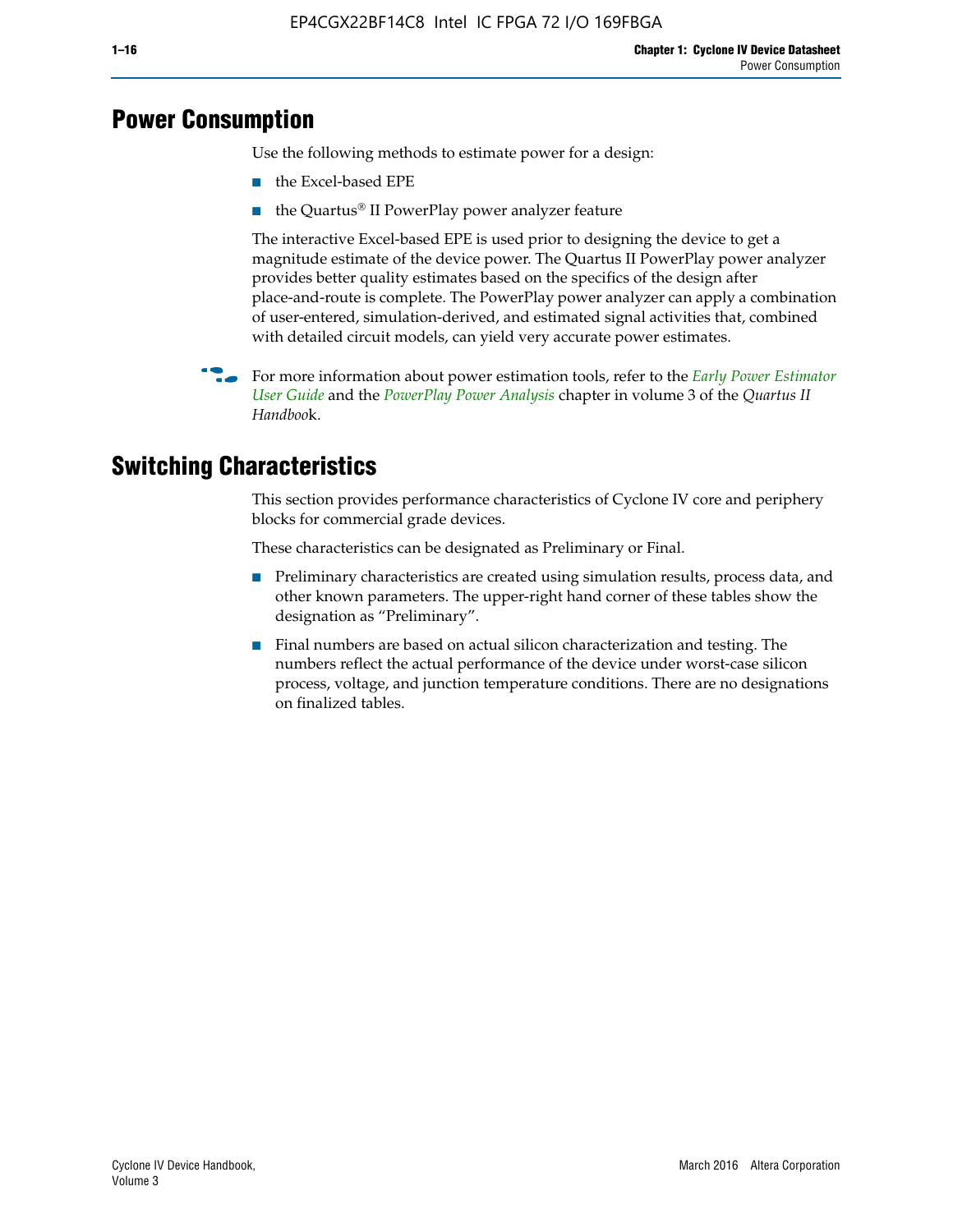## Power Consumption

Use the following methods to estimate power for a design:

- the Excel-based EPE
- the Quartus® II PowerPlay power analyzer feature

The interactive Excel-based EPE is used prior to designing the device to get a magnitude estimate of the device power. The Quartus II PowerPlay power analyzer provides better quality estimates based on the specifics of the design after place-and-route is complete. The PowerPlay power analyzer can apply a combination of user-entered, simulation-derived, and estimated signal activities that, combined with detailed circuit models, can yield very accurate power estimates.

For more information about power estimation tools, refer to the *Early Power Estimator User Guide* and the *PowerPlay Power Analysis* chapter in volume 3 of the *Quartus II Handbook*.

## Switching Characteristics

This section provides performance characteristics of Cyclone IV core and periphery blocks for commercial grade devices.

These characteristics can be designated as Preliminary or Final.

- Preliminary characteristics are created using simulation results, process data, and other known parameters. The upper-right hand corner of these tables show the designation as "Preliminary".
- Final numbers are based on actual silicon characterization and testing. The numbers reflect the actual performance of the device under worst-case silicon process, voltage, and junction temperature conditions. There are no designations on finalized tables.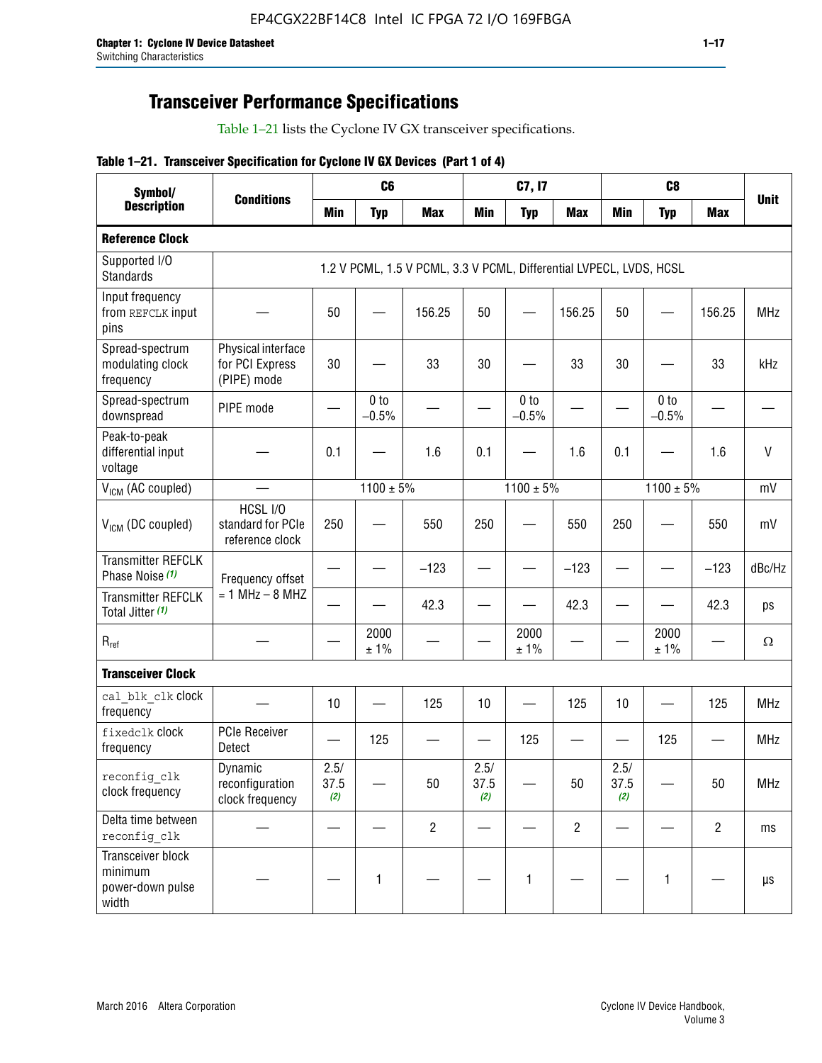# Transceiver Performance Specifications

Table 1–21 lists the Cyclone IV GX transceiver specifications.

**Table 1–21. Transceiver Specification for Cyclone IV GX Devices (Part 1 of 4)**

| Symbol/ Description | Conditions | C6 | | | C7, I7 | | | C8 | | | Unit |
|---|---|---|---|---|---|---|---|---|---|---|---|
| | | Min | Typ | Max | Min | Typ | Max | Min | Typ | Max | |
| **Reference Clock** | | | | | | | | | | | |
| Supported I/O Standards | 1.2 V PCML, 1.5 V PCML, 3.3 V PCML, Differential LVPECL, LVDS, HCSL | | | | | | | | | | |
| Input frequency from REFCLK input pins | — | 50 | — | 156.25 | 50 | — | 156.25 | 50 | — | 156.25 | MHz |
| Spread-spectrum modulating clock frequency | Physical interface for PCI Express (PIPE) mode | 30 | — | 33 | 30 | — | 33 | 30 | — | 33 | kHz |
| Spread-spectrum downspread | PIPE mode | — | 0 to –0.5% | — | — | 0 to –0.5% | — | — | 0 to –0.5% | — | — |
| Peak-to-peak differential input voltage | — | 0.1 | — | 1.6 | 0.1 | — | 1.6 | 0.1 | — | 1.6 | V |
| $V_{ICM}$ (AC coupled) | — | 1100 ± 5% | | | 1100 ± 5% | | | 1100 ± 5% | | | mV |
| $V_{ICM}$ (DC coupled) | HCSL I/O standard for PCIe reference clock | 250 | — | 550 | 250 | — | 550 | 250 | — | 550 | mV |
| Transmitter REFCLK Phase Noise (1) | Frequency offset = 1 MHz – 8 MHZ | — | — | –123 | — | — | –123 | — | — | –123 | dBc/Hz |
| Transmitter REFCLK Total Jitter (1) | | — | — | 42.3 | — | — | 42.3 | — | — | 42.3 | ps |
| $R_{ref}$ | — | — | 2000 ± 1% | — | — | 2000 ± 1% | — | — | 2000 ± 1% | — | Ω |
| **Transceiver Clock** | | | | | | | | | | | |
| cal_blk_clk clock frequency | — | 10 | — | 125 | 10 | — | 125 | 10 | — | 125 | MHz |
| fixedclk clock frequency | PCIe Receiver Detect | — | 125 | — | — | 125 | — | — | 125 | — | MHz |
| reconfig_clk clock frequency | Dynamic reconfiguration clock frequency | 2.5/ 37.5 (2) | — | 50 | 2.5/ 37.5 (2) | — | 50 | 2.5/ 37.5 (2) | — | 50 | MHz |
| Delta time between reconfig_clk | — | — | — | 2 | — | — | 2 | — | — | 2 | ms |
| Transceiver block minimum power-down pulse width | — | — | 1 | — | — | 1 | — | — | 1 | — | µs |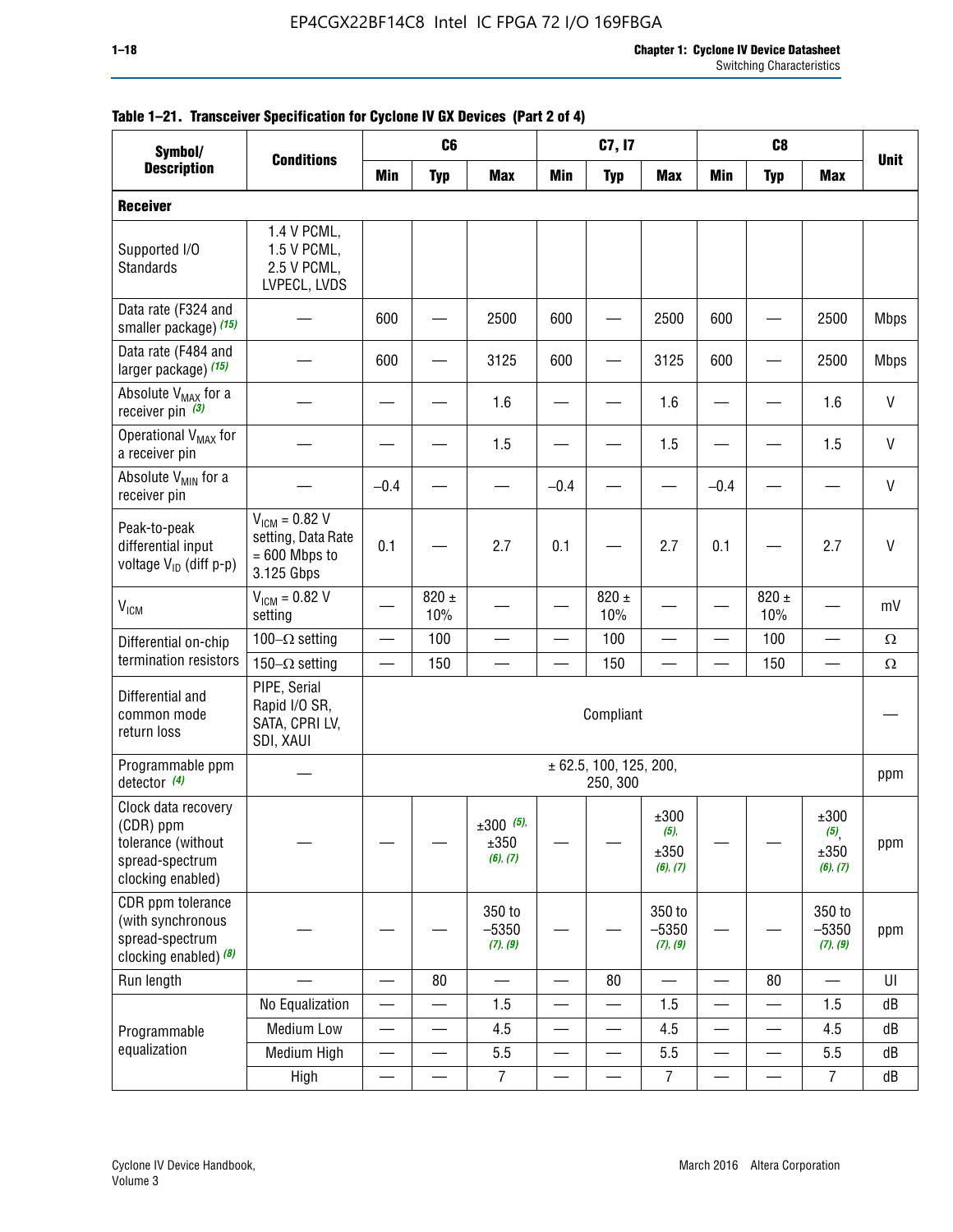**Table 1–21. Transceiver Specification for Cyclone IV GX Devices (Part 2 of 4)**

| Symbol/ Description | Conditions | C6 | | | C7, I7 | | | C8 | | | Unit |
|---|---|---|---|---|---|---|---|---|---|---|---|
| | | Min | Typ | Max | Min | Typ | Max | Min | Typ | Max | |
| **Receiver** | | | | | | | | | | | |
| Supported I/O Standards | 1.4 V PCML, 1.5 V PCML, 2.5 V PCML, LVPECL, LVDS | | | | | | | | | | |
| Data rate (F324 and smaller package) *(15)* | — | 600 | — | 2500 | 600 | — | 2500 | 600 | — | 2500 | Mbps |
| Data rate (F484 and larger package) *(15)* | — | 600 | — | 3125 | 600 | — | 3125 | 600 | — | 2500 | Mbps |
| Absolute $V_{MAX}$ for a receiver pin *(3)* | — | — | — | 1.6 | — | — | 1.6 | — | — | 1.6 | V |
| Operational $V_{MAX}$ for a receiver pin | — | — | — | 1.5 | — | — | 1.5 | — | — | 1.5 | V |
| Absolute $V_{MIN}$ for a receiver pin | — | –0.4 | — | — | –0.4 | — | — | –0.4 | — | — | V |
| Peak-to-peak differential input voltage $V_{ID}$ (diff p-p) | $V_{ICM}$ = 0.82 V setting, Data Rate = 600 Mbps to 3.125 Gbps | 0.1 | — | 2.7 | 0.1 | — | 2.7 | 0.1 | — | 2.7 | V |
| $V_{ICM}$ | $V_{ICM}$ = 0.82 V setting | — | 820 ± 10% | — | — | 820 ± 10% | — | — | 820 ± 10% | — | mV |
| Differential on-chip termination resistors | 100–Ω setting | — | 100 | — | — | 100 | — | — | 100 | — | Ω |
| | 150–Ω setting | — | 150 | — | — | 150 | — | — | 150 | — | Ω |
| Differential and common mode return loss | PIPE, Serial Rapid I/O SR, SATA, CPRI LV, SDI, XAUI | Compliant | | | | | | | | | — |
| Programmable ppm detector *(4)* | — | ± 62.5, 100, 125, 200, 250, 300 | | | | | | | | | ppm |
| Clock data recovery (CDR) ppm tolerance (without spread-spectrum clocking enabled) | — | — | — | ±300 *(5)*, ±350 *(6)*, *(7)* | — | — | ±300 *(5)*, ±350 *(6)*, *(7)* | — | — | ±300 *(5)*, ±350 *(6)*, *(7)* | ppm |
| CDR ppm tolerance (with synchronous spread-spectrum clocking enabled) *(8)* | — | — | — | 350 to –5350 *(7)*, *(9)* | — | — | 350 to –5350 *(7)*, *(9)* | — | — | 350 to –5350 *(7)*, *(9)* | ppm |
| Run length | — | — | 80 | — | — | 80 | — | — | 80 | — | UI |
| Programmable equalization | No Equalization | — | — | 1.5 | — | — | 1.5 | — | — | 1.5 | dB |
| | Medium Low | — | — | 4.5 | — | — | 4.5 | — | — | 4.5 | dB |
| | Medium High | — | — | 5.5 | — | — | 5.5 | — | — | 5.5 | dB |
| | High | — | — | 7 | — | — | 7 | — | — | 7 | dB |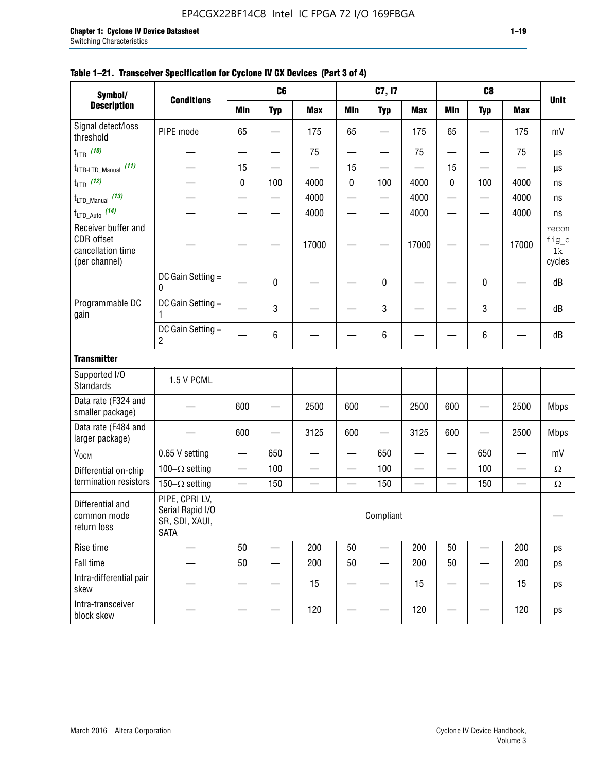**Table 1–21. Transceiver Specification for Cyclone IV GX Devices (Part 3 of 4)**

| Symbol/ Description | Conditions | C6 | | | C7, I7 | | | C8 | | | Unit |
|---|---|---|---|---|---|---|---|---|---|---|---|
| | | Min | Typ | Max | Min | Typ | Max | Min | Typ | Max | |
| Signal detect/loss threshold | PIPE mode | 65 | — | 175 | 65 | — | 175 | 65 | — | 175 | mV |
| $t_{LTR}$ (10) | — | — | — | 75 | — | — | 75 | — | — | 75 | µs |
| $t_{LTR\text{-}LTD\_Manual}$ (11) | — | 15 | — | — | 15 | — | — | 15 | — | — | µs |
| $t_{LTD}$ (12) | — | 0 | 100 | 4000 | 0 | 100 | 4000 | 0 | 100 | 4000 | ns |
| $t_{LTD\_Manual}$ (13) | — | — | — | 4000 | — | — | 4000 | — | — | 4000 | ns |
| $t_{LTD\_Auto}$ (14) | — | — | — | 4000 | — | — | 4000 | — | — | 4000 | ns |
| Receiver buffer and CDR offset cancellation time (per channel) | — | — | — | 17000 | — | — | 17000 | — | — | 17000 | reconfig_clk cycles |
| Programmable DC gain | DC Gain Setting = 0 | — | 0 | — | — | 0 | — | — | 0 | — | dB |
| | DC Gain Setting = 1 | — | 3 | — | — | 3 | — | — | 3 | — | dB |
| | DC Gain Setting = 2 | — | 6 | — | — | 6 | — | — | 6 | — | dB |
| **Transmitter** | | | | | | | | | | | |
| Supported I/O Standards | 1.5 V PCML | | | | | | | | | | |
| Data rate (F324 and smaller package) | — | 600 | — | 2500 | 600 | — | 2500 | 600 | — | 2500 | Mbps |
| Data rate (F484 and larger package) | — | 600 | — | 3125 | 600 | — | 3125 | 600 | — | 2500 | Mbps |
| $V_{OCM}$ | 0.65 V setting | — | 650 | — | — | 650 | — | — | 650 | — | mV |
| Differential on-chip termination resistors | 100–Ω setting | — | 100 | — | — | 100 | — | — | 100 | — | Ω |
| | 150–Ω setting | — | 150 | — | — | 150 | — | — | 150 | — | Ω |
| Differential and common mode return loss | PIPE, CPRI LV, Serial Rapid I/O SR, SDI, XAUI, SATA | Compliant | | | | | | | | | — |
| Rise time | — | 50 | — | 200 | 50 | — | 200 | 50 | — | 200 | ps |
| Fall time | — | 50 | — | 200 | 50 | — | 200 | 50 | — | 200 | ps |
| Intra-differential pair skew | — | — | — | 15 | — | — | 15 | — | — | 15 | ps |
| Intra-transceiver block skew | — | — | — | 120 | — | — | 120 | — | — | 120 | ps |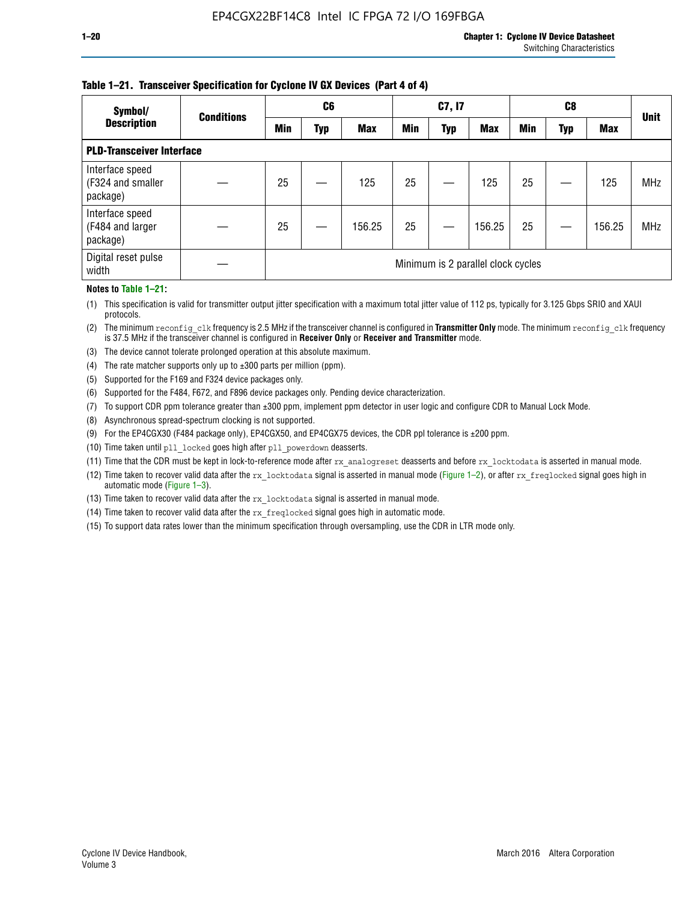**Table 1–21. Transceiver Specification for Cyclone IV GX Devices (Part 4 of 4)**

| Symbol/ Description | Conditions | C6 | | | C7, I7 | | | C8 | | | Unit |
|---|---|---|---|---|---|---|---|---|---|---|---|
| | | Min | Typ | Max | Min | Typ | Max | Min | Typ | Max | |
| **PLD-Transceiver Interface** | | | | | | | | | | | |
| Interface speed (F324 and smaller package) | — | 25 | — | 125 | 25 | — | 125 | 25 | — | 125 | MHz |
| Interface speed (F484 and larger package) | — | 25 | — | 156.25 | 25 | — | 156.25 | 25 | — | 156.25 | MHz |
| Digital reset pulse width | — | Minimum is 2 parallel clock cycles | | | | | | | | | |

**Notes to Table 1–21:**

(1) This specification is valid for transmitter output jitter specification with a maximum total jitter value of 112 ps, typically for 3.125 Gbps SRIO and XAUI protocols.

(2) The minimum `reconfig_clk` frequency is 2.5 MHz if the transceiver channel is configured in **Transmitter Only** mode. The minimum `reconfig_clk` frequency is 37.5 MHz if the transceiver channel is configured in **Receiver Only** or **Receiver and Transmitter** mode.

(3) The device cannot tolerate prolonged operation at this absolute maximum.

(4) The rate matcher supports only up to ±300 parts per million (ppm).

(5) Supported for the F169 and F324 device packages only.

(6) Supported for the F484, F672, and F896 device packages only. Pending device characterization.

(7) To support CDR ppm tolerance greater than ±300 ppm, implement ppm detector in user logic and configure CDR to Manual Lock Mode.

(8) Asynchronous spread-spectrum clocking is not supported.

(9) For the EP4CGX30 (F484 package only), EP4CGX50, and EP4CGX75 devices, the CDR ppl tolerance is ±200 ppm.

(10) Time taken until `pll_locked` goes high after `pll_powerdown` deasserts.

(11) Time that the CDR must be kept in lock-to-reference mode after `rx_analogreset` deasserts and before `rx_locktodata` is asserted in manual mode.

(12) Time taken to recover valid data after the `rx_locktodata` signal is asserted in manual mode (Figure 1–2), or after `rx_freqlocked` signal goes high in automatic mode (Figure 1–3).

(13) Time taken to recover valid data after the `rx_locktodata` signal is asserted in manual mode.

(14) Time taken to recover valid data after the `rx_freqlocked` signal goes high in automatic mode.

(15) To support data rates lower than the minimum specification through oversampling, use the CDR in LTR mode only.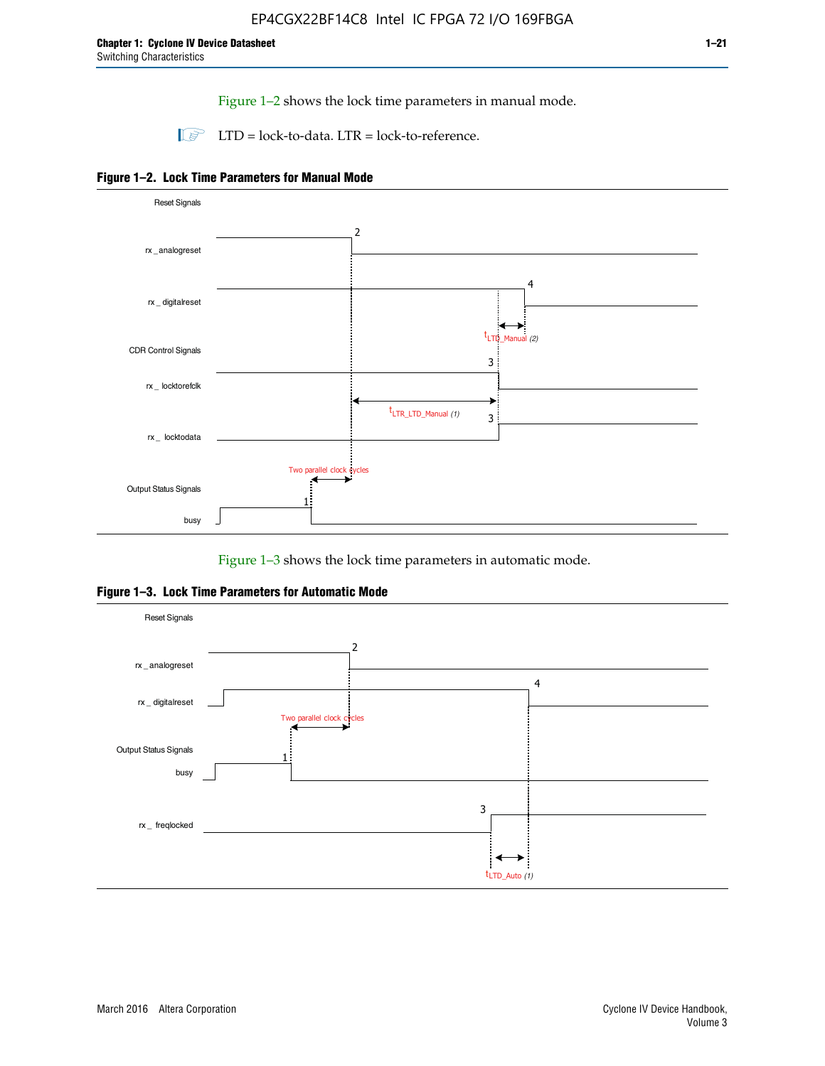Figure 1–2 shows the lock time parameters in manual mode.

LTD = lock-to-data. LTR = lock-to-reference.

**Figure 1–2. Lock Time Parameters for Manual Mode**

Reset Signals

rx_analogreset

rx_digitalreset

CDR Control Signals

rx_locktorefclk

rx_locktodata

Output Status Signals

busy

Two parallel clock cycles

$t_{LTD\_Manual}$ (2)

$t_{LTR\_LTD\_Manual}$ (1)

Figure 1–3 shows the lock time parameters in automatic mode.

**Figure 1–3. Lock Time Parameters for Automatic Mode**

Reset Signals

rx_analogreset

rx_digitalreset

Two parallel clock cycles

Output Status Signals

busy

rx_freqlocked

$t_{LTD\_Auto}$ (1)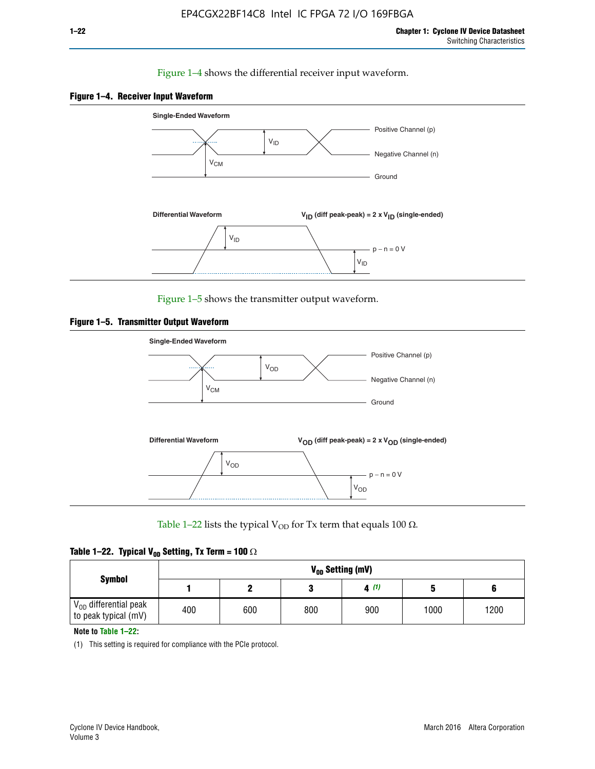Figure 1–4 shows the differential receiver input waveform.

**Figure 1–4. Receiver Input Waveform**

Single-Ended Waveform

Positive Channel (p)

Negative Channel (n)

Ground

$V_{ID}$

$V_{CM}$

Differential Waveform

$V_{ID}$ (diff peak-peak) = 2 x $V_{ID}$ (single-ended)

$V_{ID}$

p − n = 0 V

$V_{ID}$

Figure 1–5 shows the transmitter output waveform.

**Figure 1–5. Transmitter Output Waveform**

Single-Ended Waveform

Positive Channel (p)

Negative Channel (n)

Ground

$V_{OD}$

$V_{CM}$

Differential Waveform

$V_{OD}$ (diff peak-peak) = 2 x $V_{OD}$ (single-ended)

$V_{OD}$

p − n = 0 V

$V_{OD}$

Table 1–22 lists the typical $V_{OD}$ for Tx term that equals 100 Ω.

**Table 1–22. Typical $V_{OD}$ Setting, Tx Term = 100 Ω**

| Symbol | $V_{OD}$ Setting (mV) | | | | | |
|---|---|---|---|---|---|---|
| | 1 | 2 | 3 | 4 (1) | 5 | 6 |
| $V_{OD}$ differential peak to peak typical (mV) | 400 | 600 | 800 | 900 | 1000 | 1200 |

**Note to Table 1–22:**

(1) This setting is required for compliance with the PCIe protocol.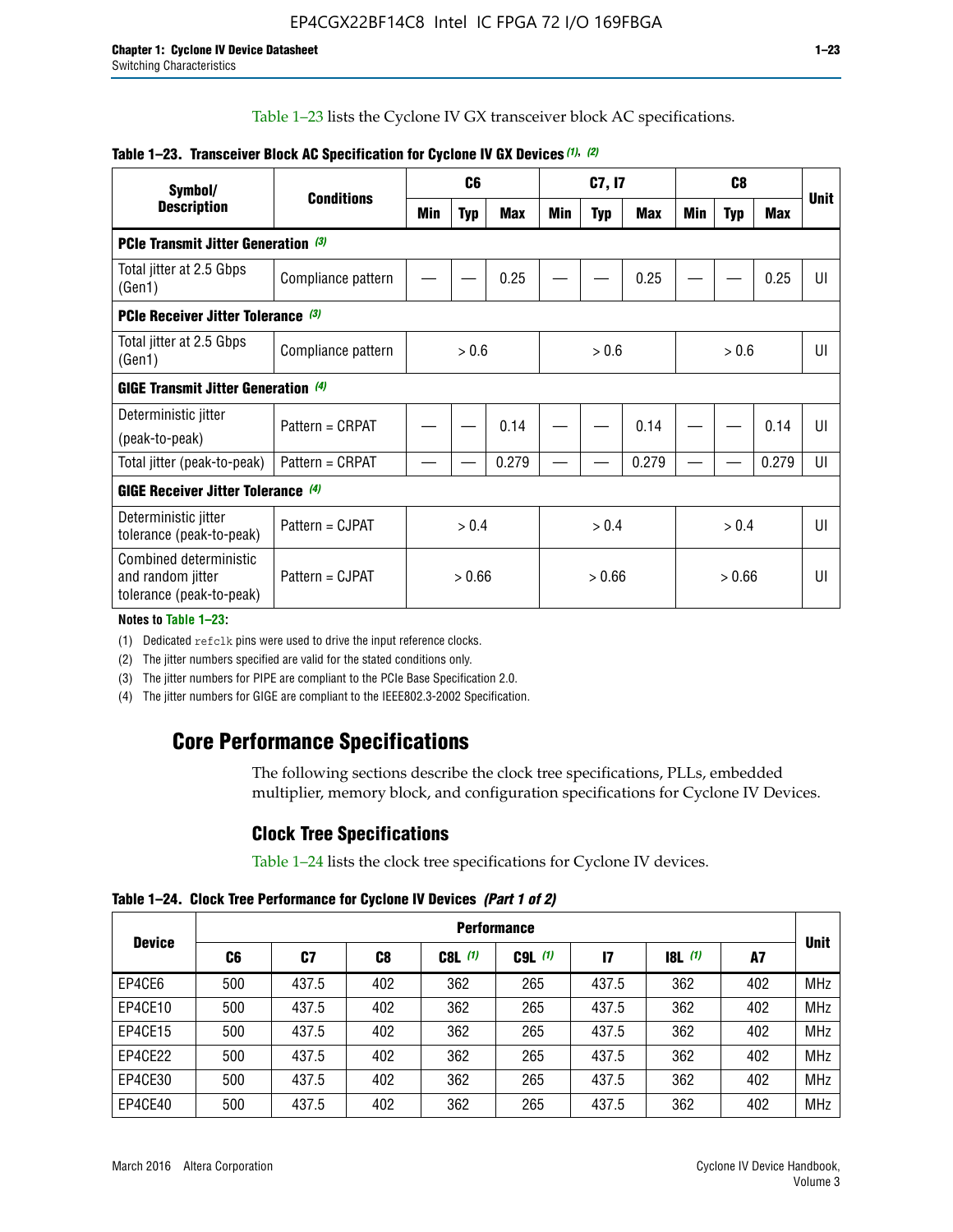Table 1–23 lists the Cyclone IV GX transceiver block AC specifications.

**Table 1–23. Transceiver Block AC Specification for Cyclone IV GX Devices (1), (2)**

| Symbol/ Description | Conditions | C6 | | | C7, I7 | | | C8 | | | Unit |
|---|---|---|---|---|---|---|---|---|---|---|---|
| | | Min | Typ | Max | Min | Typ | Max | Min | Typ | Max | |
| **PCIe Transmit Jitter Generation (3)** | | | | | | | | | | | |
| Total jitter at 2.5 Gbps (Gen1) | Compliance pattern | — | — | 0.25 | — | — | 0.25 | — | — | 0.25 | UI |
| **PCIe Receiver Jitter Tolerance (3)** | | | | | | | | | | | |
| Total jitter at 2.5 Gbps (Gen1) | Compliance pattern | > 0.6 | | | > 0.6 | | | > 0.6 | | | UI |
| **GIGE Transmit Jitter Generation (4)** | | | | | | | | | | | |
| Deterministic jitter (peak-to-peak) | Pattern = CRPAT | — | — | 0.14 | — | — | 0.14 | — | — | 0.14 | UI |
| Total jitter (peak-to-peak) | Pattern = CRPAT | — | — | 0.279 | — | — | 0.279 | — | — | 0.279 | UI |
| **GIGE Receiver Jitter Tolerance (4)** | | | | | | | | | | | |
| Deterministic jitter tolerance (peak-to-peak) | Pattern = CJPAT | > 0.4 | | | > 0.4 | | | > 0.4 | | | UI |
| Combined deterministic and random jitter tolerance (peak-to-peak) | Pattern = CJPAT | > 0.66 | | | > 0.66 | | | > 0.66 | | | UI |

**Notes to Table 1–23:**

(1) Dedicated refclk pins were used to drive the input reference clocks.

(2) The jitter numbers specified are valid for the stated conditions only.

(3) The jitter numbers for PIPE are compliant to the PCIe Base Specification 2.0.

(4) The jitter numbers for GIGE are compliant to the IEEE802.3-2002 Specification.

## Core Performance Specifications

The following sections describe the clock tree specifications, PLLs, embedded multiplier, memory block, and configuration specifications for Cyclone IV Devices.

### Clock Tree Specifications

Table 1–24 lists the clock tree specifications for Cyclone IV devices.

**Table 1–24. Clock Tree Performance for Cyclone IV Devices (Part 1 of 2)**

| Device | Performance | | | | | | | | Unit |
|---|---|---|---|---|---|---|---|---|---|
| | C6 | C7 | C8 | C8L (1) | C9L (1) | I7 | I8L (1) | A7 | |
| EP4CE6 | 500 | 437.5 | 402 | 362 | 265 | 437.5 | 362 | 402 | MHz |
| EP4CE10 | 500 | 437.5 | 402 | 362 | 265 | 437.5 | 362 | 402 | MHz |
| EP4CE15 | 500 | 437.5 | 402 | 362 | 265 | 437.5 | 362 | 402 | MHz |
| EP4CE22 | 500 | 437.5 | 402 | 362 | 265 | 437.5 | 362 | 402 | MHz |
| EP4CE30 | 500 | 437.5 | 402 | 362 | 265 | 437.5 | 362 | 402 | MHz |
| EP4CE40 | 500 | 437.5 | 402 | 362 | 265 | 437.5 | 362 | 402 | MHz |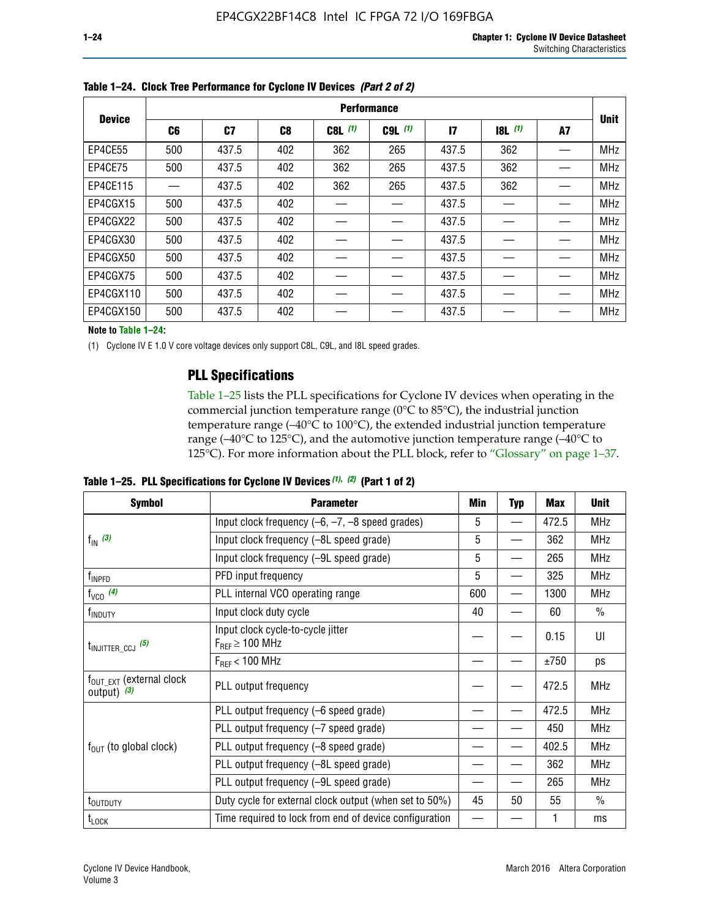**Table 1–24. Clock Tree Performance for Cyclone IV Devices *(Part 2 of 2)***

| Device | Performance | | | | | | | | Unit |
|---|---|---|---|---|---|---|---|---|---|
| | C6 | C7 | C8 | C8L (1) | C9L (1) | I7 | I8L (1) | A7 | |
| EP4CE55 | 500 | 437.5 | 402 | 362 | 265 | 437.5 | 362 | — | MHz |
| EP4CE75 | 500 | 437.5 | 402 | 362 | 265 | 437.5 | 362 | — | MHz |
| EP4CE115 | — | 437.5 | 402 | 362 | 265 | 437.5 | 362 | — | MHz |
| EP4CGX15 | 500 | 437.5 | 402 | — | — | 437.5 | — | — | MHz |
| EP4CGX22 | 500 | 437.5 | 402 | — | — | 437.5 | — | — | MHz |
| EP4CGX30 | 500 | 437.5 | 402 | — | — | 437.5 | — | — | MHz |
| EP4CGX50 | 500 | 437.5 | 402 | — | — | 437.5 | — | — | MHz |
| EP4CGX75 | 500 | 437.5 | 402 | — | — | 437.5 | — | — | MHz |
| EP4CGX110 | 500 | 437.5 | 402 | — | — | 437.5 | — | — | MHz |
| EP4CGX150 | 500 | 437.5 | 402 | — | — | 437.5 | — | — | MHz |

**Note to Table 1–24:**

(1) Cyclone IV E 1.0 V core voltage devices only support C8L, C9L, and I8L speed grades.

## PLL Specifications

Table 1–25 lists the PLL specifications for Cyclone IV devices when operating in the commercial junction temperature range (0°C to 85°C), the industrial junction temperature range (–40°C to 100°C), the extended industrial junction temperature range (–40°C to 125°C), and the automotive junction temperature range (–40°C to 125°C). For more information about the PLL block, refer to "Glossary" on page 1–37.

**Table 1–25. PLL Specifications for Cyclone IV Devices *(1), (2)* (Part 1 of 2)**

| Symbol | Parameter | Min | Typ | Max | Unit |
|---|---|---|---|---|---|
| $f_{IN}$ (3) | Input clock frequency (–6, –7, –8 speed grades) | 5 | — | 472.5 | MHz |
| | Input clock frequency (–8L speed grade) | 5 | — | 362 | MHz |
| | Input clock frequency (–9L speed grade) | 5 | — | 265 | MHz |
| $f_{INPFD}$ | PFD input frequency | 5 | — | 325 | MHz |
| $f_{VCO}$ (4) | PLL internal VCO operating range | 600 | — | 1300 | MHz |
| $f_{INDUTY}$ | Input clock duty cycle | 40 | — | 60 | % |
| $t_{INJITTER\_CCJ}$ (5) | Input clock cycle-to-cycle jitter $F_{REF} \geq 100$ MHz | — | — | 0.15 | UI |
| | $F_{REF} < 100$ MHz | — | — | ±750 | ps |
| $f_{OUT\_EXT}$ (external clock output) (3) | PLL output frequency | — | — | 472.5 | MHz |
| $f_{OUT}$ (to global clock) | PLL output frequency (–6 speed grade) | — | — | 472.5 | MHz |
| | PLL output frequency (–7 speed grade) | — | — | 450 | MHz |
| | PLL output frequency (–8 speed grade) | — | — | 402.5 | MHz |
| | PLL output frequency (–8L speed grade) | — | — | 362 | MHz |
| | PLL output frequency (–9L speed grade) | — | — | 265 | MHz |
| $t_{OUTDUTY}$ | Duty cycle for external clock output (when set to 50%) | 45 | 50 | 55 | % |
| $t_{LOCK}$ | Time required to lock from end of device configuration | — | — | 1 | ms |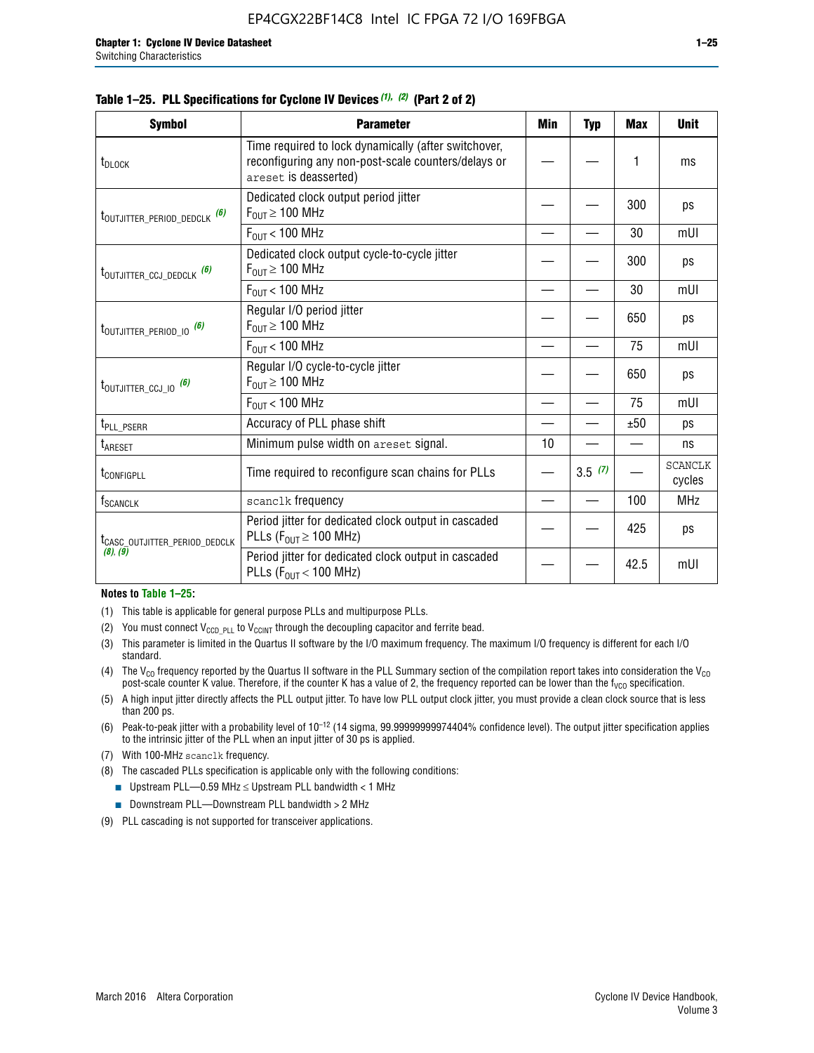**Table 1–25. PLL Specifications for Cyclone IV Devices (1), (2) (Part 2 of 2)**

| Symbol | Parameter | Min | Typ | Max | Unit |
|---|---|---|---|---|---|
| $t_{DLOCK}$ | Time required to lock dynamically (after switchover, reconfiguring any non-post-scale counters/delays or `areset` is deasserted) | — | — | 1 | ms |
| $t_{OUTJITTER\_PERIOD\_DEDCLK}$ (6) | Dedicated clock output period jitter $F_{OUT} \geq 100$ MHz | — | — | 300 | ps |
| | $F_{OUT} < 100$ MHz | — | — | 30 | mUI |
| $t_{OUTJITTER\_CCJ\_DEDCLK}$ (6) | Dedicated clock output cycle-to-cycle jitter $F_{OUT} \geq 100$ MHz | — | — | 300 | ps |
| | $F_{OUT} < 100$ MHz | — | — | 30 | mUI |
| $t_{OUTJITTER\_PERIOD\_IO}$ (6) | Regular I/O period jitter $F_{OUT} \geq 100$ MHz | — | — | 650 | ps |
| | $F_{OUT} < 100$ MHz | — | — | 75 | mUI |
| $t_{OUTJITTER\_CCJ\_IO}$ (6) | Regular I/O cycle-to-cycle jitter $F_{OUT} \geq 100$ MHz | — | — | 650 | ps |
| | $F_{OUT} < 100$ MHz | — | — | 75 | mUI |
| $t_{PLL\_PSERR}$ | Accuracy of PLL phase shift | — | — | ±50 | ps |
| $t_{ARESET}$ | Minimum pulse width on `areset` signal. | 10 | — | — | ns |
| $t_{CONFIGPLL}$ | Time required to reconfigure scan chains for PLLs | — | 3.5 (7) | — | SCANCLK cycles |
| $f_{SCANCLK}$ | `scanclk` frequency | — | — | 100 | MHz |
| $t_{CASC\_OUTJITTER\_PERIOD\_DEDCLK}$ (8), (9) | Period jitter for dedicated clock output in cascaded PLLs ($F_{OUT} \geq 100$ MHz) | — | — | 425 | ps |
| | Period jitter for dedicated clock output in cascaded PLLs ($F_{OUT} < 100$ MHz) | — | — | 42.5 | mUI |

**Notes to Table 1–25:**

(1) This table is applicable for general purpose PLLs and multipurpose PLLs.

(2) You must connect $V_{CCD\_PLL}$ to $V_{CCINT}$ through the decoupling capacitor and ferrite bead.

(3) This parameter is limited in the Quartus II software by the I/O maximum frequency. The maximum I/O frequency is different for each I/O standard.

(4) The $V_{CO}$ frequency reported by the Quartus II software in the PLL Summary section of the compilation report takes into consideration the $V_{CO}$ post-scale counter K value. Therefore, if the counter K has a value of 2, the frequency reported can be lower than the $f_{VCO}$ specification.

(5) A high input jitter directly affects the PLL output jitter. To have low PLL output clock jitter, you must provide a clean clock source that is less than 200 ps.

(6) Peak-to-peak jitter with a probability level of $10^{-12}$ (14 sigma, 99.99999999974404% confidence level). The output jitter specification applies to the intrinsic jitter of the PLL when an input jitter of 30 ps is applied.

(7) With 100-MHz `scanclk` frequency.

(8) The cascaded PLLs specification is applicable only with the following conditions:

- Upstream PLL—0.59 MHz ≤ Upstream PLL bandwidth < 1 MHz
- Downstream PLL—Downstream PLL bandwidth > 2 MHz

(9) PLL cascading is not supported for transceiver applications.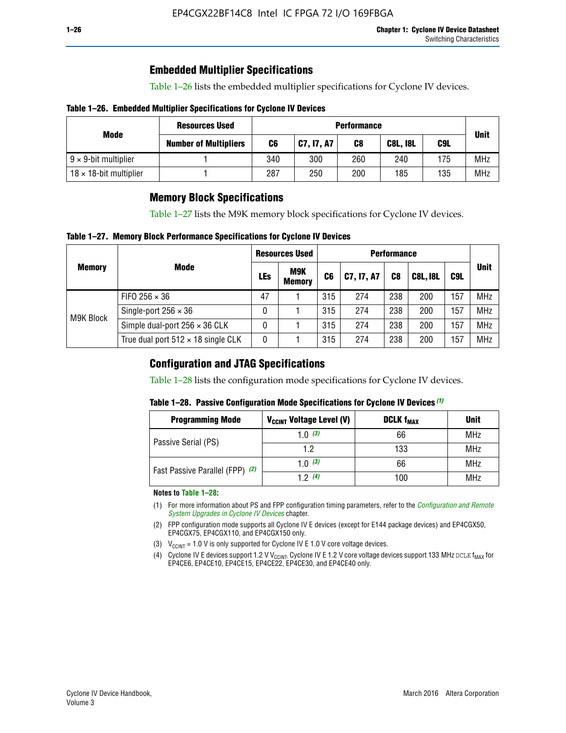## Embedded Multiplier Specifications

Table 1–26 lists the embedded multiplier specifications for Cyclone IV devices.

**Table 1–26. Embedded Multiplier Specifications for Cyclone IV Devices**

| Mode | Resources Used | Performance | | | | | Unit |
|---|---|---|---|---|---|---|---|
| | Number of Multipliers | C6 | C7, I7, A7 | C8 | C8L, I8L | C9L | |
| 9 × 9-bit multiplier | 1 | 340 | 300 | 260 | 240 | 175 | MHz |
| 18 × 18-bit multiplier | 1 | 287 | 250 | 200 | 185 | 135 | MHz |

## Memory Block Specifications

Table 1–27 lists the M9K memory block specifications for Cyclone IV devices.

**Table 1–27. Memory Block Performance Specifications for Cyclone IV Devices**

| Memory | Mode | Resources Used | | Performance | | | | | Unit |
|---|---|---|---|---|---|---|---|---|---|
| | | LEs | M9K Memory | C6 | C7, I7, A7 | C8 | C8L, I8L | C9L | |
| M9K Block | FIFO 256 × 36 | 47 | 1 | 315 | 274 | 238 | 200 | 157 | MHz |
| | Single-port 256 × 36 | 0 | 1 | 315 | 274 | 238 | 200 | 157 | MHz |
| | Simple dual-port 256 × 36 CLK | 0 | 1 | 315 | 274 | 238 | 200 | 157 | MHz |
| | True dual port 512 × 18 single CLK | 0 | 1 | 315 | 274 | 238 | 200 | 157 | MHz |

## Configuration and JTAG Specifications

Table 1–28 lists the configuration mode specifications for Cyclone IV devices.

**Table 1–28. Passive Configuration Mode Specifications for Cyclone IV Devices** *(1)*

| Programming Mode | $V_{CCINT}$ Voltage Level (V) | DCLK $f_{MAX}$ | Unit |
|---|---|---|---|
| Passive Serial (PS) | 1.0 *(3)* | 66 | MHz |
| | 1.2 | 133 | MHz |
| Fast Passive Parallel (FPP) *(2)* | 1.0 *(3)* | 66 | MHz |
| | 1.2 *(4)* | 100 | MHz |

**Notes to Table 1–28:**

(1) For more information about PS and FPP configuration timing parameters, refer to the *Configuration and Remote System Upgrades in Cyclone IV Devices* chapter.

(2) FPP configuration mode supports all Cyclone IV E devices (except for E144 package devices) and EP4CGX50, EP4CGX75, EP4CGX110, and EP4CGX150 only.

(3) $V_{CCINT}$ = 1.0 V is only supported for Cyclone IV E 1.0 V core voltage devices.

(4) Cyclone IV E devices support 1.2 V $V_{CCINT}$. Cyclone IV E 1.2 V core voltage devices support 133 MHz DCLK $f_{MAX}$ for EP4CE6, EP4CE10, EP4CE15, EP4CE22, EP4CE30, and EP4CE40 only.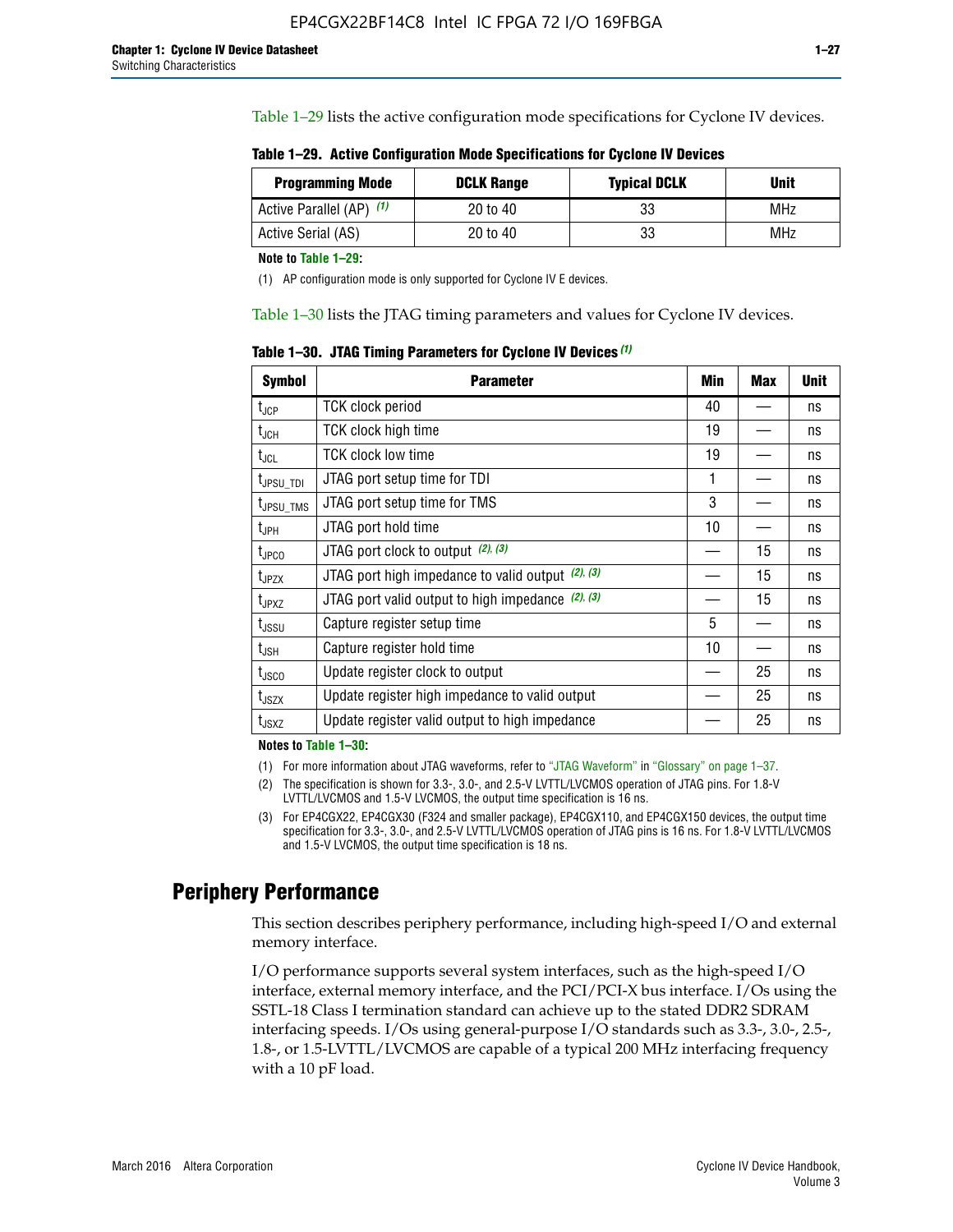Table 1–29 lists the active configuration mode specifications for Cyclone IV devices.

**Table 1–29. Active Configuration Mode Specifications for Cyclone IV Devices**

| Programming Mode | DCLK Range | Typical DCLK | Unit |
|---|---|---|---|
| Active Parallel (AP) (1) | 20 to 40 | 33 | MHz |
| Active Serial (AS) | 20 to 40 | 33 | MHz |

**Note to Table 1–29:**

(1) AP configuration mode is only supported for Cyclone IV E devices.

Table 1–30 lists the JTAG timing parameters and values for Cyclone IV devices.

**Table 1–30. JTAG Timing Parameters for Cyclone IV Devices (1)**

| Symbol | Parameter | Min | Max | Unit |
|---|---|---|---|---|
| $t_{JCP}$ | TCK clock period | 40 | — | ns |
| $t_{JCH}$ | TCK clock high time | 19 | — | ns |
| $t_{JCL}$ | TCK clock low time | 19 | — | ns |
| $t_{JPSU\_TDI}$ | JTAG port setup time for TDI | 1 | — | ns |
| $t_{JPSU\_TMS}$ | JTAG port setup time for TMS | 3 | — | ns |
| $t_{JPH}$ | JTAG port hold time | 10 | — | ns |
| $t_{JPCO}$ | JTAG port clock to output (2), (3) | — | 15 | ns |
| $t_{JPZX}$ | JTAG port high impedance to valid output (2), (3) | — | 15 | ns |
| $t_{JPXZ}$ | JTAG port valid output to high impedance (2), (3) | — | 15 | ns |
| $t_{JSSU}$ | Capture register setup time | 5 | — | ns |
| $t_{JSH}$ | Capture register hold time | 10 | — | ns |
| $t_{JSCO}$ | Update register clock to output | — | 25 | ns |
| $t_{JSZX}$ | Update register high impedance to valid output | — | 25 | ns |
| $t_{JSXZ}$ | Update register valid output to high impedance | — | 25 | ns |

**Notes to Table 1–30:**

(1) For more information about JTAG waveforms, refer to "JTAG Waveform" in "Glossary" on page 1–37.

(2) The specification is shown for 3.3-, 3.0-, and 2.5-V LVTTL/LVCMOS operation of JTAG pins. For 1.8-V LVTTL/LVCMOS and 1.5-V LVCMOS, the output time specification is 16 ns.

(3) For EP4CGX22, EP4CGX30 (F324 and smaller package), EP4CGX110, and EP4CGX150 devices, the output time specification for 3.3-, 3.0-, and 2.5-V LVTTL/LVCMOS operation of JTAG pins is 16 ns. For 1.8-V LVTTL/LVCMOS and 1.5-V LVCMOS, the output time specification is 18 ns.

## Periphery Performance

This section describes periphery performance, including high-speed I/O and external memory interface.

I/O performance supports several system interfaces, such as the high-speed I/O interface, external memory interface, and the PCI/PCI-X bus interface. I/Os using the SSTL-18 Class I termination standard can achieve up to the stated DDR2 SDRAM interfacing speeds. I/Os using general-purpose I/O standards such as 3.3-, 3.0-, 2.5-, 1.8-, or 1.5-LVTTL/LVCMOS are capable of a typical 200 MHz interfacing frequency with a 10 pF load.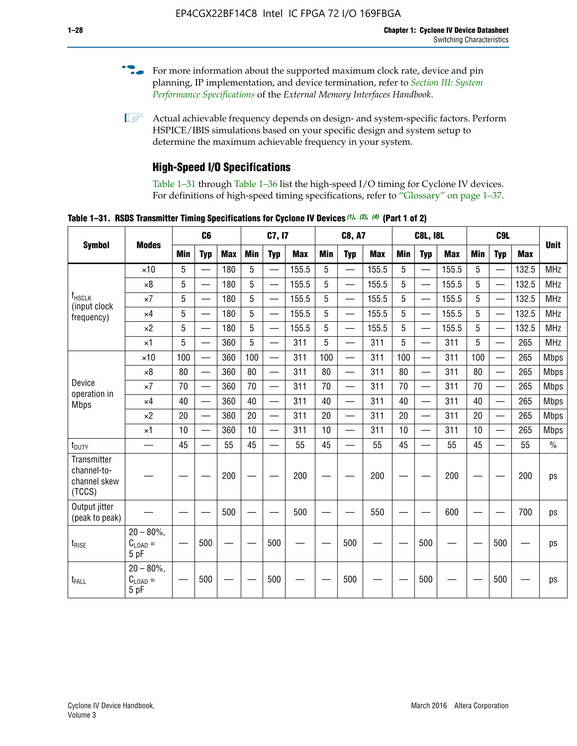For more information about the supported maximum clock rate, device and pin planning, IP implementation, and device termination, refer to *Section III: System Performance Specifications* of the *External Memory Interfaces Handbook*.

Actual achievable frequency depends on design- and system-specific factors. Perform HSPICE/IBIS simulations based on your specific design and system setup to determine the maximum achievable frequency in your system.

## High-Speed I/O Specifications

Table 1–31 through Table 1–36 list the high-speed I/O timing for Cyclone IV devices. For definitions of high-speed timing specifications, refer to "Glossary" on page 1–37.

**Table 1–31. RSDS Transmitter Timing Specifications for Cyclone IV Devices (1), (2), (4) (Part 1 of 2)**

| Symbol | Modes | C6 | | | C7, I7 | | | C8, A7 | | | C8L, I8L | | | C9L | | | Unit |
|---|---|---|---|---|---|---|---|---|---|---|---|---|---|---|---|---|---|
| | | Min | Typ | Max | Min | Typ | Max | Min | Typ | Max | Min | Typ | Max | Min | Typ | Max | |
| $f_{HSCLK}$ (input clock frequency) | ×10 | 5 | — | 180 | 5 | — | 155.5 | 5 | — | 155.5 | 5 | — | 155.5 | 5 | — | 132.5 | MHz |
| | ×8 | 5 | — | 180 | 5 | — | 155.5 | 5 | — | 155.5 | 5 | — | 155.5 | 5 | — | 132.5 | MHz |
| | ×7 | 5 | — | 180 | 5 | — | 155.5 | 5 | — | 155.5 | 5 | — | 155.5 | 5 | — | 132.5 | MHz |
| | ×4 | 5 | — | 180 | 5 | — | 155.5 | 5 | — | 155.5 | 5 | — | 155.5 | 5 | — | 132.5 | MHz |
| | ×2 | 5 | — | 180 | 5 | — | 155.5 | 5 | — | 155.5 | 5 | — | 155.5 | 5 | — | 132.5 | MHz |
| | ×1 | 5 | — | 360 | 5 | — | 311 | 5 | — | 311 | 5 | — | 311 | 5 | — | 265 | MHz |
| Device operation in Mbps | ×10 | 100 | — | 360 | 100 | — | 311 | 100 | — | 311 | 100 | — | 311 | 100 | — | 265 | Mbps |
| | ×8 | 80 | — | 360 | 80 | — | 311 | 80 | — | 311 | 80 | — | 311 | 80 | — | 265 | Mbps |
| | ×7 | 70 | — | 360 | 70 | — | 311 | 70 | — | 311 | 70 | — | 311 | 70 | — | 265 | Mbps |
| | ×4 | 40 | — | 360 | 40 | — | 311 | 40 | — | 311 | 40 | — | 311 | 40 | — | 265 | Mbps |
| | ×2 | 20 | — | 360 | 20 | — | 311 | 20 | — | 311 | 20 | — | 311 | 20 | — | 265 | Mbps |
| | ×1 | 10 | — | 360 | 10 | — | 311 | 10 | — | 311 | 10 | — | 311 | 10 | — | 265 | Mbps |
| $t_{DUTY}$ | — | 45 | — | 55 | 45 | — | 55 | 45 | — | 55 | 45 | — | 55 | 45 | — | 55 | % |
| Transmitter channel-to-channel skew (TCCS) | — | — | — | 200 | — | — | 200 | — | — | 200 | — | — | 200 | — | — | 200 | ps |
| Output jitter (peak to peak) | — | — | — | 500 | — | — | 500 | — | — | 550 | — | — | 600 | — | — | 700 | ps |
| $t_{RISE}$ | 20 – 80%, $C_{LOAD}$ = 5 pF | — | 500 | — | — | 500 | — | — | 500 | — | — | 500 | — | — | 500 | — | ps |
| $t_{FALL}$ | 20 – 80%, $C_{LOAD}$ = 5 pF | — | 500 | — | — | 500 | — | — | 500 | — | — | 500 | — | — | 500 | — | ps |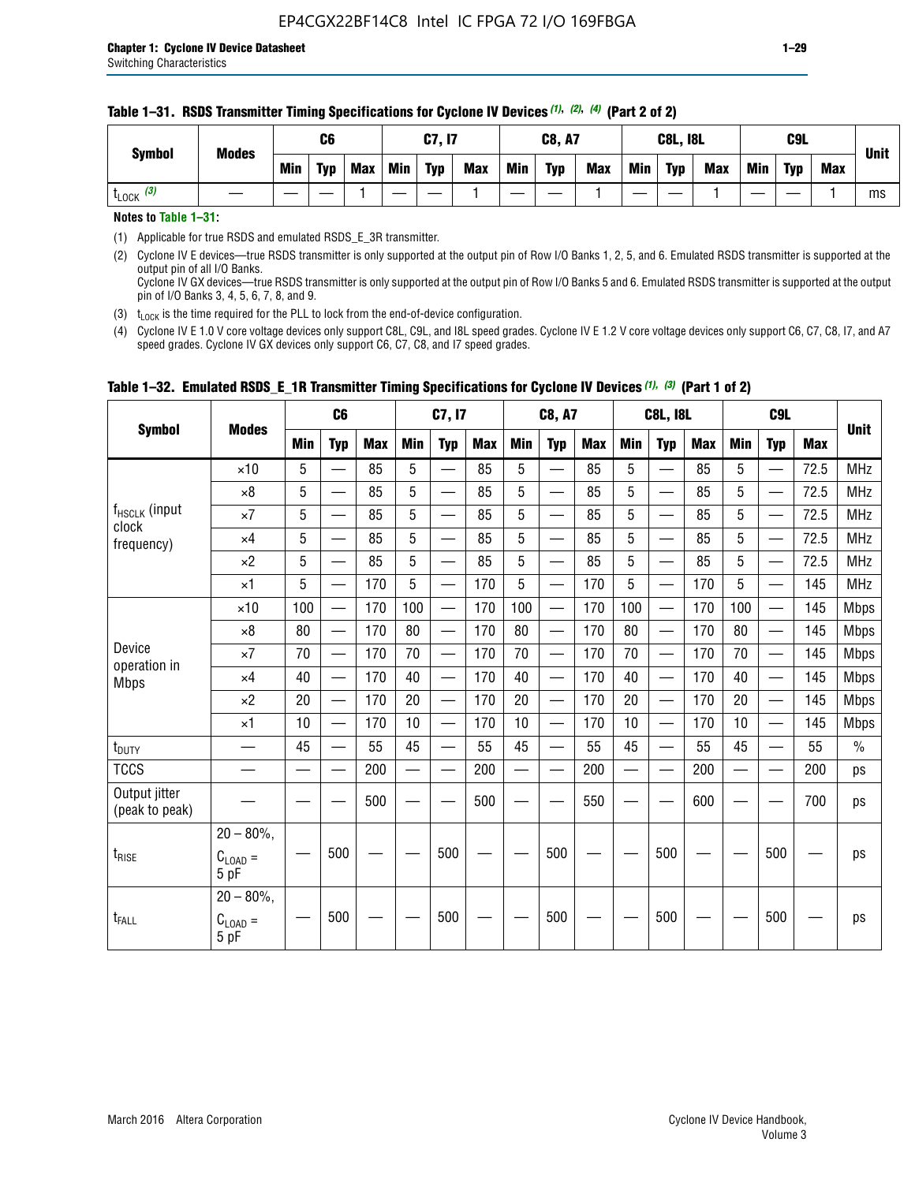**Table 1–31. RSDS Transmitter Timing Specifications for Cyclone IV Devices (1), (2), (4) (Part 2 of 2)**

| Symbol | Modes | C6 | | | C7, I7 | | | C8, A7 | | | C8L, I8L | | | C9L | | | Unit |
|---|---|---|---|---|---|---|---|---|---|---|---|---|---|---|---|---|---|
| | | Min | Typ | Max | Min | Typ | Max | Min | Typ | Max | Min | Typ | Max | Min | Typ | Max | |
| $t_{LOCK}$ (3) | — | — | — | 1 | — | — | 1 | — | — | 1 | — | — | 1 | — | — | 1 | ms |

**Notes to Table 1–31:**

(1) Applicable for true RSDS and emulated RSDS_E_3R transmitter.

(2) Cyclone IV E devices—true RSDS transmitter is only supported at the output pin of Row I/O Banks 1, 2, 5, and 6. Emulated RSDS transmitter is supported at the output pin of all I/O Banks.
Cyclone IV GX devices—true RSDS transmitter is only supported at the output pin of Row I/O Banks 5 and 6. Emulated RSDS transmitter is supported at the output pin of I/O Banks 3, 4, 5, 6, 7, 8, and 9.

(3) $t_{LOCK}$ is the time required for the PLL to lock from the end-of-device configuration.

(4) Cyclone IV E 1.0 V core voltage devices only support C8L, C9L, and I8L speed grades. Cyclone IV E 1.2 V core voltage devices only support C6, C7, C8, I7, and A7 speed grades. Cyclone IV GX devices only support C6, C7, C8, and I7 speed grades.

**Table 1–32. Emulated RSDS_E_1R Transmitter Timing Specifications for Cyclone IV Devices (1), (3) (Part 1 of 2)**

| Symbol | Modes | C6 | | | C7, I7 | | | C8, A7 | | | C8L, I8L | | | C9L | | | Unit |
|---|---|---|---|---|---|---|---|---|---|---|---|---|---|---|---|---|---|
| | | Min | Typ | Max | Min | Typ | Max | Min | Typ | Max | Min | Typ | Max | Min | Typ | Max | |
| $f_{HSCLK}$ (input clock frequency) | ×10 | 5 | — | 85 | 5 | — | 85 | 5 | — | 85 | 5 | — | 85 | 5 | — | 72.5 | MHz |
| | ×8 | 5 | — | 85 | 5 | — | 85 | 5 | — | 85 | 5 | — | 85 | 5 | — | 72.5 | MHz |
| | ×7 | 5 | — | 85 | 5 | — | 85 | 5 | — | 85 | 5 | — | 85 | 5 | — | 72.5 | MHz |
| | ×4 | 5 | — | 85 | 5 | — | 85 | 5 | — | 85 | 5 | — | 85 | 5 | — | 72.5 | MHz |
| | ×2 | 5 | — | 85 | 5 | — | 85 | 5 | — | 85 | 5 | — | 85 | 5 | — | 72.5 | MHz |
| | ×1 | 5 | — | 170 | 5 | — | 170 | 5 | — | 170 | 5 | — | 170 | 5 | — | 145 | MHz |
| Device operation in Mbps | ×10 | 100 | — | 170 | 100 | — | 170 | 100 | — | 170 | 100 | — | 170 | 100 | — | 145 | Mbps |
| | ×8 | 80 | — | 170 | 80 | — | 170 | 80 | — | 170 | 80 | — | 170 | 80 | — | 145 | Mbps |
| | ×7 | 70 | — | 170 | 70 | — | 170 | 70 | — | 170 | 70 | — | 170 | 70 | — | 145 | Mbps |
| | ×4 | 40 | — | 170 | 40 | — | 170 | 40 | — | 170 | 40 | — | 170 | 40 | — | 145 | Mbps |
| | ×2 | 20 | — | 170 | 20 | — | 170 | 20 | — | 170 | 20 | — | 170 | 20 | — | 145 | Mbps |
| | ×1 | 10 | — | 170 | 10 | — | 170 | 10 | — | 170 | 10 | — | 170 | 10 | — | 145 | Mbps |
| $t_{DUTY}$ | — | 45 | — | 55 | 45 | — | 55 | 45 | — | 55 | 45 | — | 55 | 45 | — | 55 | % |
| TCCS | — | — | — | 200 | — | — | 200 | — | — | 200 | — | — | 200 | — | — | 200 | ps |
| Output jitter (peak to peak) | — | — | — | 500 | — | — | 500 | — | — | 550 | — | — | 600 | — | — | 700 | ps |
| $t_{RISE}$ | 20 – 80%, $C_{LOAD}$ = 5 pF | — | 500 | — | — | 500 | — | — | 500 | — | — | 500 | — | — | 500 | — | ps |
| $t_{FALL}$ | 20 – 80%, $C_{LOAD}$ = 5 pF | — | 500 | — | — | 500 | — | — | 500 | — | — | 500 | — | — | 500 | — | ps |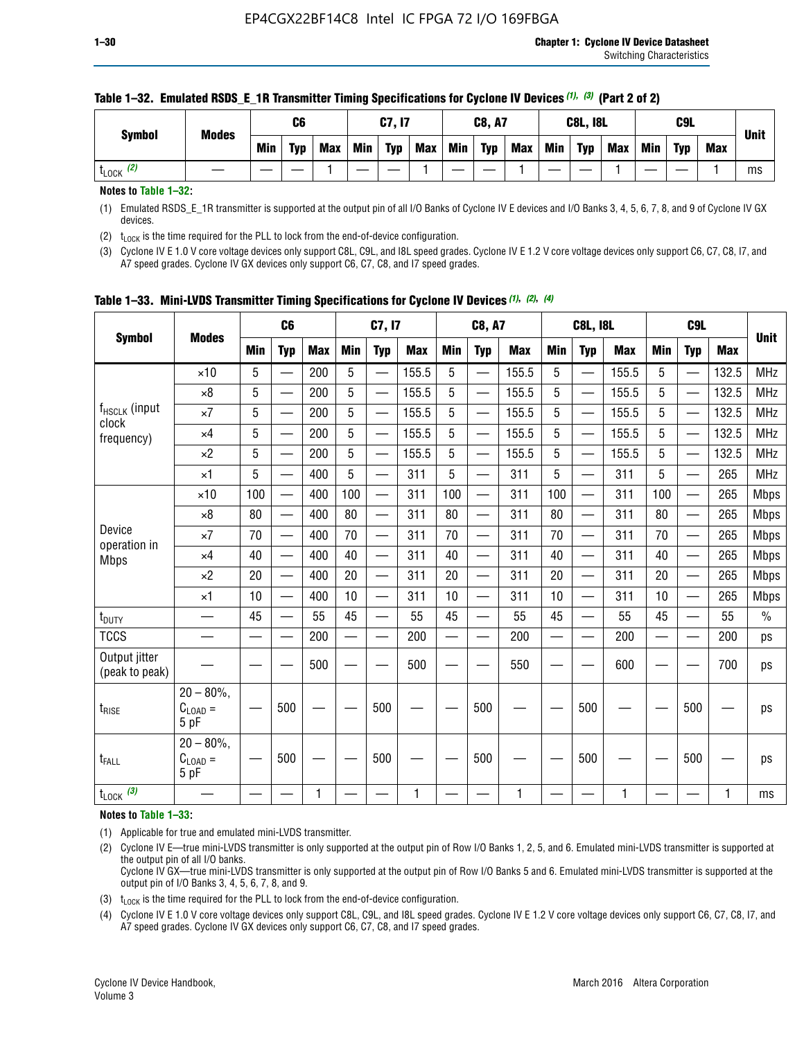**Table 1–32. Emulated RSDS_E_1R Transmitter Timing Specifications for Cyclone IV Devices (1), (3) (Part 2 of 2)**

| Symbol | Modes | C6 | | | C7, I7 | | | C8, A7 | | | C8L, I8L | | | C9L | | | Unit |
|---|---|---|---|---|---|---|---|---|---|---|---|---|---|---|---|---|---|
| | | Min | Typ | Max | Min | Typ | Max | Min | Typ | Max | Min | Typ | Max | Min | Typ | Max | |
| $t_{LOCK}$ (2) | — | — | — | 1 | — | — | 1 | — | — | 1 | — | — | 1 | — | — | 1 | ms |

**Notes to Table 1–32:**

(1) Emulated RSDS_E_1R transmitter is supported at the output pin of all I/O Banks of Cyclone IV E devices and I/O Banks 3, 4, 5, 6, 7, 8, and 9 of Cyclone IV GX devices.

(2) $t_{LOCK}$ is the time required for the PLL to lock from the end-of-device configuration.

(3) Cyclone IV E 1.0 V core voltage devices only support C8L, C9L, and I8L speed grades. Cyclone IV E 1.2 V core voltage devices only support C6, C7, C8, I7, and A7 speed grades. Cyclone IV GX devices only support C6, C7, C8, and I7 speed grades.

**Table 1–33. Mini-LVDS Transmitter Timing Specifications for Cyclone IV Devices (1), (2), (4)**

| Symbol | Modes | C6 | | | C7, I7 | | | C8, A7 | | | C8L, I8L | | | C9L | | | Unit |
|---|---|---|---|---|---|---|---|---|---|---|---|---|---|---|---|---|---|
| | | Min | Typ | Max | Min | Typ | Max | Min | Typ | Max | Min | Typ | Max | Min | Typ | Max | |
| $f_{HSCLK}$ (input clock frequency) | ×10 | 5 | — | 200 | 5 | — | 155.5 | 5 | — | 155.5 | 5 | — | 155.5 | 5 | — | 132.5 | MHz |
| | ×8 | 5 | — | 200 | 5 | — | 155.5 | 5 | — | 155.5 | 5 | — | 155.5 | 5 | — | 132.5 | MHz |
| | ×7 | 5 | — | 200 | 5 | — | 155.5 | 5 | — | 155.5 | 5 | — | 155.5 | 5 | — | 132.5 | MHz |
| | ×4 | 5 | — | 200 | 5 | — | 155.5 | 5 | — | 155.5 | 5 | — | 155.5 | 5 | — | 132.5 | MHz |
| | ×2 | 5 | — | 200 | 5 | — | 155.5 | 5 | — | 155.5 | 5 | — | 155.5 | 5 | — | 132.5 | MHz |
| | ×1 | 5 | — | 400 | 5 | — | 311 | 5 | — | 311 | 5 | — | 311 | 5 | — | 265 | MHz |
| Device operation in Mbps | ×10 | 100 | — | 400 | 100 | — | 311 | 100 | — | 311 | 100 | — | 311 | 100 | — | 265 | Mbps |
| | ×8 | 80 | — | 400 | 80 | — | 311 | 80 | — | 311 | 80 | — | 311 | 80 | — | 265 | Mbps |
| | ×7 | 70 | — | 400 | 70 | — | 311 | 70 | — | 311 | 70 | — | 311 | 70 | — | 265 | Mbps |
| | ×4 | 40 | — | 400 | 40 | — | 311 | 40 | — | 311 | 40 | — | 311 | 40 | — | 265 | Mbps |
| | ×2 | 20 | — | 400 | 20 | — | 311 | 20 | — | 311 | 20 | — | 311 | 20 | — | 265 | Mbps |
| | ×1 | 10 | — | 400 | 10 | — | 311 | 10 | — | 311 | 10 | — | 311 | 10 | — | 265 | Mbps |
| $t_{DUTY}$ | — | 45 | — | 55 | 45 | — | 55 | 45 | — | 55 | 45 | — | 55 | 45 | — | 55 | % |
| TCCS | — | — | — | 200 | — | — | 200 | — | — | 200 | — | — | 200 | — | — | 200 | ps |
| Output jitter (peak to peak) | — | — | — | 500 | — | — | 500 | — | — | 550 | — | — | 600 | — | — | 700 | ps |
| $t_{RISE}$ | 20 – 80%, $C_{LOAD}$ = 5 pF | — | 500 | — | — | 500 | — | — | 500 | — | — | 500 | — | — | 500 | — | ps |
| $t_{FALL}$ | 20 – 80%, $C_{LOAD}$ = 5 pF | — | 500 | — | — | 500 | — | — | 500 | — | — | 500 | — | — | 500 | — | ps |
| $t_{LOCK}$ (3) | — | — | — | 1 | — | — | 1 | — | — | 1 | — | — | 1 | — | — | 1 | ms |

**Notes to Table 1–33:**

(1) Applicable for true and emulated mini-LVDS transmitter.

(2) Cyclone IV E—true mini-LVDS transmitter is only supported at the output pin of Row I/O Banks 1, 2, 5, and 6. Emulated mini-LVDS transmitter is supported at the output pin of all I/O Banks.
Cyclone IV GX—true mini-LVDS transmitter is only supported at the output pin of Row I/O Banks 5 and 6. Emulated mini-LVDS transmitter is supported at the output pin of I/O Banks 3, 4, 5, 6, 7, 8, and 9.

(3) $t_{LOCK}$ is the time required for the PLL to lock from the end-of-device configuration.

(4) Cyclone IV E 1.0 V core voltage devices only support C8L, C9L, and I8L speed grades. Cyclone IV E 1.2 V core voltage devices only support C6, C7, C8, I7, and A7 speed grades. Cyclone IV GX devices only support C6, C7, C8, and I7 speed grades.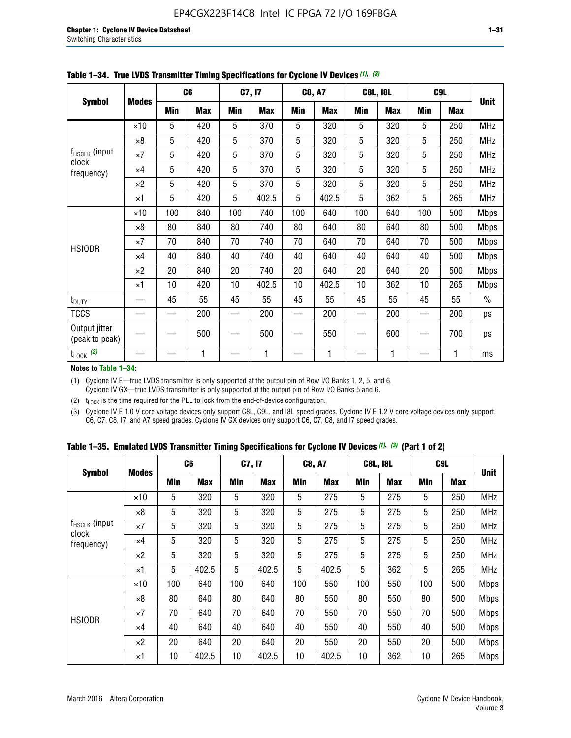**Table 1–34. True LVDS Transmitter Timing Specifications for Cyclone IV Devices (1), (3)**

| Symbol | Modes | C6 | | C7, I7 | | C8, A7 | | C8L, I8L | | C9L | | Unit |
|---|---|---|---|---|---|---|---|---|---|---|---|---|
| | | Min | Max | Min | Max | Min | Max | Min | Max | Min | Max | |
| $f_{HSCLK}$ (input clock frequency) | ×10 | 5 | 420 | 5 | 370 | 5 | 320 | 5 | 320 | 5 | 250 | MHz |
| | ×8 | 5 | 420 | 5 | 370 | 5 | 320 | 5 | 320 | 5 | 250 | MHz |
| | ×7 | 5 | 420 | 5 | 370 | 5 | 320 | 5 | 320 | 5 | 250 | MHz |
| | ×4 | 5 | 420 | 5 | 370 | 5 | 320 | 5 | 320 | 5 | 250 | MHz |
| | ×2 | 5 | 420 | 5 | 370 | 5 | 320 | 5 | 320 | 5 | 250 | MHz |
| | ×1 | 5 | 420 | 5 | 402.5 | 5 | 402.5 | 5 | 362 | 5 | 265 | MHz |
| HSIODR | ×10 | 100 | 840 | 100 | 740 | 100 | 640 | 100 | 640 | 100 | 500 | Mbps |
| | ×8 | 80 | 840 | 80 | 740 | 80 | 640 | 80 | 640 | 80 | 500 | Mbps |
| | ×7 | 70 | 840 | 70 | 740 | 70 | 640 | 70 | 640 | 70 | 500 | Mbps |
| | ×4 | 40 | 840 | 40 | 740 | 40 | 640 | 40 | 640 | 40 | 500 | Mbps |
| | ×2 | 20 | 840 | 20 | 740 | 20 | 640 | 20 | 640 | 20 | 500 | Mbps |
| | ×1 | 10 | 420 | 10 | 402.5 | 10 | 402.5 | 10 | 362 | 10 | 265 | Mbps |
| $t_{DUTY}$ | — | 45 | 55 | 45 | 55 | 45 | 55 | 45 | 55 | 45 | 55 | % |
| TCCS | — | — | 200 | — | 200 | — | 200 | — | 200 | — | 200 | ps |
| Output jitter (peak to peak) | — | — | 500 | — | 500 | — | 550 | — | 600 | — | 700 | ps |
| $t_{LOCK}$ (2) | — | — | 1 | — | 1 | — | 1 | — | 1 | — | 1 | ms |

**Notes to Table 1–34:**

(1) Cyclone IV E—true LVDS transmitter is only supported at the output pin of Row I/O Banks 1, 2, 5, and 6. Cyclone IV GX—true LVDS transmitter is only supported at the output pin of Row I/O Banks 5 and 6.

(2) $t_{LOCK}$ is the time required for the PLL to lock from the end-of-device configuration.

(3) Cyclone IV E 1.0 V core voltage devices only support C8L, C9L, and I8L speed grades. Cyclone IV E 1.2 V core voltage devices only support C6, C7, C8, I7, and A7 speed grades. Cyclone IV GX devices only support C6, C7, C8, and I7 speed grades.

**Table 1–35. Emulated LVDS Transmitter Timing Specifications for Cyclone IV Devices (1), (3) (Part 1 of 2)**

| Symbol | Modes | C6 | | C7, I7 | | C8, A7 | | C8L, I8L | | C9L | | Unit |
|---|---|---|---|---|---|---|---|---|---|---|---|---|
| | | Min | Max | Min | Max | Min | Max | Min | Max | Min | Max | |
| $f_{HSCLK}$ (input clock frequency) | ×10 | 5 | 320 | 5 | 320 | 5 | 275 | 5 | 275 | 5 | 250 | MHz |
| | ×8 | 5 | 320 | 5 | 320 | 5 | 275 | 5 | 275 | 5 | 250 | MHz |
| | ×7 | 5 | 320 | 5 | 320 | 5 | 275 | 5 | 275 | 5 | 250 | MHz |
| | ×4 | 5 | 320 | 5 | 320 | 5 | 275 | 5 | 275 | 5 | 250 | MHz |
| | ×2 | 5 | 320 | 5 | 320 | 5 | 275 | 5 | 275 | 5 | 250 | MHz |
| | ×1 | 5 | 402.5 | 5 | 402.5 | 5 | 402.5 | 5 | 362 | 5 | 265 | MHz |
| HSIODR | ×10 | 100 | 640 | 100 | 640 | 100 | 550 | 100 | 550 | 100 | 500 | Mbps |
| | ×8 | 80 | 640 | 80 | 640 | 80 | 550 | 80 | 550 | 80 | 500 | Mbps |
| | ×7 | 70 | 640 | 70 | 640 | 70 | 550 | 70 | 550 | 70 | 500 | Mbps |
| | ×4 | 40 | 640 | 40 | 640 | 40 | 550 | 40 | 550 | 40 | 500 | Mbps |
| | ×2 | 20 | 640 | 20 | 640 | 20 | 550 | 20 | 550 | 20 | 500 | Mbps |
| | ×1 | 10 | 402.5 | 10 | 402.5 | 10 | 402.5 | 10 | 362 | 10 | 265 | Mbps |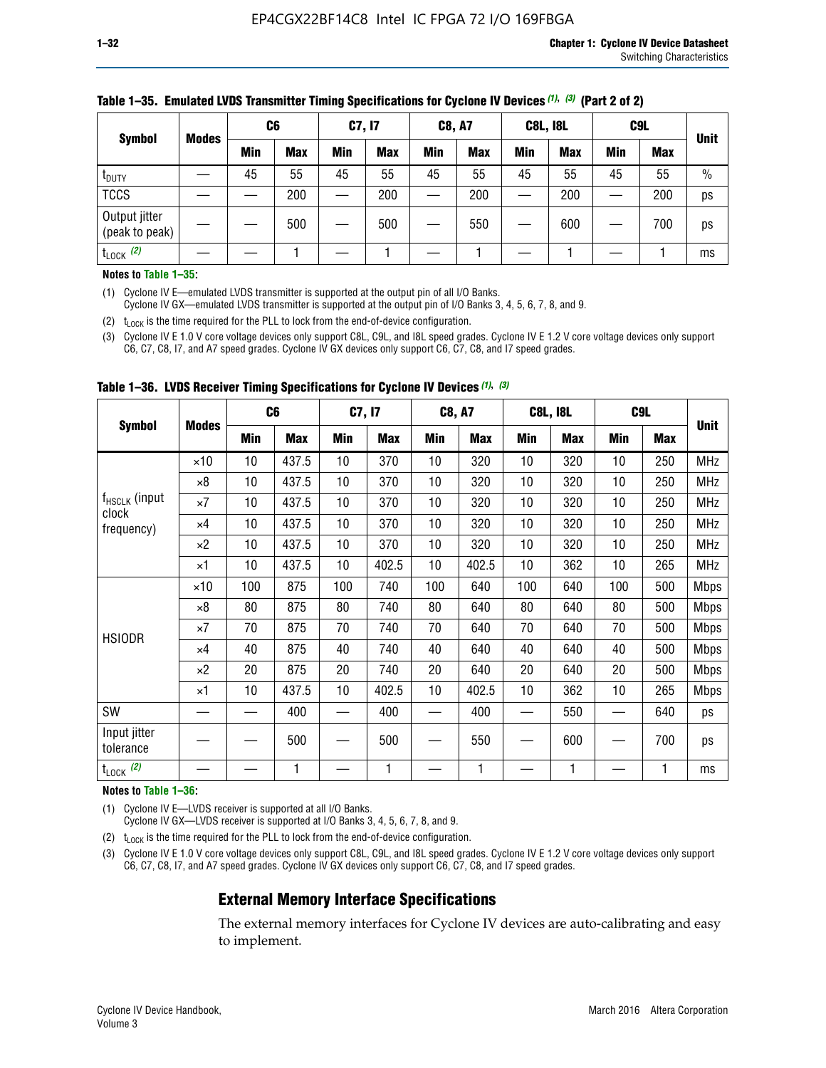**Table 1–35. Emulated LVDS Transmitter Timing Specifications for Cyclone IV Devices (1), (3) (Part 2 of 2)**

| Symbol | Modes | C6 | | C7, I7 | | C8, A7 | | C8L, I8L | | C9L | | Unit |
|---|---|---|---|---|---|---|---|---|---|---|---|---|
| | | Min | Max | Min | Max | Min | Max | Min | Max | Min | Max | |
| $t_{DUTY}$ | — | 45 | 55 | 45 | 55 | 45 | 55 | 45 | 55 | 45 | 55 | % |
| TCCS | — | — | 200 | — | 200 | — | 200 | — | 200 | — | 200 | ps |
| Output jitter (peak to peak) | — | — | 500 | — | 500 | — | 550 | — | 600 | — | 700 | ps |
| $t_{LOCK}$ (2) | — | — | 1 | — | 1 | — | 1 | — | 1 | — | 1 | ms |

**Notes to Table 1–35:**

(1) Cyclone IV E—emulated LVDS transmitter is supported at the output pin of all I/O Banks.
Cyclone IV GX—emulated LVDS transmitter is supported at the output pin of I/O Banks 3, 4, 5, 6, 7, 8, and 9.

(2) $t_{LOCK}$ is the time required for the PLL to lock from the end-of-device configuration.

(3) Cyclone IV E 1.0 V core voltage devices only support C8L, C9L, and I8L speed grades. Cyclone IV E 1.2 V core voltage devices only support C6, C7, C8, I7, and A7 speed grades. Cyclone IV GX devices only support C6, C7, C8, and I7 speed grades.

**Table 1–36. LVDS Receiver Timing Specifications for Cyclone IV Devices (1), (3)**

| Symbol | Modes | C6 | | C7, I7 | | C8, A7 | | C8L, I8L | | C9L | | Unit |
|---|---|---|---|---|---|---|---|---|---|---|---|---|
| | | Min | Max | Min | Max | Min | Max | Min | Max | Min | Max | |
| $f_{HSCLK}$ (input clock frequency) | ×10 | 10 | 437.5 | 10 | 370 | 10 | 320 | 10 | 320 | 10 | 250 | MHz |
| | ×8 | 10 | 437.5 | 10 | 370 | 10 | 320 | 10 | 320 | 10 | 250 | MHz |
| | ×7 | 10 | 437.5 | 10 | 370 | 10 | 320 | 10 | 320 | 10 | 250 | MHz |
| | ×4 | 10 | 437.5 | 10 | 370 | 10 | 320 | 10 | 320 | 10 | 250 | MHz |
| | ×2 | 10 | 437.5 | 10 | 370 | 10 | 320 | 10 | 320 | 10 | 250 | MHz |
| | ×1 | 10 | 437.5 | 10 | 402.5 | 10 | 402.5 | 10 | 362 | 10 | 265 | MHz |
| HSIODR | ×10 | 100 | 875 | 100 | 740 | 100 | 640 | 100 | 640 | 100 | 500 | Mbps |
| | ×8 | 80 | 875 | 80 | 740 | 80 | 640 | 80 | 640 | 80 | 500 | Mbps |
| | ×7 | 70 | 875 | 70 | 740 | 70 | 640 | 70 | 640 | 70 | 500 | Mbps |
| | ×4 | 40 | 875 | 40 | 740 | 40 | 640 | 40 | 640 | 40 | 500 | Mbps |
| | ×2 | 20 | 875 | 20 | 740 | 20 | 640 | 20 | 640 | 20 | 500 | Mbps |
| | ×1 | 10 | 437.5 | 10 | 402.5 | 10 | 402.5 | 10 | 362 | 10 | 265 | Mbps |
| SW | — | — | 400 | — | 400 | — | 400 | — | 550 | — | 640 | ps |
| Input jitter tolerance | — | — | 500 | — | 500 | — | 550 | — | 600 | — | 700 | ps |
| $t_{LOCK}$ (2) | — | — | 1 | — | 1 | — | 1 | — | 1 | — | 1 | ms |

**Notes to Table 1–36:**

(1) Cyclone IV E—LVDS receiver is supported at all I/O Banks.
Cyclone IV GX—LVDS receiver is supported at I/O Banks 3, 4, 5, 6, 7, 8, and 9.

(2) $t_{LOCK}$ is the time required for the PLL to lock from the end-of-device configuration.

(3) Cyclone IV E 1.0 V core voltage devices only support C8L, C9L, and I8L speed grades. Cyclone IV E 1.2 V core voltage devices only support C6, C7, C8, I7, and A7 speed grades. Cyclone IV GX devices only support C6, C7, C8, and I7 speed grades.

## External Memory Interface Specifications

The external memory interfaces for Cyclone IV devices are auto-calibrating and easy to implement.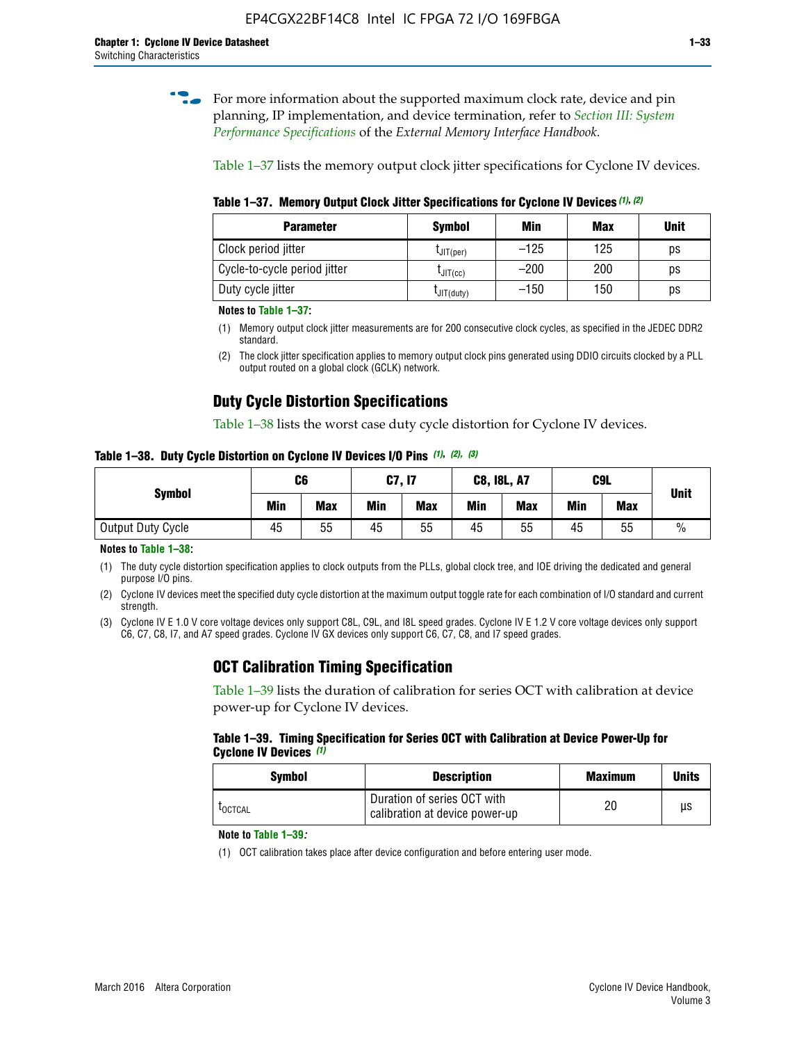For more information about the supported maximum clock rate, device and pin planning, IP implementation, and device termination, refer to *Section III: System Performance Specifications* of the *External Memory Interface Handbook*.

Table 1–37 lists the memory output clock jitter specifications for Cyclone IV devices.

**Table 1–37. Memory Output Clock Jitter Specifications for Cyclone IV Devices (1), (2)**

| Parameter | Symbol | Min | Max | Unit |
|---|---|---|---|---|
| Clock period jitter | $t_{JIT(per)}$ | –125 | 125 | ps |
| Cycle-to-cycle period jitter | $t_{JIT(cc)}$ | –200 | 200 | ps |
| Duty cycle jitter | $t_{JIT(duty)}$ | –150 | 150 | ps |

**Notes to Table 1–37:**

(1) Memory output clock jitter measurements are for 200 consecutive clock cycles, as specified in the JEDEC DDR2 standard.

(2) The clock jitter specification applies to memory output clock pins generated using DDIO circuits clocked by a PLL output routed on a global clock (GCLK) network.

## Duty Cycle Distortion Specifications

Table 1–38 lists the worst case duty cycle distortion for Cyclone IV devices.

**Table 1–38. Duty Cycle Distortion on Cyclone IV Devices I/O Pins (1), (2), (3)**

| Symbol | C6 | | C7, I7 | | C8, I8L, A7 | | C9L | | Unit |
|---|---|---|---|---|---|---|---|---|---|
| | Min | Max | Min | Max | Min | Max | Min | Max | |
| Output Duty Cycle | 45 | 55 | 45 | 55 | 45 | 55 | 45 | 55 | % |

**Notes to Table 1–38:**

(1) The duty cycle distortion specification applies to clock outputs from the PLLs, global clock tree, and IOE driving the dedicated and general purpose I/O pins.

(2) Cyclone IV devices meet the specified duty cycle distortion at the maximum output toggle rate for each combination of I/O standard and current strength.

(3) Cyclone IV E 1.0 V core voltage devices only support C8L, C9L, and I8L speed grades. Cyclone IV E 1.2 V core voltage devices only support C6, C7, C8, I7, and A7 speed grades. Cyclone IV GX devices only support C6, C7, C8, and I7 speed grades.

## OCT Calibration Timing Specification

Table 1–39 lists the duration of calibration for series OCT with calibration at device power-up for Cyclone IV devices.

**Table 1–39. Timing Specification for Series OCT with Calibration at Device Power-Up for Cyclone IV Devices (1)**

| Symbol | Description | Maximum | Units |
|---|---|---|---|
| $t_{OCTCAL}$ | Duration of series OCT with calibration at device power-up | 20 | µs |

**Note to Table 1–39:**

(1) OCT calibration takes place after device configuration and before entering user mode.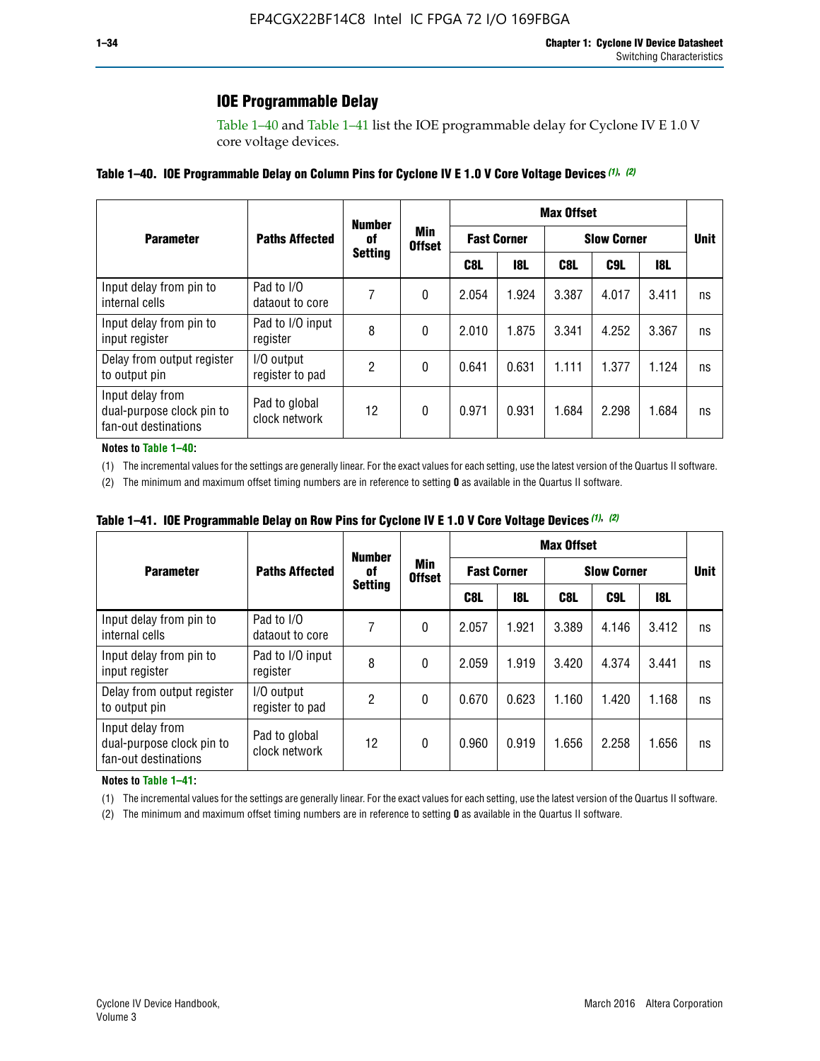## IOE Programmable Delay

Table 1–40 and Table 1–41 list the IOE programmable delay for Cyclone IV E 1.0 V core voltage devices.

**Table 1–40. IOE Programmable Delay on Column Pins for Cyclone IV E 1.0 V Core Voltage Devices (1), (2)**

| Parameter | Paths Affected | Number of Setting | Min Offset | Max Offset | | | | | Unit |
|---|---|---|---|---|---|---|---|---|---|
| | | | | Fast Corner | | Slow Corner | | | |
| | | | | C8L | I8L | C8L | C9L | I8L | |
| Input delay from pin to internal cells | Pad to I/O dataout to core | 7 | 0 | 2.054 | 1.924 | 3.387 | 4.017 | 3.411 | ns |
| Input delay from pin to input register | Pad to I/O input register | 8 | 0 | 2.010 | 1.875 | 3.341 | 4.252 | 3.367 | ns |
| Delay from output register to output pin | I/O output register to pad | 2 | 0 | 0.641 | 0.631 | 1.111 | 1.377 | 1.124 | ns |
| Input delay from dual-purpose clock pin to fan-out destinations | Pad to global clock network | 12 | 0 | 0.971 | 0.931 | 1.684 | 2.298 | 1.684 | ns |

**Notes to Table 1–40:**

(1) The incremental values for the settings are generally linear. For the exact values for each setting, use the latest version of the Quartus II software.

(2) The minimum and maximum offset timing numbers are in reference to setting **0** as available in the Quartus II software.

**Table 1–41. IOE Programmable Delay on Row Pins for Cyclone IV E 1.0 V Core Voltage Devices (1), (2)**

| Parameter | Paths Affected | Number of Setting | Min Offset | Max Offset | | | | | Unit |
|---|---|---|---|---|---|---|---|---|---|
| | | | | Fast Corner | | Slow Corner | | | |
| | | | | C8L | I8L | C8L | C9L | I8L | |
| Input delay from pin to internal cells | Pad to I/O dataout to core | 7 | 0 | 2.057 | 1.921 | 3.389 | 4.146 | 3.412 | ns |
| Input delay from pin to input register | Pad to I/O input register | 8 | 0 | 2.059 | 1.919 | 3.420 | 4.374 | 3.441 | ns |
| Delay from output register to output pin | I/O output register to pad | 2 | 0 | 0.670 | 0.623 | 1.160 | 1.420 | 1.168 | ns |
| Input delay from dual-purpose clock pin to fan-out destinations | Pad to global clock network | 12 | 0 | 0.960 | 0.919 | 1.656 | 2.258 | 1.656 | ns |

**Notes to Table 1–41:**

(1) The incremental values for the settings are generally linear. For the exact values for each setting, use the latest version of the Quartus II software.

(2) The minimum and maximum offset timing numbers are in reference to setting **0** as available in the Quartus II software.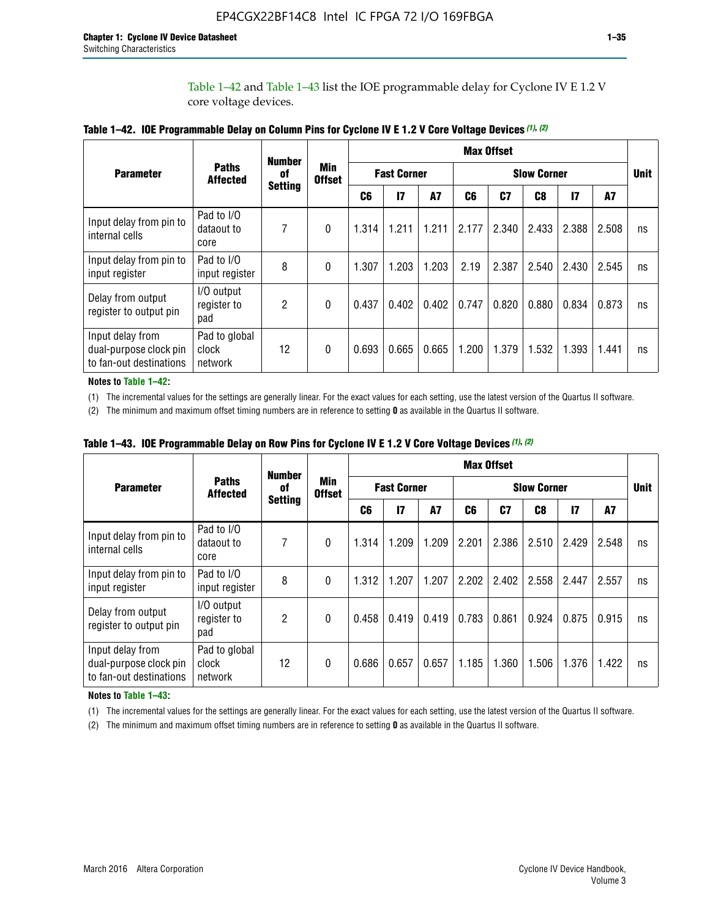Table 1–42 and Table 1–43 list the IOE programmable delay for Cyclone IV E 1.2 V core voltage devices.

**Table 1–42. IOE Programmable Delay on Column Pins for Cyclone IV E 1.2 V Core Voltage Devices (1), (2)**

| Parameter | Paths Affected | Number of Setting | Min Offset | Max Offset | | | | | | | | Unit |
|---|---|---|---|---|---|---|---|---|---|---|---|---|
| | | | | Fast Corner | | | Slow Corner | | | | | |
| | | | | C6 | I7 | A7 | C6 | C7 | C8 | I7 | A7 | |
| Input delay from pin to internal cells | Pad to I/O dataout to core | 7 | 0 | 1.314 | 1.211 | 1.211 | 2.177 | 2.340 | 2.433 | 2.388 | 2.508 | ns |
| Input delay from pin to input register | Pad to I/O input register | 8 | 0 | 1.307 | 1.203 | 1.203 | 2.19 | 2.387 | 2.540 | 2.430 | 2.545 | ns |
| Delay from output register to output pin | I/O output register to pad | 2 | 0 | 0.437 | 0.402 | 0.402 | 0.747 | 0.820 | 0.880 | 0.834 | 0.873 | ns |
| Input delay from dual-purpose clock pin to fan-out destinations | Pad to global clock network | 12 | 0 | 0.693 | 0.665 | 0.665 | 1.200 | 1.379 | 1.532 | 1.393 | 1.441 | ns |

**Notes to Table 1–42:**

(1) The incremental values for the settings are generally linear. For the exact values for each setting, use the latest version of the Quartus II software.

(2) The minimum and maximum offset timing numbers are in reference to setting **0** as available in the Quartus II software.

**Table 1–43. IOE Programmable Delay on Row Pins for Cyclone IV E 1.2 V Core Voltage Devices (1), (2)**

| Parameter | Paths Affected | Number of Setting | Min Offset | Max Offset | | | | | | | | Unit |
|---|---|---|---|---|---|---|---|---|---|---|---|---|
| | | | | Fast Corner | | | Slow Corner | | | | | |
| | | | | C6 | I7 | A7 | C6 | C7 | C8 | I7 | A7 | |
| Input delay from pin to internal cells | Pad to I/O dataout to core | 7 | 0 | 1.314 | 1.209 | 1.209 | 2.201 | 2.386 | 2.510 | 2.429 | 2.548 | ns |
| Input delay from pin to input register | Pad to I/O input register | 8 | 0 | 1.312 | 1.207 | 1.207 | 2.202 | 2.402 | 2.558 | 2.447 | 2.557 | ns |
| Delay from output register to output pin | I/O output register to pad | 2 | 0 | 0.458 | 0.419 | 0.419 | 0.783 | 0.861 | 0.924 | 0.875 | 0.915 | ns |
| Input delay from dual-purpose clock pin to fan-out destinations | Pad to global clock network | 12 | 0 | 0.686 | 0.657 | 0.657 | 1.185 | 1.360 | 1.506 | 1.376 | 1.422 | ns |

**Notes to Table 1–43:**

(1) The incremental values for the settings are generally linear. For the exact values for each setting, use the latest version of the Quartus II software.

(2) The minimum and maximum offset timing numbers are in reference to setting **0** as available in the Quartus II software.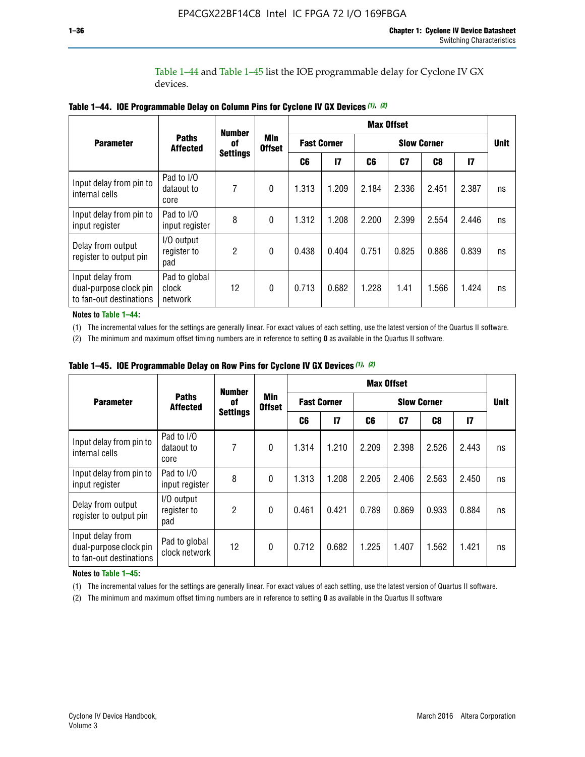Table 1–44 and Table 1–45 list the IOE programmable delay for Cyclone IV GX devices.

**Table 1–44. IOE Programmable Delay on Column Pins for Cyclone IV GX Devices (1), (2)**

| Parameter | Paths Affected | Number of Settings | Min Offset | Max Offset | | | | | | Unit |
|---|---|---|---|---|---|---|---|---|---|---|
| | | | | Fast Corner | | Slow Corner | | | | |
| | | | | C6 | I7 | C6 | C7 | C8 | I7 | |
| Input delay from pin to internal cells | Pad to I/O dataout to core | 7 | 0 | 1.313 | 1.209 | 2.184 | 2.336 | 2.451 | 2.387 | ns |
| Input delay from pin to input register | Pad to I/O input register | 8 | 0 | 1.312 | 1.208 | 2.200 | 2.399 | 2.554 | 2.446 | ns |
| Delay from output register to output pin | I/O output register to pad | 2 | 0 | 0.438 | 0.404 | 0.751 | 0.825 | 0.886 | 0.839 | ns |
| Input delay from dual-purpose clock pin to fan-out destinations | Pad to global clock network | 12 | 0 | 0.713 | 0.682 | 1.228 | 1.41 | 1.566 | 1.424 | ns |

**Notes to Table 1–44:**

(1) The incremental values for the settings are generally linear. For exact values of each setting, use the latest version of the Quartus II software.

(2) The minimum and maximum offset timing numbers are in reference to setting **0** as available in the Quartus II software.

**Table 1–45. IOE Programmable Delay on Row Pins for Cyclone IV GX Devices (1), (2)**

| Parameter | Paths Affected | Number of Settings | Min Offset | Max Offset | | | | | | Unit |
|---|---|---|---|---|---|---|---|---|---|---|
| | | | | Fast Corner | | Slow Corner | | | | |
| | | | | C6 | I7 | C6 | C7 | C8 | I7 | |
| Input delay from pin to internal cells | Pad to I/O dataout to core | 7 | 0 | 1.314 | 1.210 | 2.209 | 2.398 | 2.526 | 2.443 | ns |
| Input delay from pin to input register | Pad to I/O input register | 8 | 0 | 1.313 | 1.208 | 2.205 | 2.406 | 2.563 | 2.450 | ns |
| Delay from output register to output pin | I/O output register to pad | 2 | 0 | 0.461 | 0.421 | 0.789 | 0.869 | 0.933 | 0.884 | ns |
| Input delay from dual-purpose clock pin to fan-out destinations | Pad to global clock network | 12 | 0 | 0.712 | 0.682 | 1.225 | 1.407 | 1.562 | 1.421 | ns |

**Notes to Table 1–45:**

(1) The incremental values for the settings are generally linear. For exact values of each setting, use the latest version of Quartus II software.

(2) The minimum and maximum offset timing numbers are in reference to setting **0** as available in the Quartus II software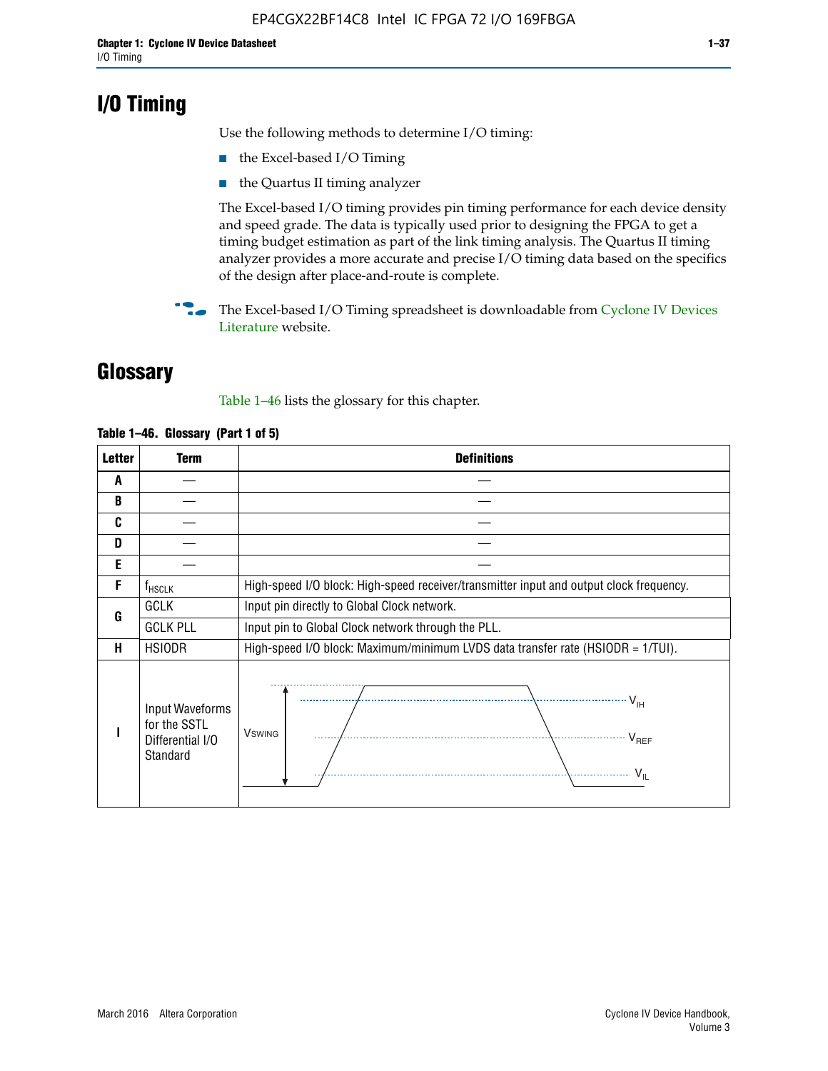# I/O Timing

Use the following methods to determine I/O timing:

- the Excel-based I/O Timing
- the Quartus II timing analyzer

The Excel-based I/O timing provides pin timing performance for each device density and speed grade. The data is typically used prior to designing the FPGA to get a timing budget estimation as part of the link timing analysis. The Quartus II timing analyzer provides a more accurate and precise I/O timing data based on the specifics of the design after place-and-route is complete.

The Excel-based I/O Timing spreadsheet is downloadable from Cyclone IV Devices Literature website.

# Glossary

Table 1–46 lists the glossary for this chapter.

**Table 1–46. Glossary (Part 1 of 5)**

| Letter | Term | Definitions |
|---|---|---|
| A | — | — |
| B | — | — |
| C | — | — |
| D | — | — |
| E | — | — |
| F | $f_{HSCLK}$ | High-speed I/O block: High-speed receiver/transmitter input and output clock frequency. |
| G | GCLK | Input pin directly to Global Clock network. |
| | GCLK PLL | Input pin to Global Clock network through the PLL. |
| H | HSIODR | High-speed I/O block: Maximum/minimum LVDS data transfer rate (HSIODR = 1/TUI). |
| I | Input Waveforms for the SSTL Differential I/O Standard | $V_{SWING}$, $V_{IH}$, $V_{REF}$, $V_{IL}$ |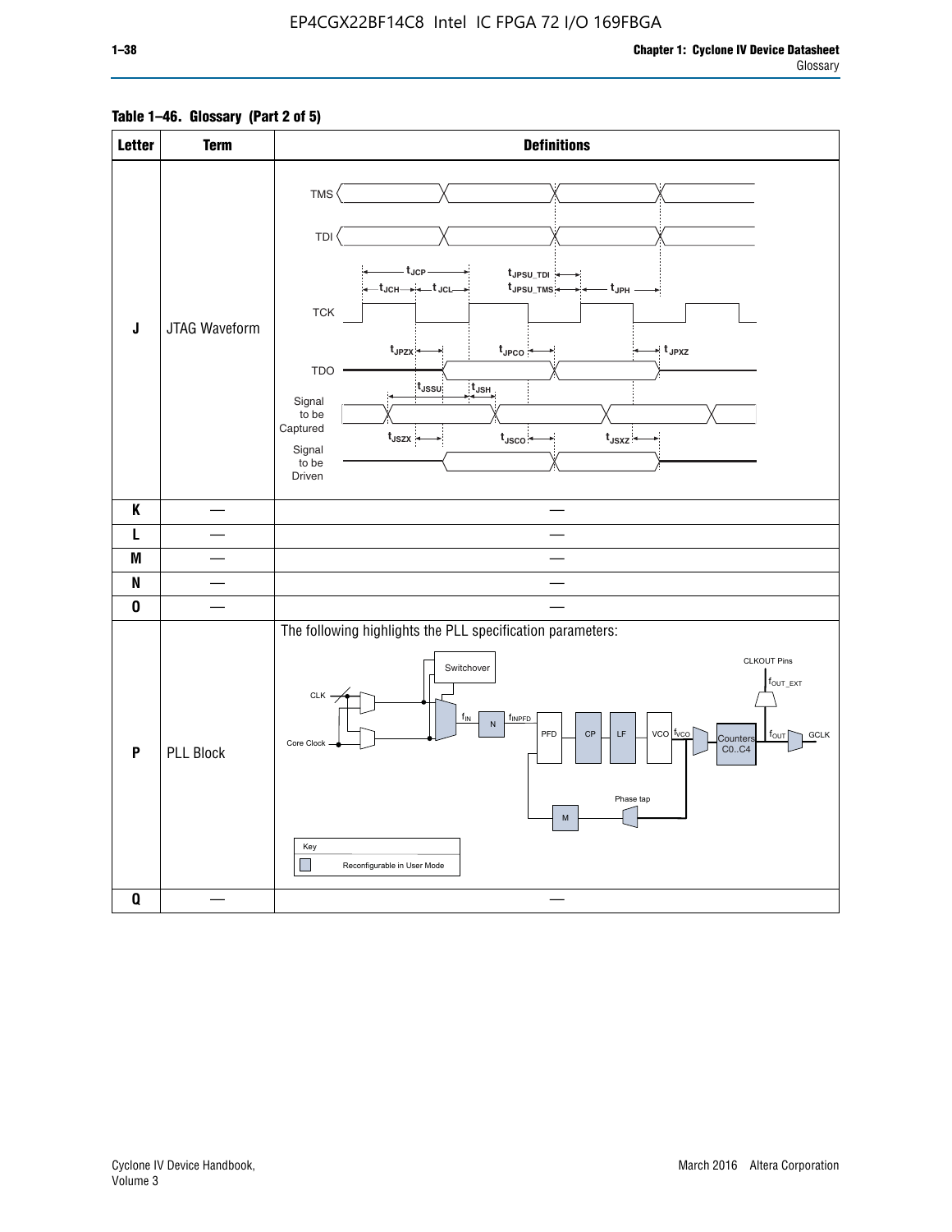**Table 1–46. Glossary (Part 2 of 5)**

| Letter | Term | Definitions |
|---|---|---|
| J | JTAG Waveform | TMS, TDI, TCK, TDO, Signal to be Captured, Signal to be Driven — timing parameters: $t_{JCP}$, $t_{JCH}$, $t_{JCL}$, $t_{JPSU\_TDI}$, $t_{JPSU\_TMS}$, $t_{JPH}$, $t_{JPZX}$, $t_{JPCO}$, $t_{JPXZ}$, $t_{JSSU}$, $t_{JSH}$, $t_{JSZX}$, $t_{JSCO}$, $t_{JSXZ}$ |
| K | — | — |
| L | — | — |
| M | — | — |
| N | — | — |
| O | — | — |
| P | PLL Block | The following highlights the PLL specification parameters: CLK, Core Clock, Switchover, $f_{IN}$, N, $f_{INPFD}$, PFD, CP, LF, VCO, $f_{VCO}$, Counters C0..C4, $f_{OUT}$, GCLK, CLKOUT Pins, $f_{OUT\_EXT}$, Phase tap, M. Key: Reconfigurable in User Mode |
| Q | — | — |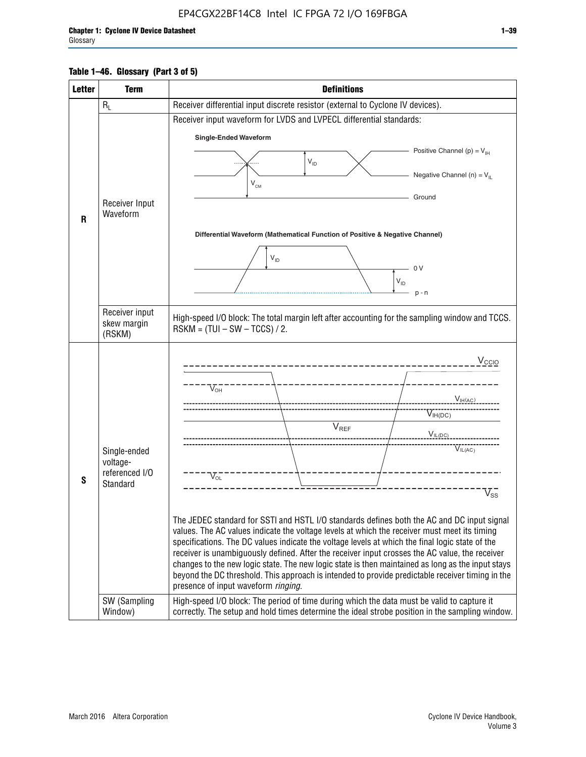**Table 1–46. Glossary (Part 3 of 5)**

| Letter | Term | Definitions |
|---|---|---|
| R | $R_L$ | Receiver differential input discrete resistor (external to Cyclone IV devices). |
| | Receiver Input Waveform | Receiver input waveform for LVDS and LVPECL differential standards: Single-Ended Waveform (Positive Channel (p) = $V_{IH}$; Negative Channel (n) = $V_{IL}$; $V_{ID}$; $V_{CM}$; Ground). Differential Waveform (Mathematical Function of Positive & Negative Channel) ($V_{ID}$; 0 V; p - n) |
| | Receiver input skew margin (RSKM) | High-speed I/O block: The total margin left after accounting for the sampling window and TCCS. RSKM = (TUI – SW – TCCS) / 2. |
| S | Single-ended voltage-referenced I/O Standard | ($V_{CCIO}$, $V_{OH}$, $V_{IH(AC)}$, $V_{IH(DC)}$, $V_{REF}$, $V_{IL(DC)}$, $V_{IL(AC)}$, $V_{OL}$, $V_{SS}$) The JEDEC standard for SSTl and HSTL I/O standards defines both the AC and DC input signal values. The AC values indicate the voltage levels at which the receiver must meet its timing specifications. The DC values indicate the voltage levels at which the final logic state of the receiver is unambiguously defined. After the receiver input crosses the AC value, the receiver changes to the new logic state. The new logic state is then maintained as long as the input stays beyond the DC threshold. This approach is intended to provide predictable receiver timing in the presence of input waveform *ringing*. |
| | SW (Sampling Window) | High-speed I/O block: The period of time during which the data must be valid to capture it correctly. The setup and hold times determine the ideal strobe position in the sampling window. |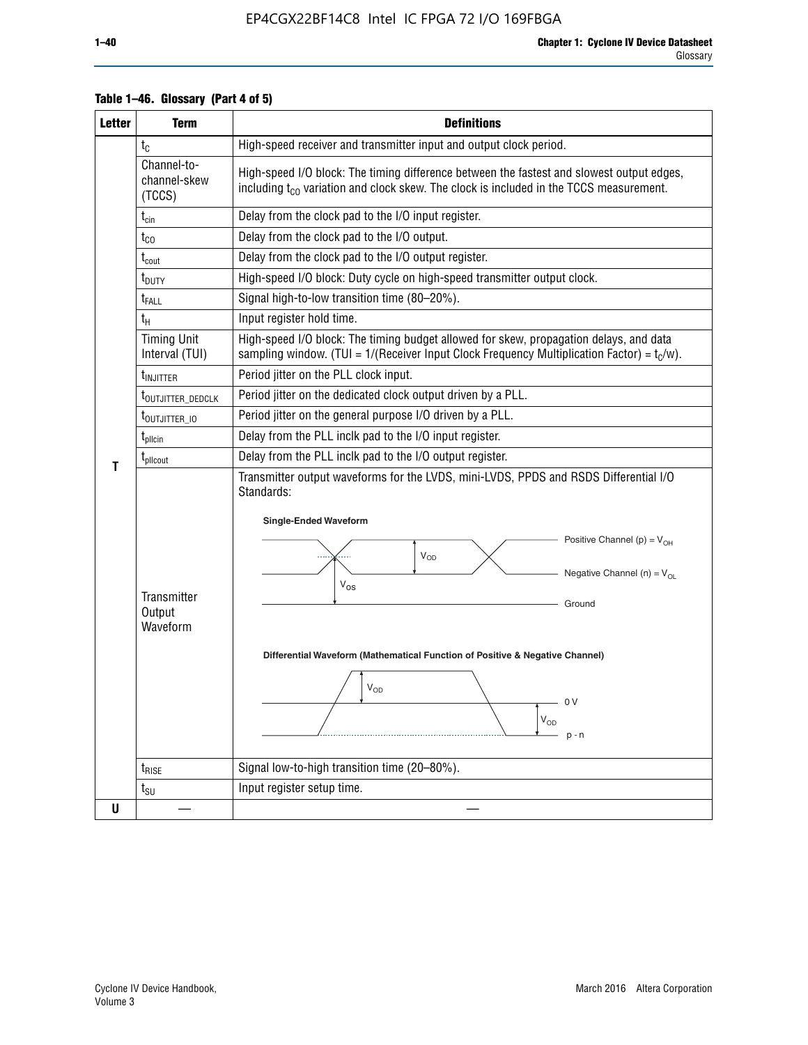**Table 1–46. Glossary (Part 4 of 5)**

| Letter | Term | Definitions |
|---|---|---|
| T | $t_C$ | High-speed receiver and transmitter input and output clock period. |
| | Channel-to-channel-skew (TCCS) | High-speed I/O block: The timing difference between the fastest and slowest output edges, including $t_{CO}$ variation and clock skew. The clock is included in the TCCS measurement. |
| | $t_{cin}$ | Delay from the clock pad to the I/O input register. |
| | $t_{CO}$ | Delay from the clock pad to the I/O output. |
| | $t_{cout}$ | Delay from the clock pad to the I/O output register. |
| | $t_{DUTY}$ | High-speed I/O block: Duty cycle on high-speed transmitter output clock. |
| | $t_{FALL}$ | Signal high-to-low transition time (80–20%). |
| | $t_H$ | Input register hold time. |
| | Timing Unit Interval (TUI) | High-speed I/O block: The timing budget allowed for skew, propagation delays, and data sampling window. (TUI = 1/(Receiver Input Clock Frequency Multiplication Factor) = $t_C$/w). |
| | $t_{INJITTER}$ | Period jitter on the PLL clock input. |
| | $t_{OUTJITTER\_DEDCLK}$ | Period jitter on the dedicated clock output driven by a PLL. |
| | $t_{OUTJITTER\_IO}$ | Period jitter on the general purpose I/O driven by a PLL. |
| | $t_{pllcin}$ | Delay from the PLL inclk pad to the I/O input register. |
| | $t_{pllcout}$ | Delay from the PLL inclk pad to the I/O output register. |
| | Transmitter Output Waveform | Transmitter output waveforms for the LVDS, mini-LVDS, PPDS and RSDS Differential I/O Standards:<br><br>**Single-Ended Waveform**<br>Positive Channel (p) = $V_{OH}$; Negative Channel (n) = $V_{OL}$; Ground; $V_{OD}$; $V_{OS}$<br><br>**Differential Waveform (Mathematical Function of Positive & Negative Channel)**<br>$V_{OD}$; 0 V; $V_{OD}$; p - n |
| | $t_{RISE}$ | Signal low-to-high transition time (20–80%). |
| | $t_{SU}$ | Input register setup time. |
| U | — | — |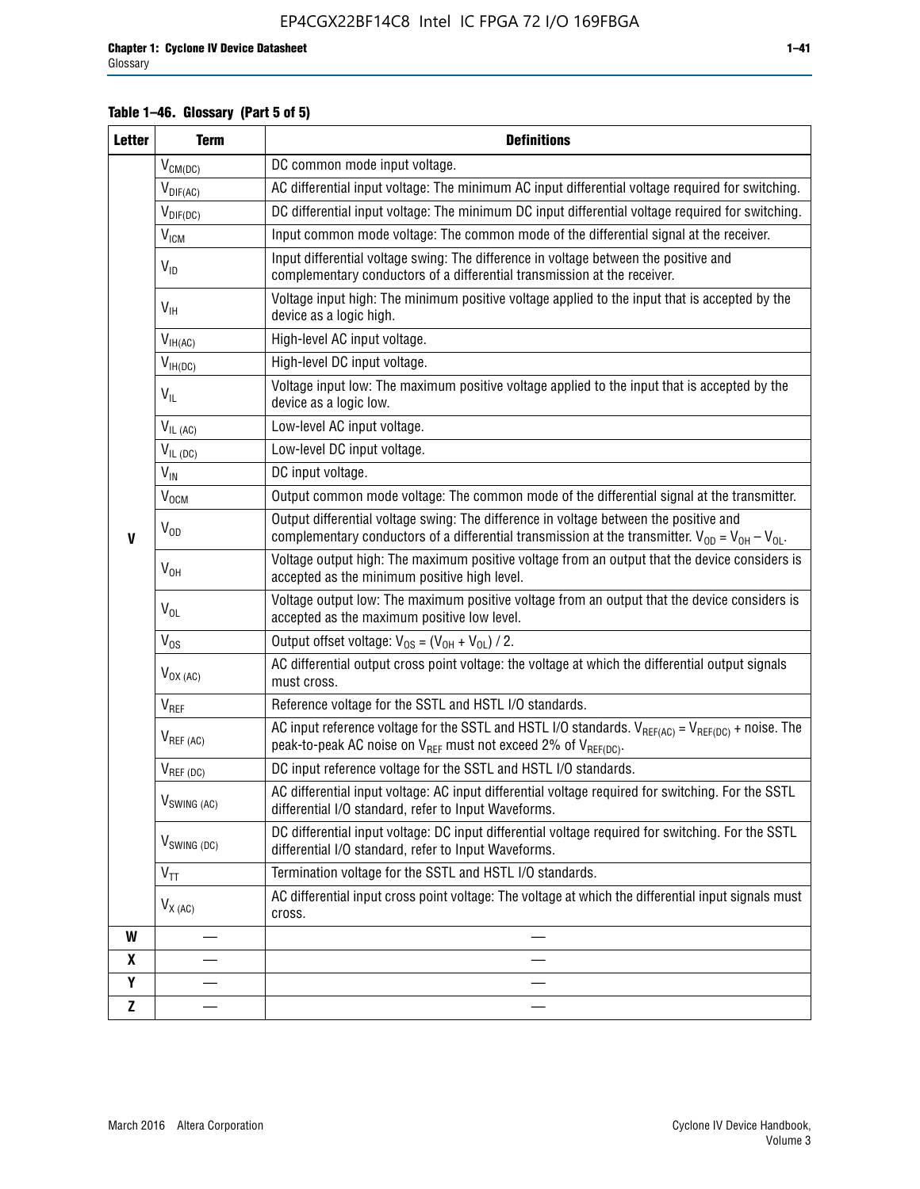**Table 1–46. Glossary (Part 5 of 5)**

| Letter | Term | Definitions |
|---|---|---|
| V | $V_{CM(DC)}$ | DC common mode input voltage. |
| | $V_{DIF(AC)}$ | AC differential input voltage: The minimum AC input differential voltage required for switching. |
| | $V_{DIF(DC)}$ | DC differential input voltage: The minimum DC input differential voltage required for switching. |
| | $V_{ICM}$ | Input common mode voltage: The common mode of the differential signal at the receiver. |
| | $V_{ID}$ | Input differential voltage swing: The difference in voltage between the positive and complementary conductors of a differential transmission at the receiver. |
| | $V_{IH}$ | Voltage input high: The minimum positive voltage applied to the input that is accepted by the device as a logic high. |
| | $V_{IH(AC)}$ | High-level AC input voltage. |
| | $V_{IH(DC)}$ | High-level DC input voltage. |
| | $V_{IL}$ | Voltage input low: The maximum positive voltage applied to the input that is accepted by the device as a logic low. |
| | $V_{IL\ (AC)}$ | Low-level AC input voltage. |
| | $V_{IL\ (DC)}$ | Low-level DC input voltage. |
| | $V_{IN}$ | DC input voltage. |
| | $V_{OCM}$ | Output common mode voltage: The common mode of the differential signal at the transmitter. |
| | $V_{OD}$ | Output differential voltage swing: The difference in voltage between the positive and complementary conductors of a differential transmission at the transmitter. $V_{OD} = V_{OH} - V_{OL}$. |
| | $V_{OH}$ | Voltage output high: The maximum positive voltage from an output that the device considers is accepted as the minimum positive high level. |
| | $V_{OL}$ | Voltage output low: The maximum positive voltage from an output that the device considers is accepted as the maximum positive low level. |
| | $V_{OS}$ | Output offset voltage: $V_{OS} = (V_{OH} + V_{OL}) / 2$. |
| | $V_{OX\ (AC)}$ | AC differential output cross point voltage: the voltage at which the differential output signals must cross. |
| | $V_{REF}$ | Reference voltage for the SSTL and HSTL I/O standards. |
| | $V_{REF\ (AC)}$ | AC input reference voltage for the SSTL and HSTL I/O standards. $V_{REF(AC)} = V_{REF(DC)}$ + noise. The peak-to-peak AC noise on $V_{REF}$ must not exceed 2% of $V_{REF(DC)}$. |
| | $V_{REF\ (DC)}$ | DC input reference voltage for the SSTL and HSTL I/O standards. |
| | $V_{SWING\ (AC)}$ | AC differential input voltage: AC input differential voltage required for switching. For the SSTL differential I/O standard, refer to Input Waveforms. |
| | $V_{SWING\ (DC)}$ | DC differential input voltage: DC input differential voltage required for switching. For the SSTL differential I/O standard, refer to Input Waveforms. |
| | $V_{TT}$ | Termination voltage for the SSTL and HSTL I/O standards. |
| | $V_{X\ (AC)}$ | AC differential input cross point voltage: The voltage at which the differential input signals must cross. |
| W | — | — |
| X | — | — |
| Y | — | — |
| Z | — | — |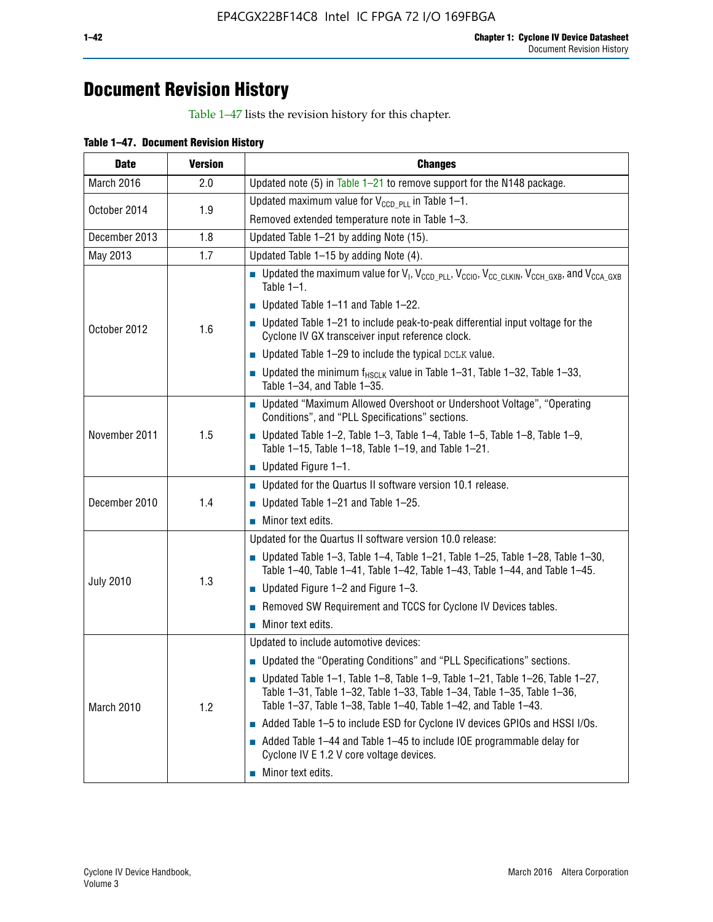# Document Revision History

Table 1–47 lists the revision history for this chapter.

**Table 1–47. Document Revision History**

| Date | Version | Changes |
|---|---|---|
| March 2016 | 2.0 | Updated note (5) in Table 1–21 to remove support for the N148 package. |
| October 2014 | 1.9 | Updated maximum value for $V_{CCD\_PLL}$ in Table 1–1.<br>Removed extended temperature note in Table 1–3. |
| December 2013 | 1.8 | Updated Table 1–21 by adding Note (15). |
| May 2013 | 1.7 | Updated Table 1–15 by adding Note (4). |
| October 2012 | 1.6 | ■ Updated the maximum value for $V_I$, $V_{CCD\_PLL}$, $V_{CCIO}$, $V_{CC\_CLKIN}$, $V_{CCH\_GXB}$, and $V_{CCA\_GXB}$ Table 1–1.<br>■ Updated Table 1–11 and Table 1–22.<br>■ Updated Table 1–21 to include peak-to-peak differential input voltage for the Cyclone IV GX transceiver input reference clock.<br>■ Updated Table 1–29 to include the typical DCLK value.<br>■ Updated the minimum $f_{HSCLK}$ value in Table 1–31, Table 1–32, Table 1–33, Table 1–34, and Table 1–35. |
| November 2011 | 1.5 | ■ Updated "Maximum Allowed Overshoot or Undershoot Voltage", "Operating Conditions", and "PLL Specifications" sections.<br>■ Updated Table 1–2, Table 1–3, Table 1–4, Table 1–5, Table 1–8, Table 1–9, Table 1–15, Table 1–18, Table 1–19, and Table 1–21.<br>■ Updated Figure 1–1. |
| December 2010 | 1.4 | ■ Updated for the Quartus II software version 10.1 release.<br>■ Updated Table 1–21 and Table 1–25.<br>■ Minor text edits. |
| July 2010 | 1.3 | Updated for the Quartus II software version 10.0 release:<br>■ Updated Table 1–3, Table 1–4, Table 1–21, Table 1–25, Table 1–28, Table 1–30, Table 1–40, Table 1–41, Table 1–42, Table 1–43, Table 1–44, and Table 1–45.<br>■ Updated Figure 1–2 and Figure 1–3.<br>■ Removed SW Requirement and TCCS for Cyclone IV Devices tables.<br>■ Minor text edits. |
| March 2010 | 1.2 | Updated to include automotive devices:<br>■ Updated the "Operating Conditions" and "PLL Specifications" sections.<br>■ Updated Table 1–1, Table 1–8, Table 1–9, Table 1–21, Table 1–26, Table 1–27, Table 1–31, Table 1–32, Table 1–33, Table 1–34, Table 1–35, Table 1–36, Table 1–37, Table 1–38, Table 1–40, Table 1–42, and Table 1–43.<br>■ Added Table 1–5 to include ESD for Cyclone IV devices GPIOs and HSSI I/Os.<br>■ Added Table 1–44 and Table 1–45 to include IOE programmable delay for Cyclone IV E 1.2 V core voltage devices.<br>■ Minor text edits. |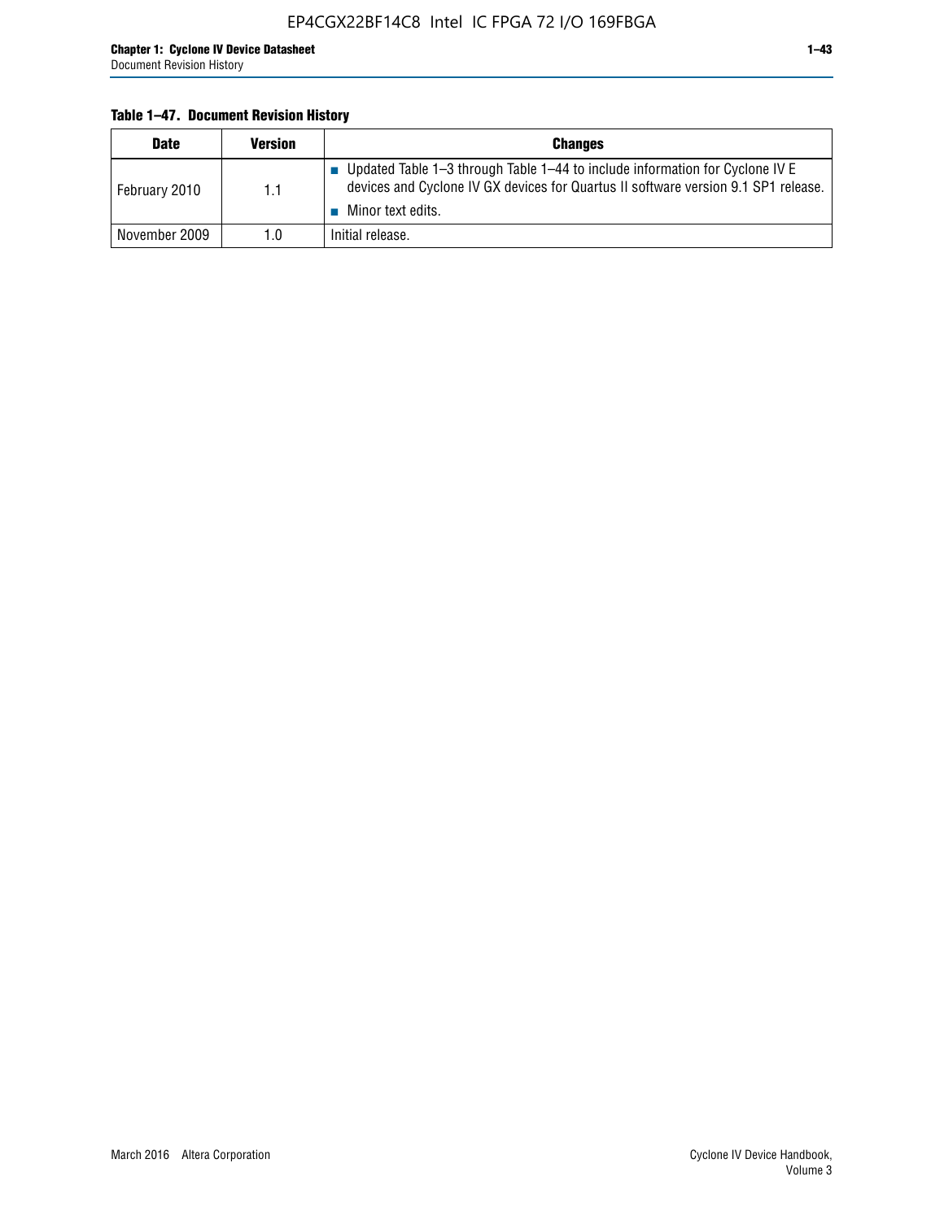**Table 1–47. Document Revision History**

| Date | Version | Changes |
|---|---|---|
| February 2010 | 1.1 | ■ Updated Table 1–3 through Table 1–44 to include information for Cyclone IV E devices and Cyclone IV GX devices for Quartus II software version 9.1 SP1 release.<br>■ Minor text edits. |
| November 2009 | 1.0 | Initial release. |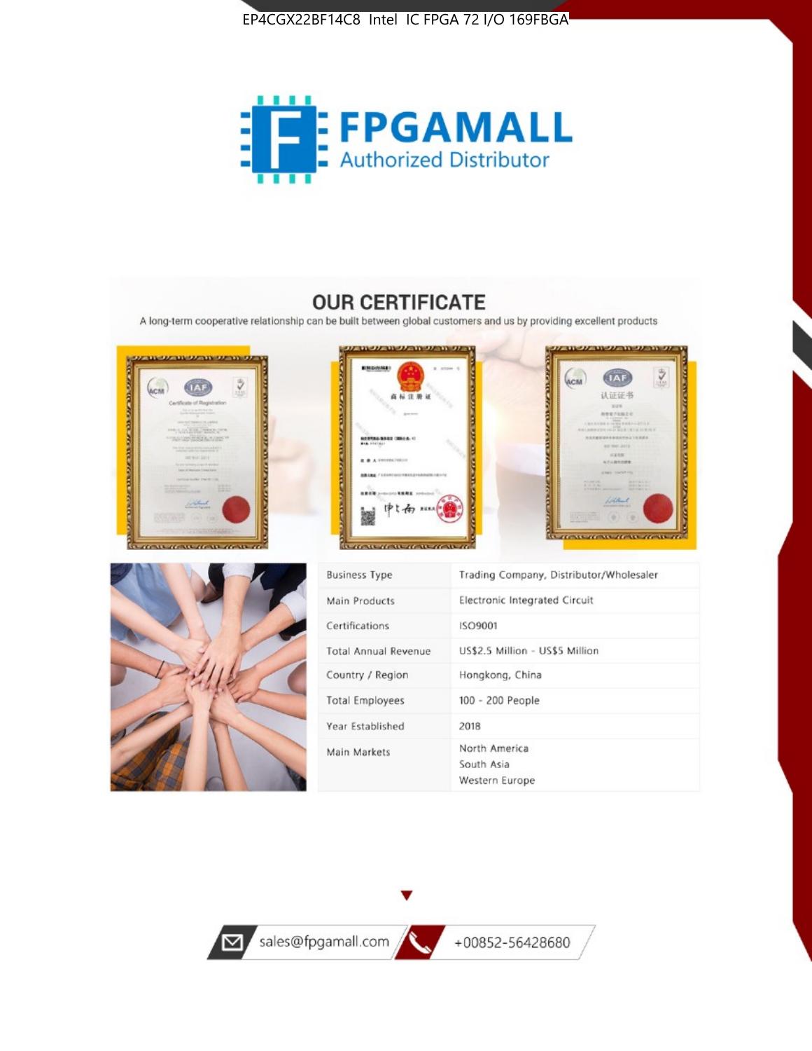FPGAMALL
Authorized Distributor

## OUR CERTIFICATE

A long-term cooperative relationship can be built between global customers and us by providing excellent products

| | |
|---|---|
| Business Type | Trading Company, Distributor/Wholesaler |
| Main Products | Electronic Integrated Circuit |
| Certifications | ISO9001 |
| Total Annual Revenue | US$2.5 Million - US$5 Million |
| Country / Region | Hongkong, China |
| Total Employees | 100 - 200 People |
| Year Established | 2018 |
| Main Markets | North America<br>South Asia<br>Western Europe |

sales@fpgamall.com

+00852-56428680